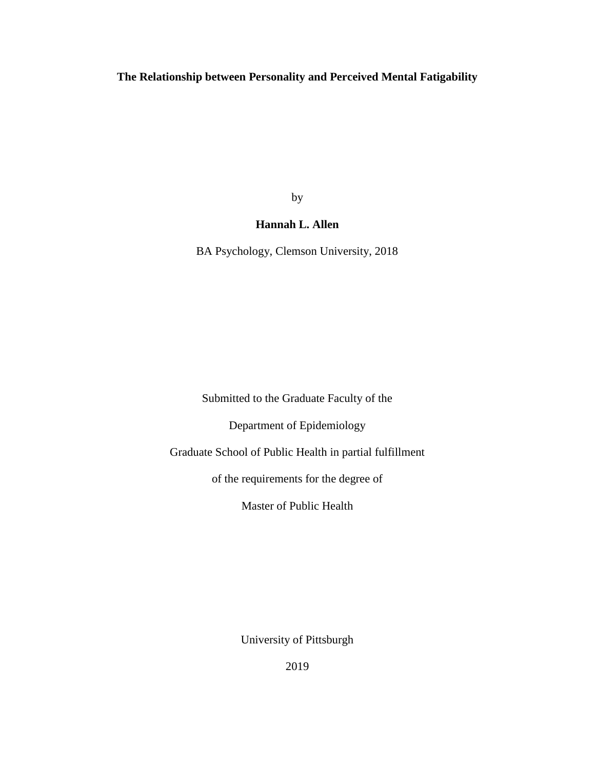# The Relationship between Personality and Perceived Mental Fatigability

by

**Hannah L. Allen**

BA Psychology, Clemson University, 2018

Submitted to the Graduate Faculty of the

Department of Epidemiology

Graduate School of Public Health in partial fulfillment

of the requirements for the degree of

Master of Public Health

University of Pittsburgh

2019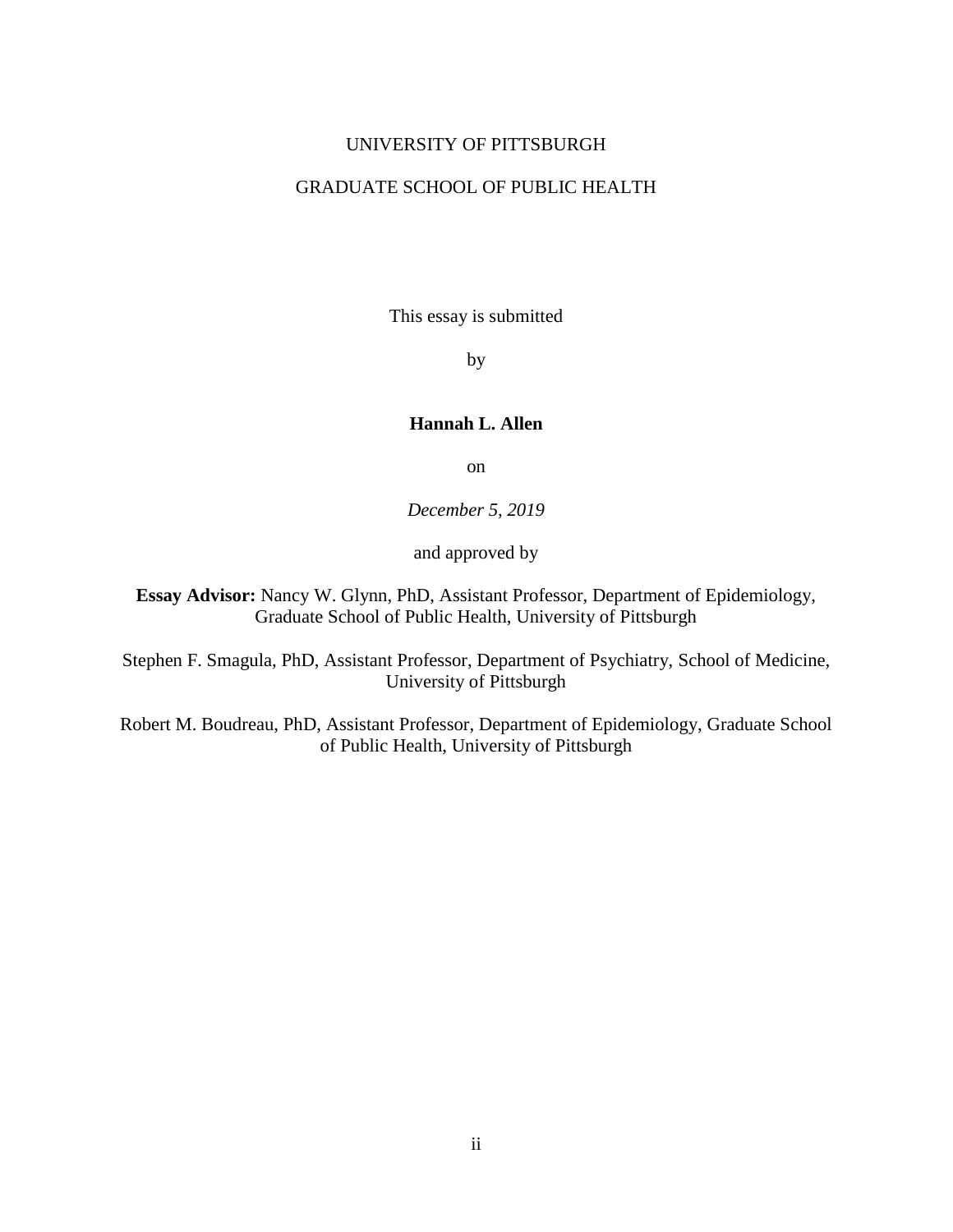UNIVERSITY OF PITTSBURGH

GRADUATE SCHOOL OF PUBLIC HEALTH

This essay is submitted

by

**Hannah L. Allen**

on

*December 5, 2019*

and approved by

**Essay Advisor:** Nancy W. Glynn, PhD, Assistant Professor, Department of Epidemiology, Graduate School of Public Health, University of Pittsburgh

Stephen F. Smagula, PhD, Assistant Professor, Department of Psychiatry, School of Medicine, University of Pittsburgh

Robert M. Boudreau, PhD, Assistant Professor, Department of Epidemiology, Graduate School of Public Health, University of Pittsburgh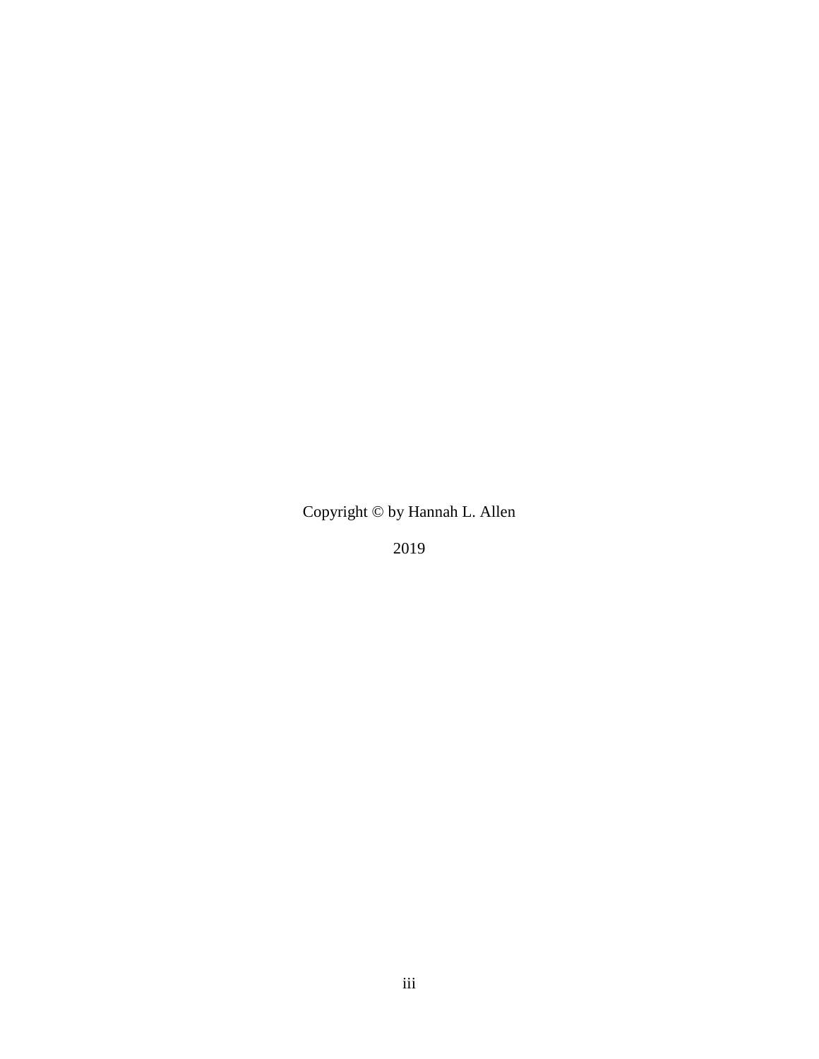Copyright © by Hannah L. Allen

2019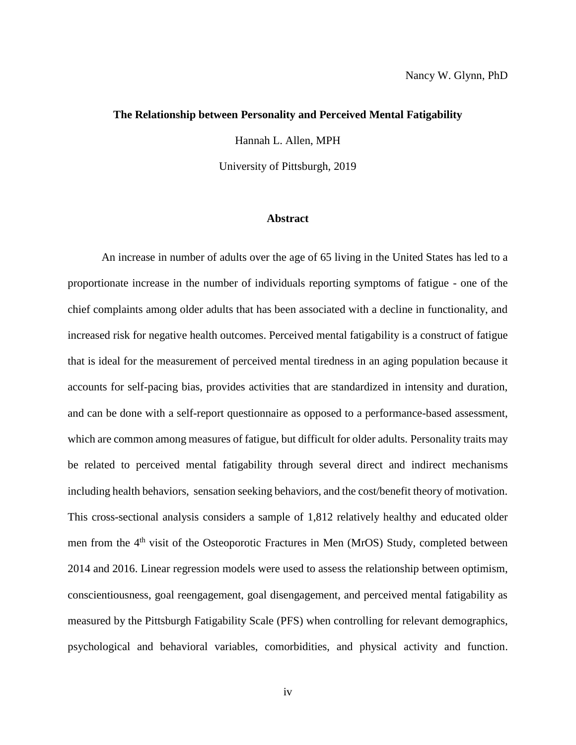Nancy W. Glynn, PhD

**The Relationship between Personality and Perceived Mental Fatigability**

Hannah L. Allen, MPH

University of Pittsburgh, 2019

## Abstract

An increase in number of adults over the age of 65 living in the United States has led to a proportionate increase in the number of individuals reporting symptoms of fatigue - one of the chief complaints among older adults that has been associated with a decline in functionality, and increased risk for negative health outcomes. Perceived mental fatigability is a construct of fatigue that is ideal for the measurement of perceived mental tiredness in an aging population because it accounts for self-pacing bias, provides activities that are standardized in intensity and duration, and can be done with a self-report questionnaire as opposed to a performance-based assessment, which are common among measures of fatigue, but difficult for older adults. Personality traits may be related to perceived mental fatigability through several direct and indirect mechanisms including health behaviors, sensation seeking behaviors, and the cost/benefit theory of motivation. This cross-sectional analysis considers a sample of 1,812 relatively healthy and educated older men from the 4th visit of the Osteoporotic Fractures in Men (MrOS) Study, completed between 2014 and 2016. Linear regression models were used to assess the relationship between optimism, conscientiousness, goal reengagement, goal disengagement, and perceived mental fatigability as measured by the Pittsburgh Fatigability Scale (PFS) when controlling for relevant demographics, psychological and behavioral variables, comorbidities, and physical activity and function.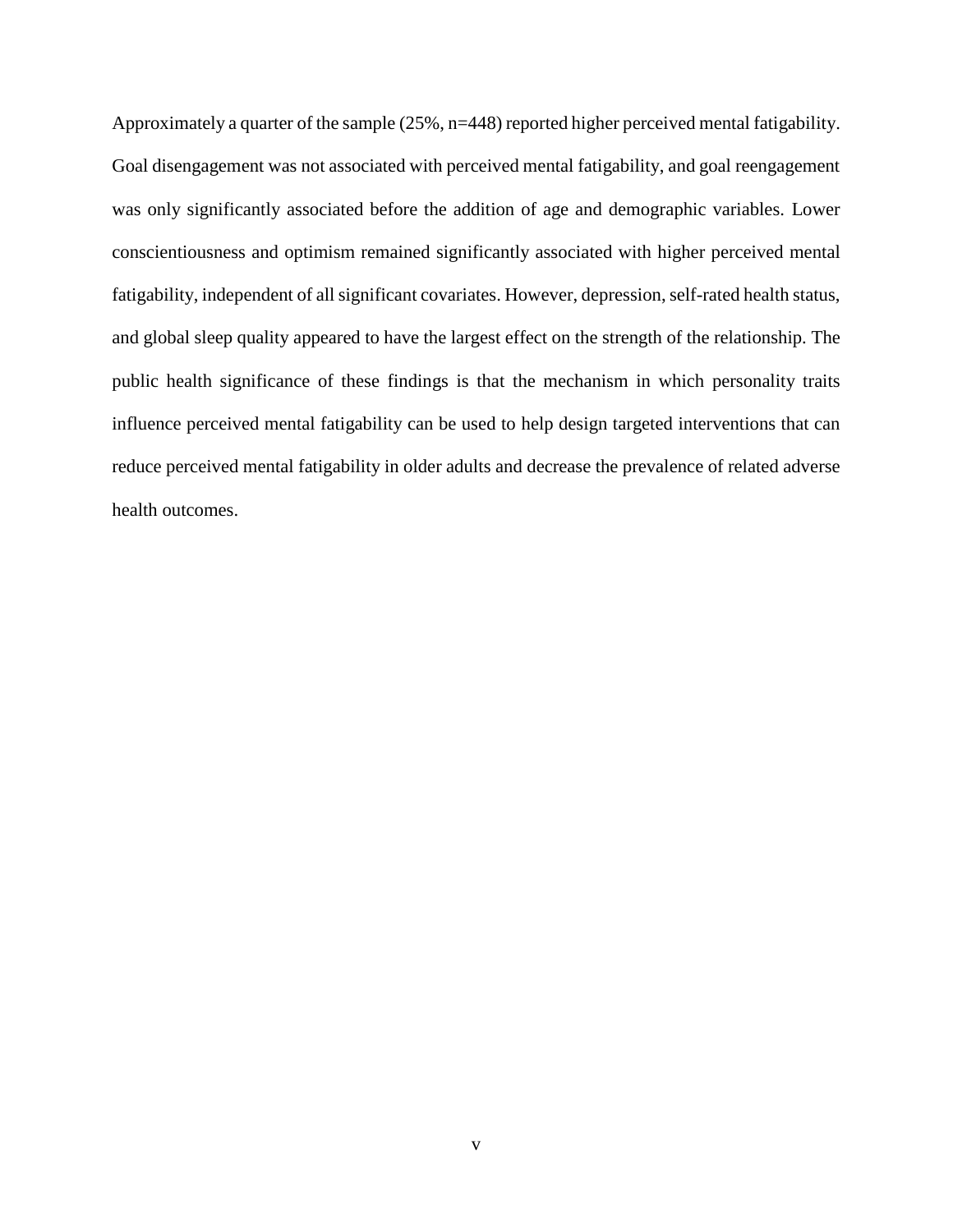Approximately a quarter of the sample (25%, n=448) reported higher perceived mental fatigability. Goal disengagement was not associated with perceived mental fatigability, and goal reengagement was only significantly associated before the addition of age and demographic variables. Lower conscientiousness and optimism remained significantly associated with higher perceived mental fatigability, independent of all significant covariates. However, depression, self-rated health status, and global sleep quality appeared to have the largest effect on the strength of the relationship. The public health significance of these findings is that the mechanism in which personality traits influence perceived mental fatigability can be used to help design targeted interventions that can reduce perceived mental fatigability in older adults and decrease the prevalence of related adverse health outcomes.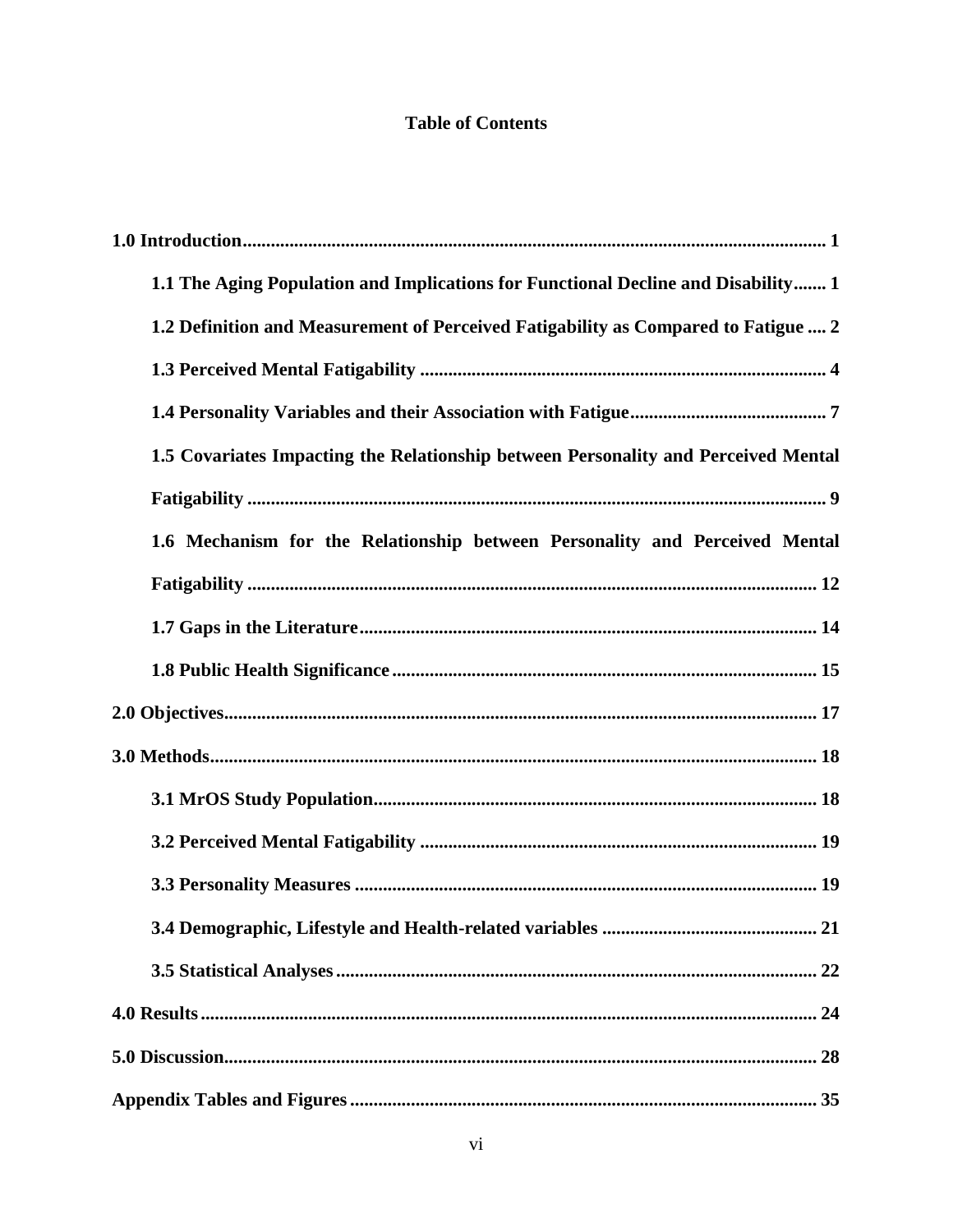# Table of Contents

**1.0 Introduction** ........................................................................................................ **1**

- **1.1 The Aging Population and Implications for Functional Decline and Disability** ....... **1**
- **1.2 Definition and Measurement of Perceived Fatigability as Compared to Fatigue** .... **2**
- **1.3 Perceived Mental Fatigability** ...................................................................... **4**
- **1.4 Personality Variables and their Association with Fatigue** .......................... **7**
- **1.5 Covariates Impacting the Relationship between Personality and Perceived Mental Fatigability** ........................................................................................................ **9**
- **1.6 Mechanism for the Relationship between Personality and Perceived Mental Fatigability** ........................................................................................................ **12**
- **1.7 Gaps in the Literature** ................................................................................ **14**
- **1.8 Public Health Significance** ......................................................................... **15**

**2.0 Objectives** ........................................................................................................ **17**

**3.0 Methods** ........................................................................................................ **18**

- **3.1 MrOS Study Population** ............................................................................. **18**
- **3.2 Perceived Mental Fatigability** .................................................................... **19**
- **3.3 Personality Measures** ................................................................................. **19**
- **3.4 Demographic, Lifestyle and Health-related variables** ............................... **21**
- **3.5 Statistical Analyses** .................................................................................... **22**

**4.0 Results** ........................................................................................................ **24**

**5.0 Discussion** ........................................................................................................ **28**

**Appendix Tables and Figures** ................................................................................ **35**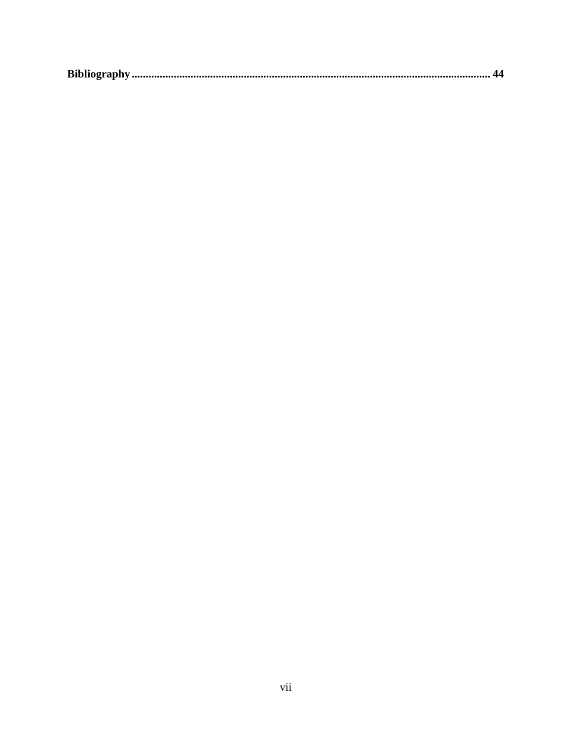**Bibliography** ............................................................................................................................. **44**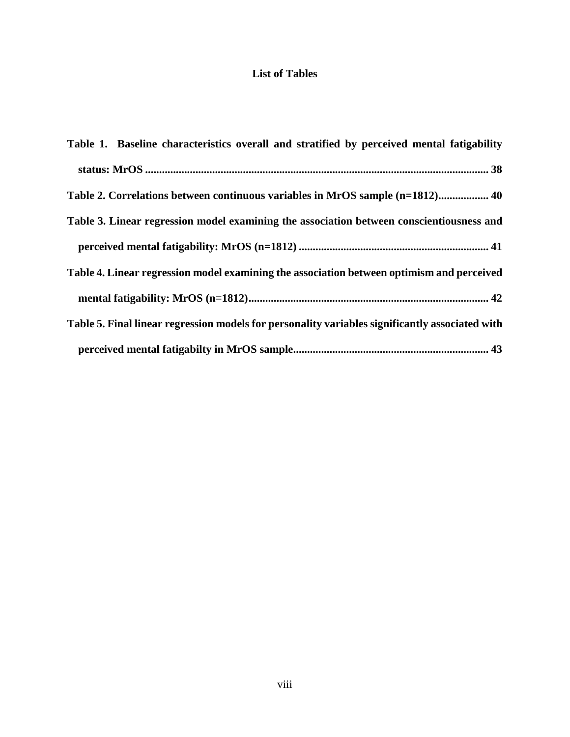# List of Tables

**Table 1. Baseline characteristics overall and stratified by perceived mental fatigability status: MrOS ............................................................................................................................ 38**

**Table 2. Correlations between continuous variables in MrOS sample (n=1812).................. 40**

**Table 3. Linear regression model examining the association between conscientiousness and perceived mental fatigability: MrOS (n=1812) .................................................................... 41**

**Table 4. Linear regression model examining the association between optimism and perceived mental fatigability: MrOS (n=1812)...................................................................................... 42**

**Table 5. Final linear regression models for personality variables significantly associated with perceived mental fatigabilty in MrOS sample..................................................................... 43**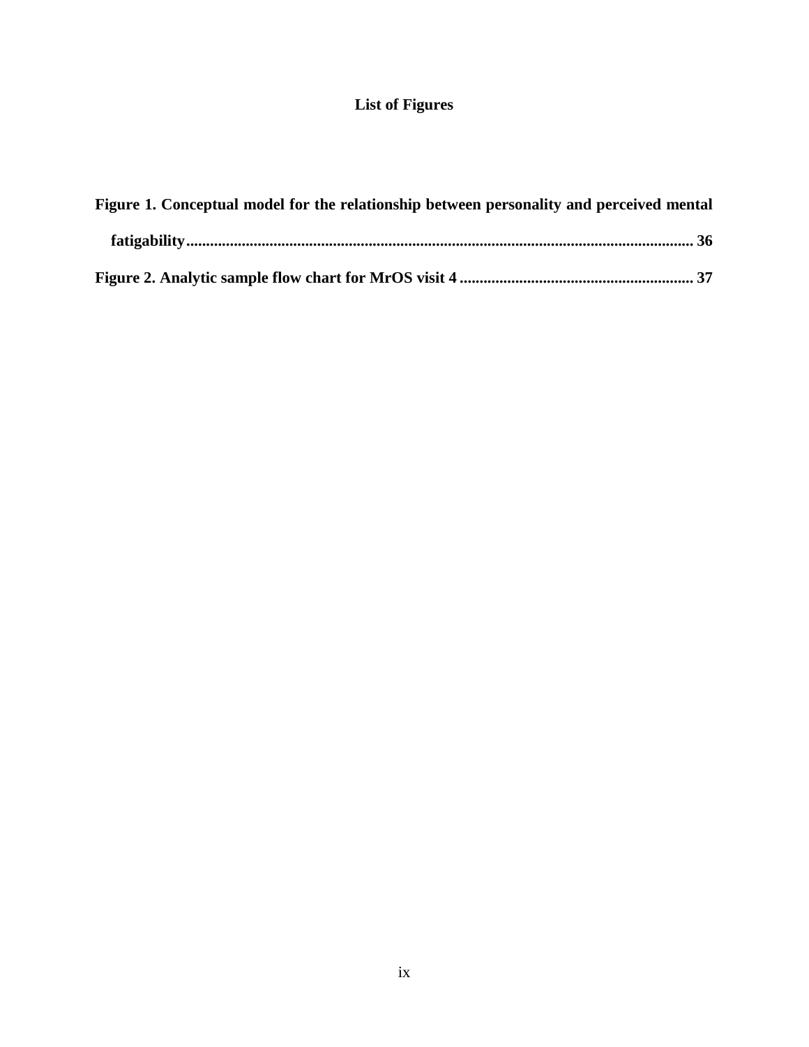## List of Figures

**Figure 1. Conceptual model for the relationship between personality and perceived mental fatigability** .......... 36

**Figure 2. Analytic sample flow chart for MrOS visit 4** .......... 37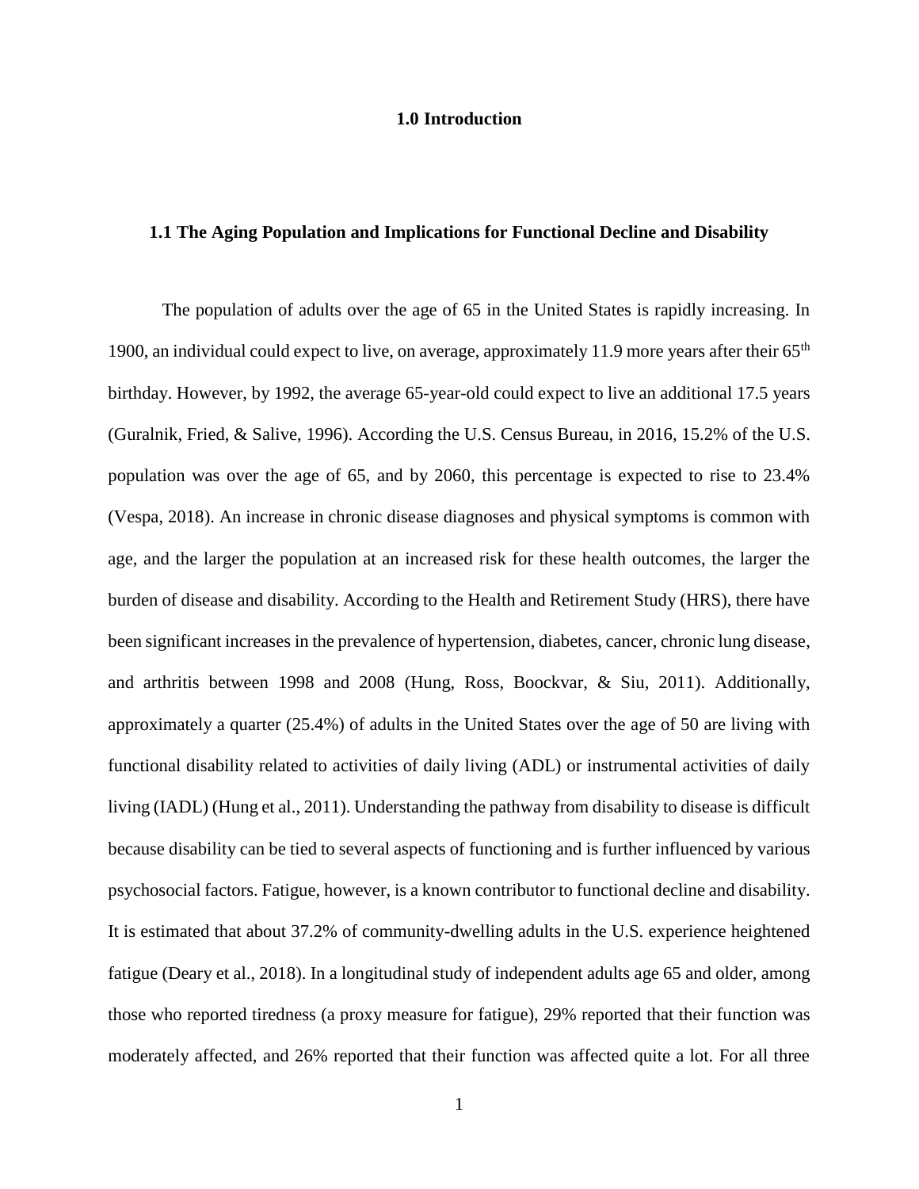# 1.0 Introduction

## 1.1 The Aging Population and Implications for Functional Decline and Disability

The population of adults over the age of 65 in the United States is rapidly increasing. In 1900, an individual could expect to live, on average, approximately 11.9 more years after their 65th birthday. However, by 1992, the average 65-year-old could expect to live an additional 17.5 years (Guralnik, Fried, & Salive, 1996). According the U.S. Census Bureau, in 2016, 15.2% of the U.S. population was over the age of 65, and by 2060, this percentage is expected to rise to 23.4% (Vespa, 2018). An increase in chronic disease diagnoses and physical symptoms is common with age, and the larger the population at an increased risk for these health outcomes, the larger the burden of disease and disability. According to the Health and Retirement Study (HRS), there have been significant increases in the prevalence of hypertension, diabetes, cancer, chronic lung disease, and arthritis between 1998 and 2008 (Hung, Ross, Boockvar, & Siu, 2011). Additionally, approximately a quarter (25.4%) of adults in the United States over the age of 50 are living with functional disability related to activities of daily living (ADL) or instrumental activities of daily living (IADL) (Hung et al., 2011). Understanding the pathway from disability to disease is difficult because disability can be tied to several aspects of functioning and is further influenced by various psychosocial factors. Fatigue, however, is a known contributor to functional decline and disability. It is estimated that about 37.2% of community-dwelling adults in the U.S. experience heightened fatigue (Deary et al., 2018). In a longitudinal study of independent adults age 65 and older, among those who reported tiredness (a proxy measure for fatigue), 29% reported that their function was moderately affected, and 26% reported that their function was affected quite a lot. For all three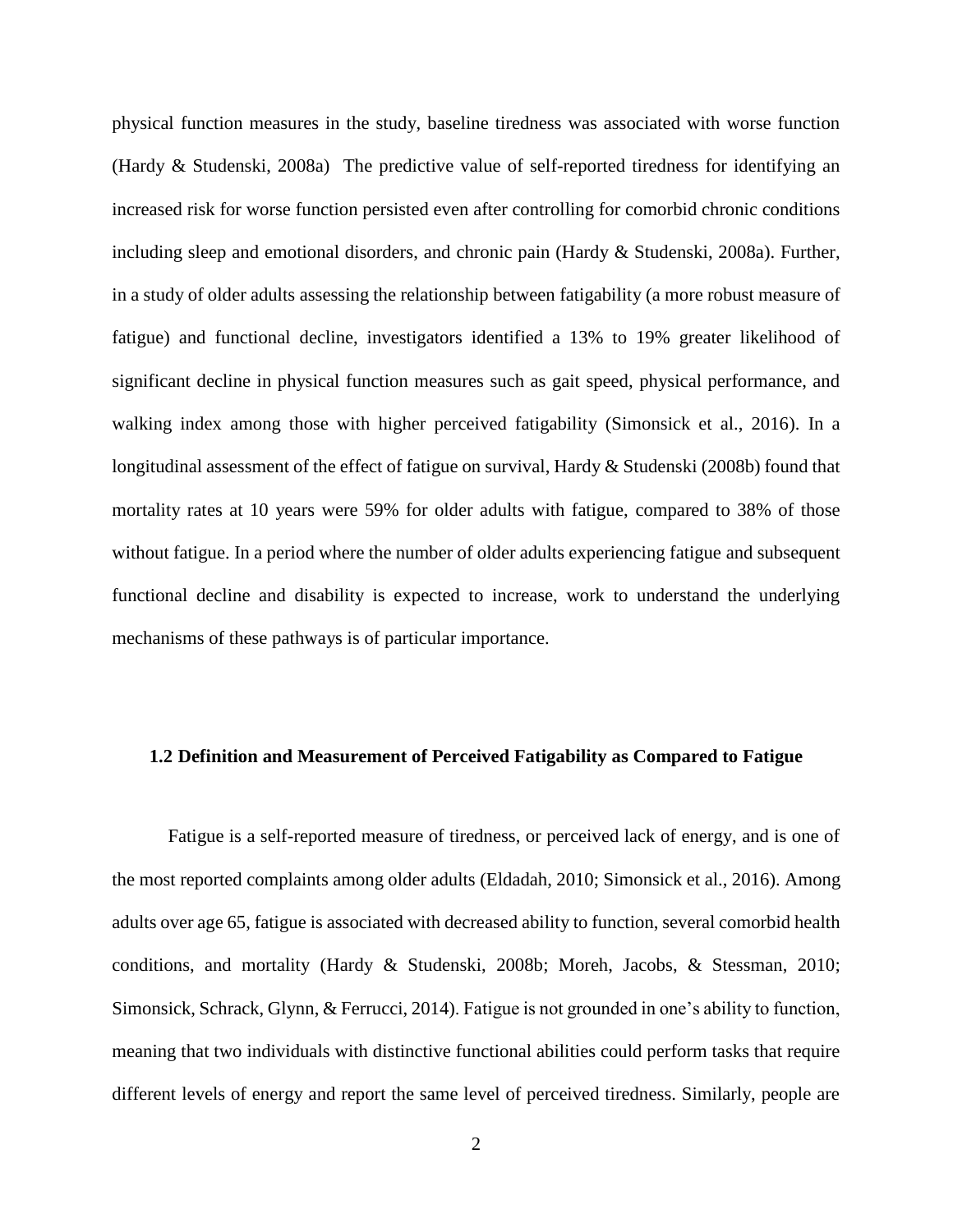physical function measures in the study, baseline tiredness was associated with worse function (Hardy & Studenski, 2008a) The predictive value of self-reported tiredness for identifying an increased risk for worse function persisted even after controlling for comorbid chronic conditions including sleep and emotional disorders, and chronic pain (Hardy & Studenski, 2008a). Further, in a study of older adults assessing the relationship between fatigability (a more robust measure of fatigue) and functional decline, investigators identified a 13% to 19% greater likelihood of significant decline in physical function measures such as gait speed, physical performance, and walking index among those with higher perceived fatigability (Simonsick et al., 2016). In a longitudinal assessment of the effect of fatigue on survival, Hardy & Studenski (2008b) found that mortality rates at 10 years were 59% for older adults with fatigue, compared to 38% of those without fatigue. In a period where the number of older adults experiencing fatigue and subsequent functional decline and disability is expected to increase, work to understand the underlying mechanisms of these pathways is of particular importance.

### 1.2 Definition and Measurement of Perceived Fatigability as Compared to Fatigue

Fatigue is a self-reported measure of tiredness, or perceived lack of energy, and is one of the most reported complaints among older adults (Eldadah, 2010; Simonsick et al., 2016). Among adults over age 65, fatigue is associated with decreased ability to function, several comorbid health conditions, and mortality (Hardy & Studenski, 2008b; Moreh, Jacobs, & Stessman, 2010; Simonsick, Schrack, Glynn, & Ferrucci, 2014). Fatigue is not grounded in one's ability to function, meaning that two individuals with distinctive functional abilities could perform tasks that require different levels of energy and report the same level of perceived tiredness. Similarly, people are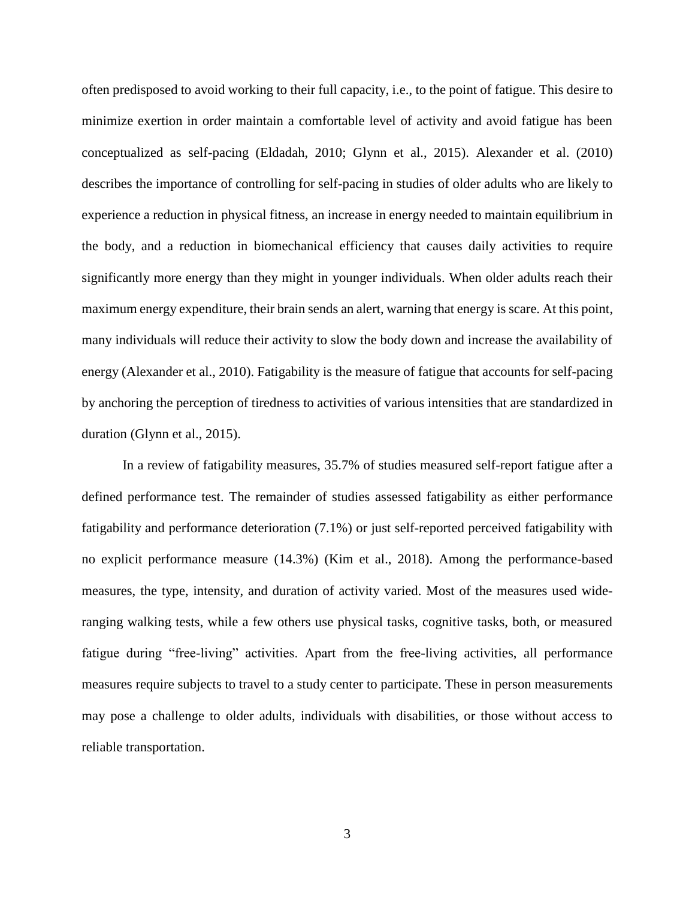often predisposed to avoid working to their full capacity, i.e., to the point of fatigue. This desire to minimize exertion in order maintain a comfortable level of activity and avoid fatigue has been conceptualized as self-pacing (Eldadah, 2010; Glynn et al., 2015). Alexander et al. (2010) describes the importance of controlling for self-pacing in studies of older adults who are likely to experience a reduction in physical fitness, an increase in energy needed to maintain equilibrium in the body, and a reduction in biomechanical efficiency that causes daily activities to require significantly more energy than they might in younger individuals. When older adults reach their maximum energy expenditure, their brain sends an alert, warning that energy is scare. At this point, many individuals will reduce their activity to slow the body down and increase the availability of energy (Alexander et al., 2010). Fatigability is the measure of fatigue that accounts for self-pacing by anchoring the perception of tiredness to activities of various intensities that are standardized in duration (Glynn et al., 2015).

In a review of fatigability measures, 35.7% of studies measured self-report fatigue after a defined performance test. The remainder of studies assessed fatigability as either performance fatigability and performance deterioration (7.1%) or just self-reported perceived fatigability with no explicit performance measure (14.3%) (Kim et al., 2018). Among the performance-based measures, the type, intensity, and duration of activity varied. Most of the measures used wide-ranging walking tests, while a few others use physical tasks, cognitive tasks, both, or measured fatigue during "free-living" activities. Apart from the free-living activities, all performance measures require subjects to travel to a study center to participate. These in person measurements may pose a challenge to older adults, individuals with disabilities, or those without access to reliable transportation.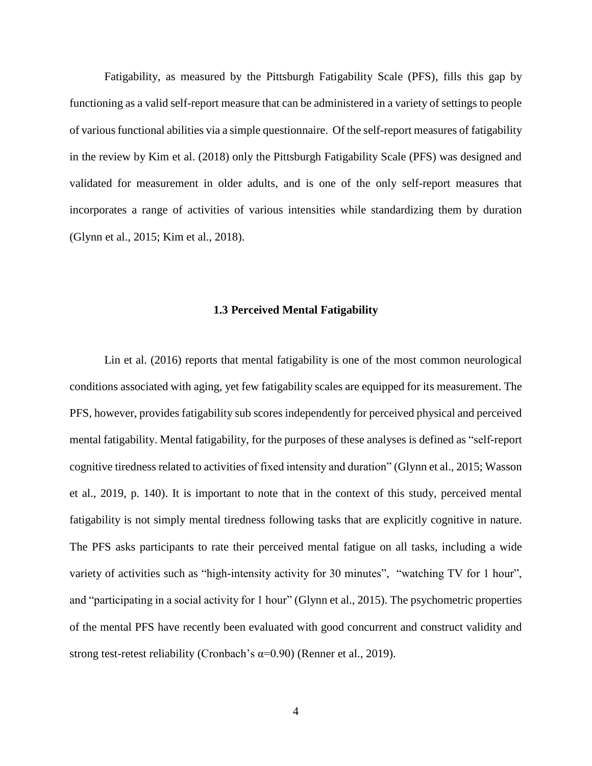Fatigability, as measured by the Pittsburgh Fatigability Scale (PFS), fills this gap by functioning as a valid self-report measure that can be administered in a variety of settings to people of various functional abilities via a simple questionnaire. Of the self-report measures of fatigability in the review by Kim et al. (2018) only the Pittsburgh Fatigability Scale (PFS) was designed and validated for measurement in older adults, and is one of the only self-report measures that incorporates a range of activities of various intensities while standardizing them by duration (Glynn et al., 2015; Kim et al., 2018).

### 1.3 Perceived Mental Fatigability

Lin et al. (2016) reports that mental fatigability is one of the most common neurological conditions associated with aging, yet few fatigability scales are equipped for its measurement. The PFS, however, provides fatigability sub scores independently for perceived physical and perceived mental fatigability. Mental fatigability, for the purposes of these analyses is defined as "self-report cognitive tiredness related to activities of fixed intensity and duration" (Glynn et al., 2015; Wasson et al., 2019, p. 140). It is important to note that in the context of this study, perceived mental fatigability is not simply mental tiredness following tasks that are explicitly cognitive in nature. The PFS asks participants to rate their perceived mental fatigue on all tasks, including a wide variety of activities such as "high-intensity activity for 30 minutes", "watching TV for 1 hour", and "participating in a social activity for 1 hour" (Glynn et al., 2015). The psychometric properties of the mental PFS have recently been evaluated with good concurrent and construct validity and strong test-retest reliability (Cronbach's $\alpha$=0.90) (Renner et al., 2019).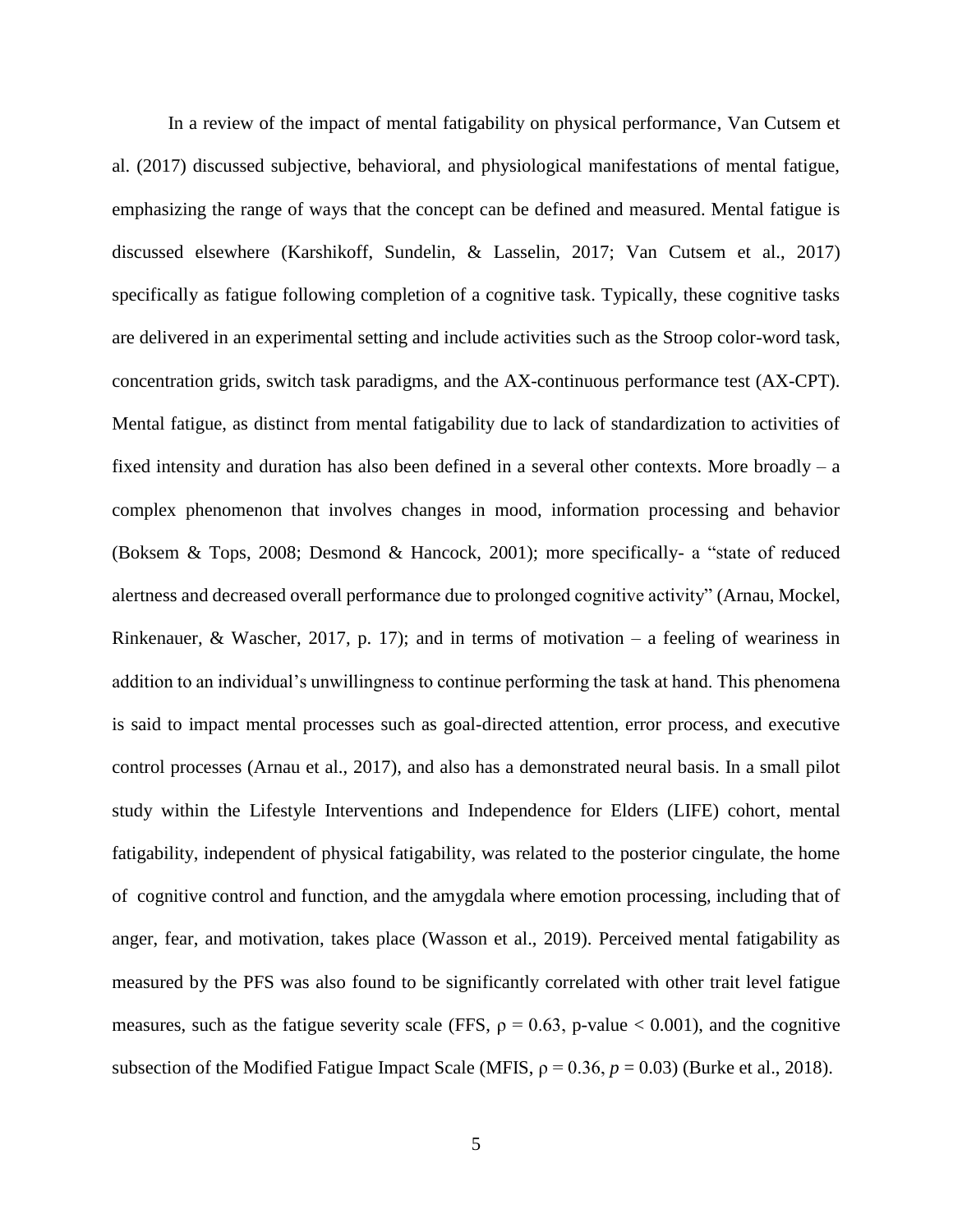In a review of the impact of mental fatigability on physical performance, Van Cutsem et al. (2017) discussed subjective, behavioral, and physiological manifestations of mental fatigue, emphasizing the range of ways that the concept can be defined and measured. Mental fatigue is discussed elsewhere (Karshikoff, Sundelin, & Lasselin, 2017; Van Cutsem et al., 2017) specifically as fatigue following completion of a cognitive task. Typically, these cognitive tasks are delivered in an experimental setting and include activities such as the Stroop color-word task, concentration grids, switch task paradigms, and the AX-continuous performance test (AX-CPT). Mental fatigue, as distinct from mental fatigability due to lack of standardization to activities of fixed intensity and duration has also been defined in a several other contexts. More broadly – a complex phenomenon that involves changes in mood, information processing and behavior (Boksem & Tops, 2008; Desmond & Hancock, 2001); more specifically- a "state of reduced alertness and decreased overall performance due to prolonged cognitive activity" (Arnau, Mockel, Rinkenauer, & Wascher, 2017, p. 17); and in terms of motivation – a feeling of weariness in addition to an individual's unwillingness to continue performing the task at hand. This phenomena is said to impact mental processes such as goal-directed attention, error process, and executive control processes (Arnau et al., 2017), and also has a demonstrated neural basis. In a small pilot study within the Lifestyle Interventions and Independence for Elders (LIFE) cohort, mental fatigability, independent of physical fatigability, was related to the posterior cingulate, the home of cognitive control and function, and the amygdala where emotion processing, including that of anger, fear, and motivation, takes place (Wasson et al., 2019). Perceived mental fatigability as measured by the PFS was also found to be significantly correlated with other trait level fatigue measures, such as the fatigue severity scale (FFS, $\rho = 0.63$, p-value $< 0.001$), and the cognitive subsection of the Modified Fatigue Impact Scale (MFIS, $\rho = 0.36$, $p = 0.03$) (Burke et al., 2018).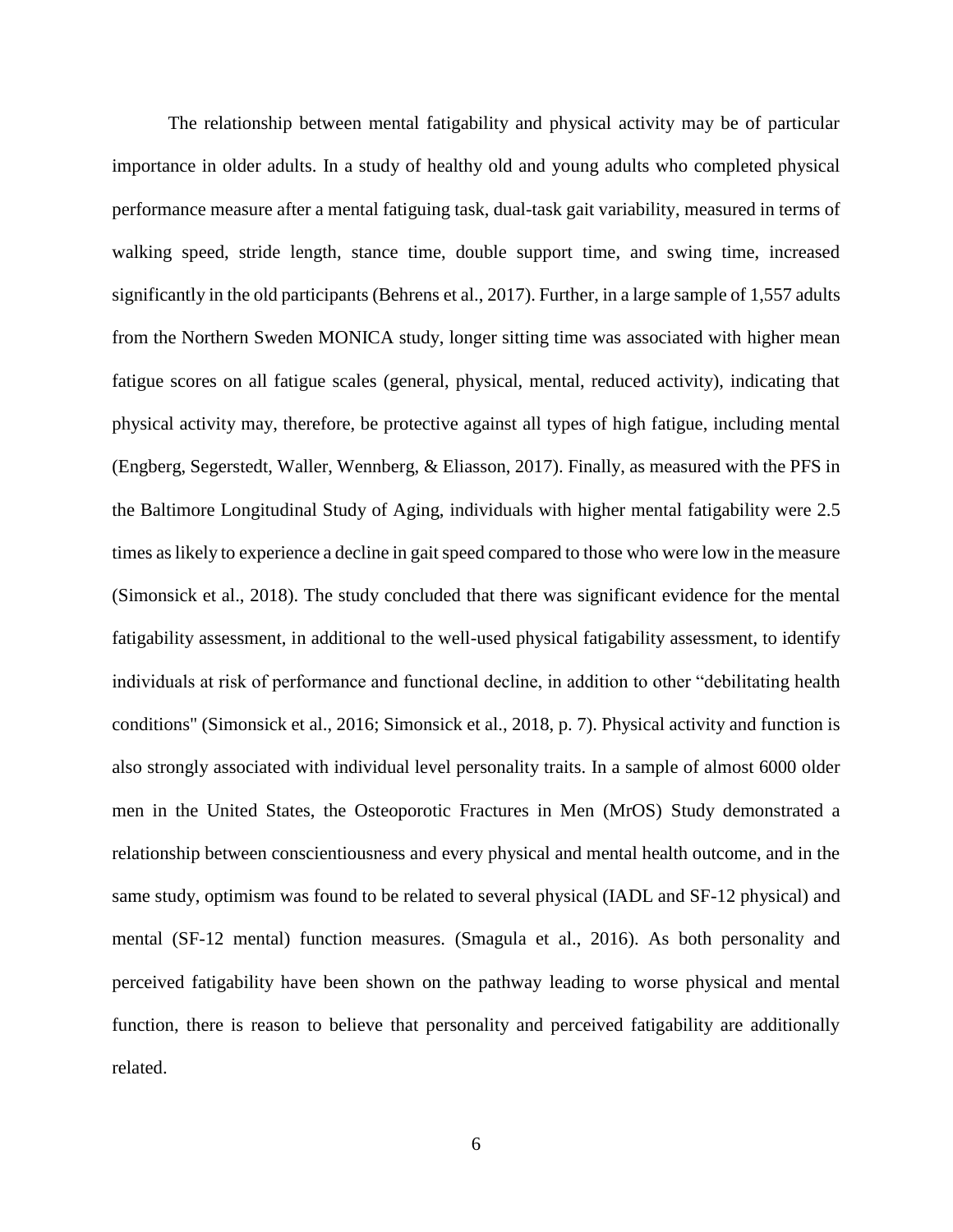The relationship between mental fatigability and physical activity may be of particular importance in older adults. In a study of healthy old and young adults who completed physical performance measure after a mental fatiguing task, dual-task gait variability, measured in terms of walking speed, stride length, stance time, double support time, and swing time, increased significantly in the old participants (Behrens et al., 2017). Further, in a large sample of 1,557 adults from the Northern Sweden MONICA study, longer sitting time was associated with higher mean fatigue scores on all fatigue scales (general, physical, mental, reduced activity), indicating that physical activity may, therefore, be protective against all types of high fatigue, including mental (Engberg, Segerstedt, Waller, Wennberg, & Eliasson, 2017). Finally, as measured with the PFS in the Baltimore Longitudinal Study of Aging, individuals with higher mental fatigability were 2.5 times as likely to experience a decline in gait speed compared to those who were low in the measure (Simonsick et al., 2018). The study concluded that there was significant evidence for the mental fatigability assessment, in additional to the well-used physical fatigability assessment, to identify individuals at risk of performance and functional decline, in addition to other "debilitating health conditions" (Simonsick et al., 2016; Simonsick et al., 2018, p. 7). Physical activity and function is also strongly associated with individual level personality traits. In a sample of almost 6000 older men in the United States, the Osteoporotic Fractures in Men (MrOS) Study demonstrated a relationship between conscientiousness and every physical and mental health outcome, and in the same study, optimism was found to be related to several physical (IADL and SF-12 physical) and mental (SF-12 mental) function measures. (Smagula et al., 2016). As both personality and perceived fatigability have been shown on the pathway leading to worse physical and mental function, there is reason to believe that personality and perceived fatigability are additionally related.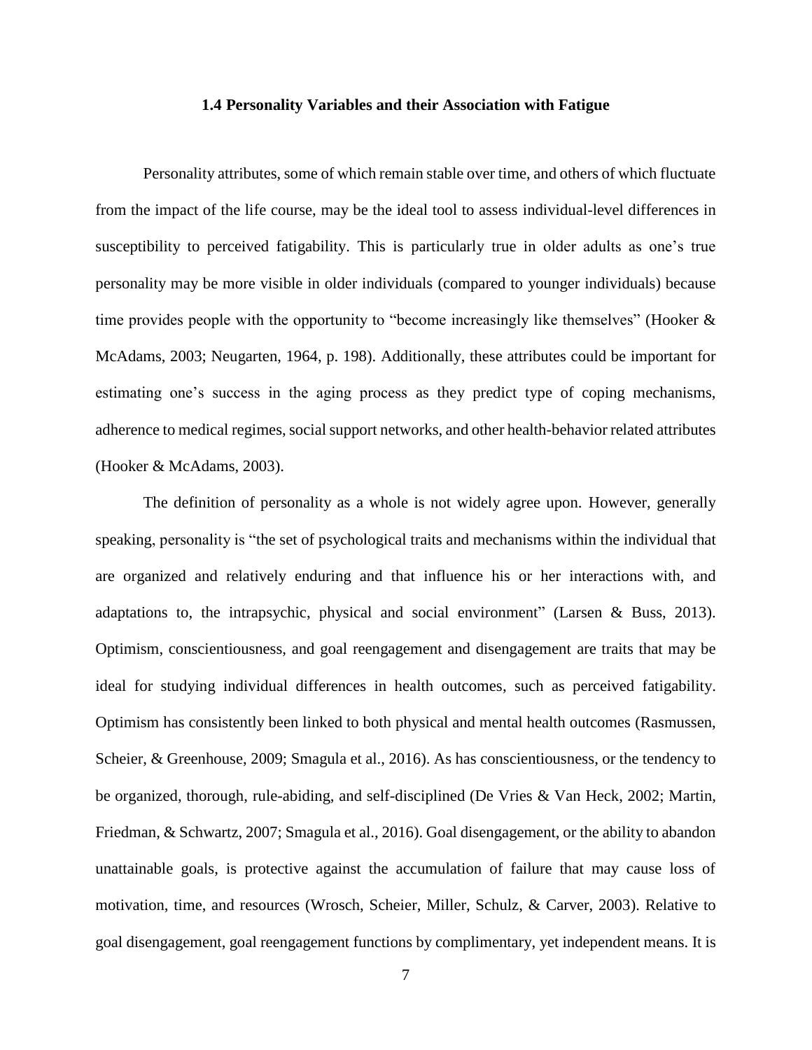### 1.4 Personality Variables and their Association with Fatigue

Personality attributes, some of which remain stable over time, and others of which fluctuate from the impact of the life course, may be the ideal tool to assess individual-level differences in susceptibility to perceived fatigability. This is particularly true in older adults as one's true personality may be more visible in older individuals (compared to younger individuals) because time provides people with the opportunity to "become increasingly like themselves" (Hooker & McAdams, 2003; Neugarten, 1964, p. 198). Additionally, these attributes could be important for estimating one's success in the aging process as they predict type of coping mechanisms, adherence to medical regimes, social support networks, and other health-behavior related attributes (Hooker & McAdams, 2003).

The definition of personality as a whole is not widely agree upon. However, generally speaking, personality is "the set of psychological traits and mechanisms within the individual that are organized and relatively enduring and that influence his or her interactions with, and adaptations to, the intrapsychic, physical and social environment" (Larsen & Buss, 2013). Optimism, conscientiousness, and goal reengagement and disengagement are traits that may be ideal for studying individual differences in health outcomes, such as perceived fatigability. Optimism has consistently been linked to both physical and mental health outcomes (Rasmussen, Scheier, & Greenhouse, 2009; Smagula et al., 2016). As has conscientiousness, or the tendency to be organized, thorough, rule-abiding, and self-disciplined (De Vries & Van Heck, 2002; Martin, Friedman, & Schwartz, 2007; Smagula et al., 2016). Goal disengagement, or the ability to abandon unattainable goals, is protective against the accumulation of failure that may cause loss of motivation, time, and resources (Wrosch, Scheier, Miller, Schulz, & Carver, 2003). Relative to goal disengagement, goal reengagement functions by complimentary, yet independent means. It is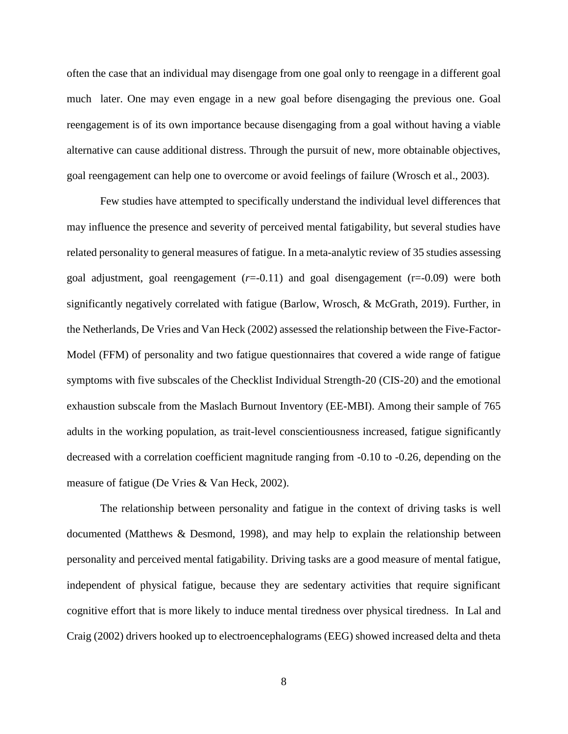often the case that an individual may disengage from one goal only to reengage in a different goal much later. One may even engage in a new goal before disengaging the previous one. Goal reengagement is of its own importance because disengaging from a goal without having a viable alternative can cause additional distress. Through the pursuit of new, more obtainable objectives, goal reengagement can help one to overcome or avoid feelings of failure (Wrosch et al., 2003).

Few studies have attempted to specifically understand the individual level differences that may influence the presence and severity of perceived mental fatigability, but several studies have related personality to general measures of fatigue. In a meta-analytic review of 35 studies assessing goal adjustment, goal reengagement ($r$=-0.11) and goal disengagement (r=-0.09) were both significantly negatively correlated with fatigue (Barlow, Wrosch, & McGrath, 2019). Further, in the Netherlands, De Vries and Van Heck (2002) assessed the relationship between the Five-Factor-Model (FFM) of personality and two fatigue questionnaires that covered a wide range of fatigue symptoms with five subscales of the Checklist Individual Strength-20 (CIS-20) and the emotional exhaustion subscale from the Maslach Burnout Inventory (EE-MBI). Among their sample of 765 adults in the working population, as trait-level conscientiousness increased, fatigue significantly decreased with a correlation coefficient magnitude ranging from -0.10 to -0.26, depending on the measure of fatigue (De Vries & Van Heck, 2002).

The relationship between personality and fatigue in the context of driving tasks is well documented (Matthews & Desmond, 1998), and may help to explain the relationship between personality and perceived mental fatigability. Driving tasks are a good measure of mental fatigue, independent of physical fatigue, because they are sedentary activities that require significant cognitive effort that is more likely to induce mental tiredness over physical tiredness. In Lal and Craig (2002) drivers hooked up to electroencephalograms (EEG) showed increased delta and theta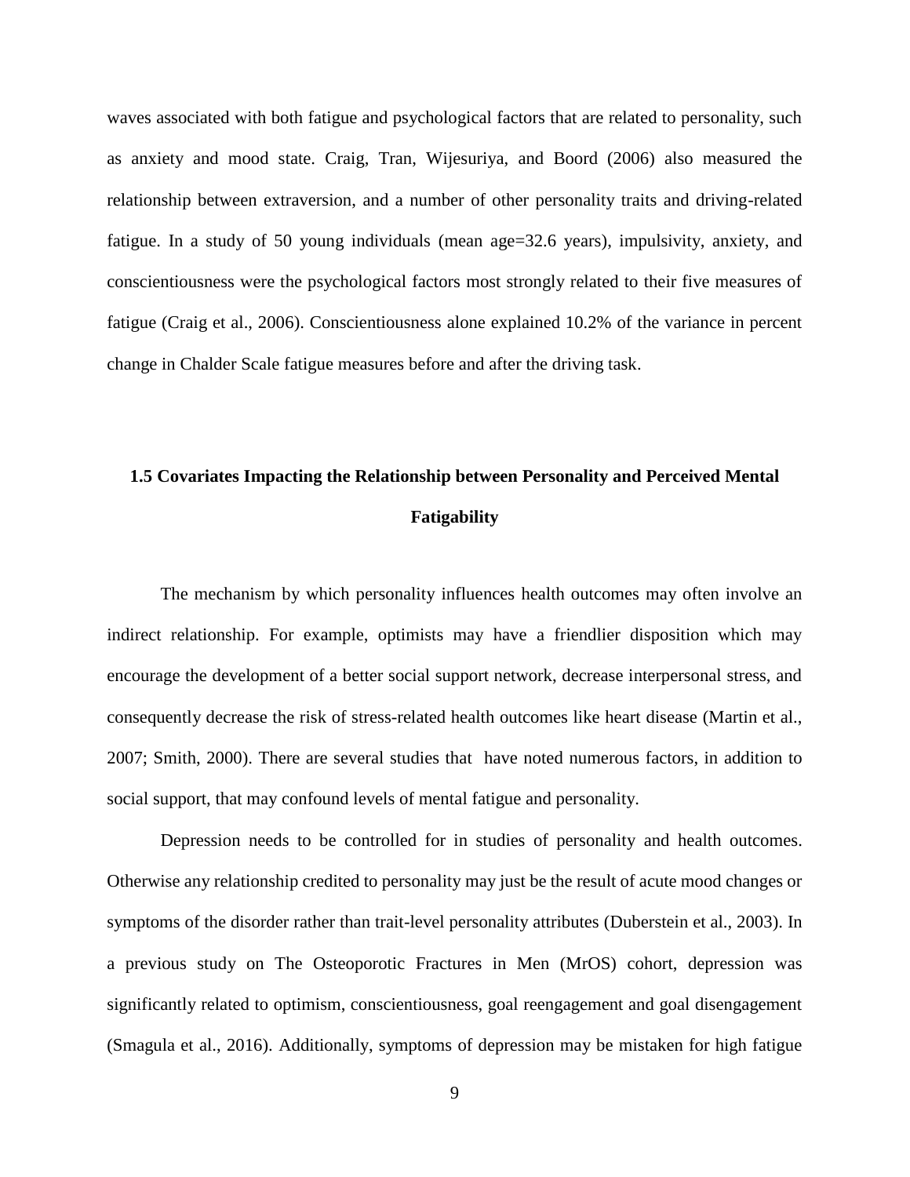waves associated with both fatigue and psychological factors that are related to personality, such as anxiety and mood state. Craig, Tran, Wijesuriya, and Boord (2006) also measured the relationship between extraversion, and a number of other personality traits and driving-related fatigue. In a study of 50 young individuals (mean age=32.6 years), impulsivity, anxiety, and conscientiousness were the psychological factors most strongly related to their five measures of fatigue (Craig et al., 2006). Conscientiousness alone explained 10.2% of the variance in percent change in Chalder Scale fatigue measures before and after the driving task.

## 1.5 Covariates Impacting the Relationship between Personality and Perceived Mental Fatigability

The mechanism by which personality influences health outcomes may often involve an indirect relationship. For example, optimists may have a friendlier disposition which may encourage the development of a better social support network, decrease interpersonal stress, and consequently decrease the risk of stress-related health outcomes like heart disease (Martin et al., 2007; Smith, 2000). There are several studies that have noted numerous factors, in addition to social support, that may confound levels of mental fatigue and personality.

Depression needs to be controlled for in studies of personality and health outcomes. Otherwise any relationship credited to personality may just be the result of acute mood changes or symptoms of the disorder rather than trait-level personality attributes (Duberstein et al., 2003). In a previous study on The Osteoporotic Fractures in Men (MrOS) cohort, depression was significantly related to optimism, conscientiousness, goal reengagement and goal disengagement (Smagula et al., 2016). Additionally, symptoms of depression may be mistaken for high fatigue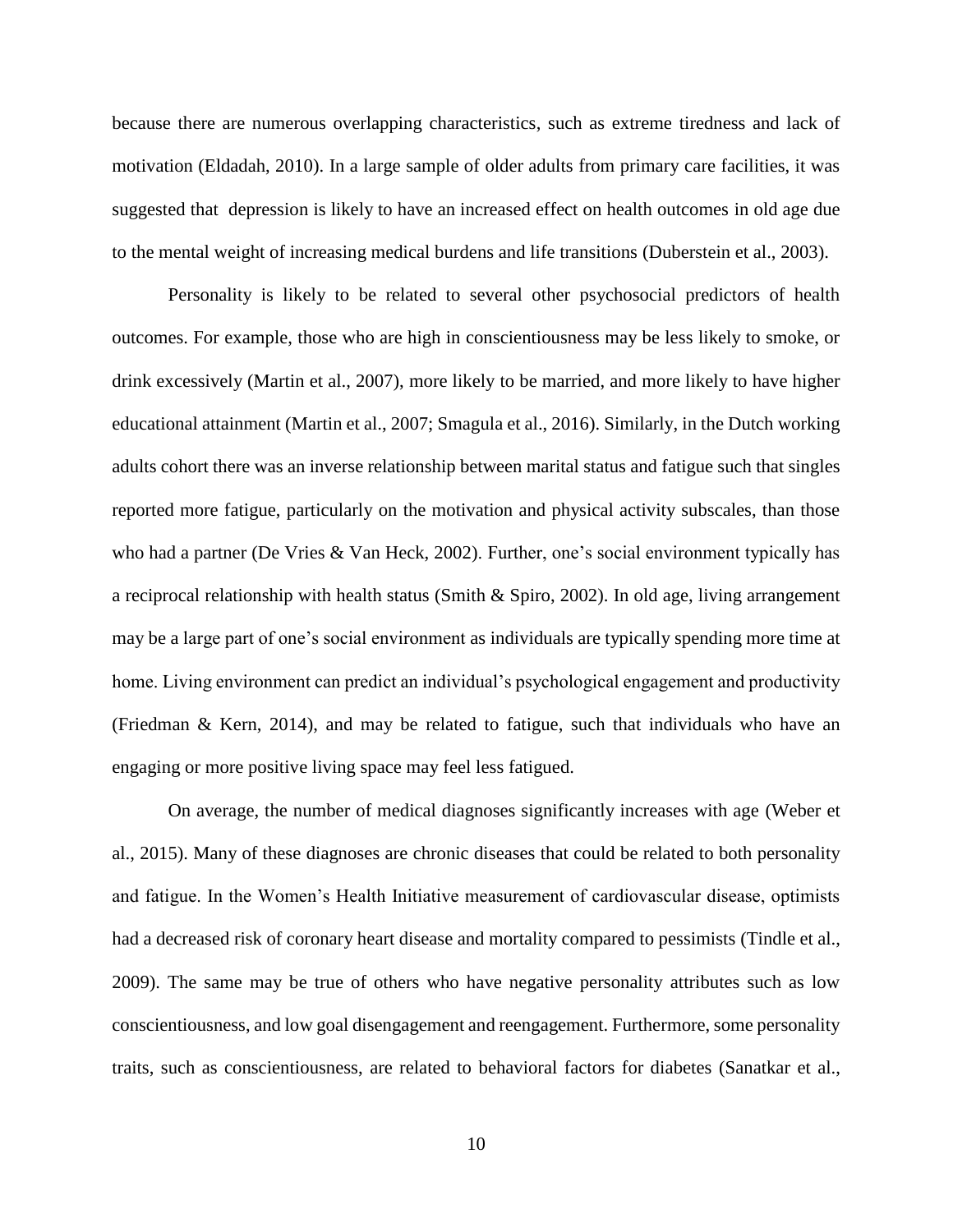because there are numerous overlapping characteristics, such as extreme tiredness and lack of motivation (Eldadah, 2010). In a large sample of older adults from primary care facilities, it was suggested that depression is likely to have an increased effect on health outcomes in old age due to the mental weight of increasing medical burdens and life transitions (Duberstein et al., 2003).

Personality is likely to be related to several other psychosocial predictors of health outcomes. For example, those who are high in conscientiousness may be less likely to smoke, or drink excessively (Martin et al., 2007), more likely to be married, and more likely to have higher educational attainment (Martin et al., 2007; Smagula et al., 2016). Similarly, in the Dutch working adults cohort there was an inverse relationship between marital status and fatigue such that singles reported more fatigue, particularly on the motivation and physical activity subscales, than those who had a partner (De Vries & Van Heck, 2002). Further, one's social environment typically has a reciprocal relationship with health status (Smith & Spiro, 2002). In old age, living arrangement may be a large part of one's social environment as individuals are typically spending more time at home. Living environment can predict an individual's psychological engagement and productivity (Friedman & Kern, 2014), and may be related to fatigue, such that individuals who have an engaging or more positive living space may feel less fatigued.

On average, the number of medical diagnoses significantly increases with age (Weber et al., 2015). Many of these diagnoses are chronic diseases that could be related to both personality and fatigue. In the Women's Health Initiative measurement of cardiovascular disease, optimists had a decreased risk of coronary heart disease and mortality compared to pessimists (Tindle et al., 2009). The same may be true of others who have negative personality attributes such as low conscientiousness, and low goal disengagement and reengagement. Furthermore, some personality traits, such as conscientiousness, are related to behavioral factors for diabetes (Sanatkar et al.,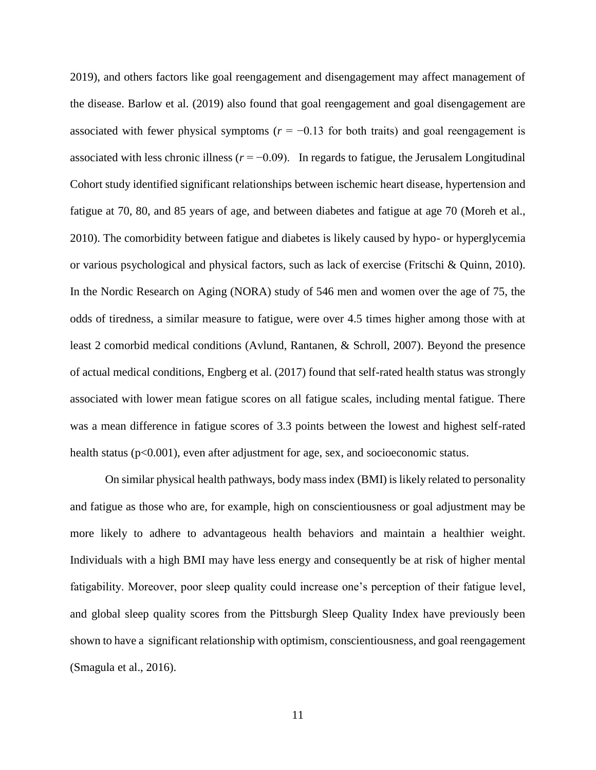2019), and others factors like goal reengagement and disengagement may affect management of the disease. Barlow et al. (2019) also found that goal reengagement and goal disengagement are associated with fewer physical symptoms ($r = -0.13$ for both traits) and goal reengagement is associated with less chronic illness ($r = -0.09$). In regards to fatigue, the Jerusalem Longitudinal Cohort study identified significant relationships between ischemic heart disease, hypertension and fatigue at 70, 80, and 85 years of age, and between diabetes and fatigue at age 70 (Moreh et al., 2010). The comorbidity between fatigue and diabetes is likely caused by hypo- or hyperglycemia or various psychological and physical factors, such as lack of exercise (Fritschi & Quinn, 2010). In the Nordic Research on Aging (NORA) study of 546 men and women over the age of 75, the odds of tiredness, a similar measure to fatigue, were over 4.5 times higher among those with at least 2 comorbid medical conditions (Avlund, Rantanen, & Schroll, 2007). Beyond the presence of actual medical conditions, Engberg et al. (2017) found that self-rated health status was strongly associated with lower mean fatigue scores on all fatigue scales, including mental fatigue. There was a mean difference in fatigue scores of 3.3 points between the lowest and highest self-rated health status ($p<0.001$), even after adjustment for age, sex, and socioeconomic status.

On similar physical health pathways, body mass index (BMI) is likely related to personality and fatigue as those who are, for example, high on conscientiousness or goal adjustment may be more likely to adhere to advantageous health behaviors and maintain a healthier weight. Individuals with a high BMI may have less energy and consequently be at risk of higher mental fatigability. Moreover, poor sleep quality could increase one's perception of their fatigue level, and global sleep quality scores from the Pittsburgh Sleep Quality Index have previously been shown to have a significant relationship with optimism, conscientiousness, and goal reengagement (Smagula et al., 2016).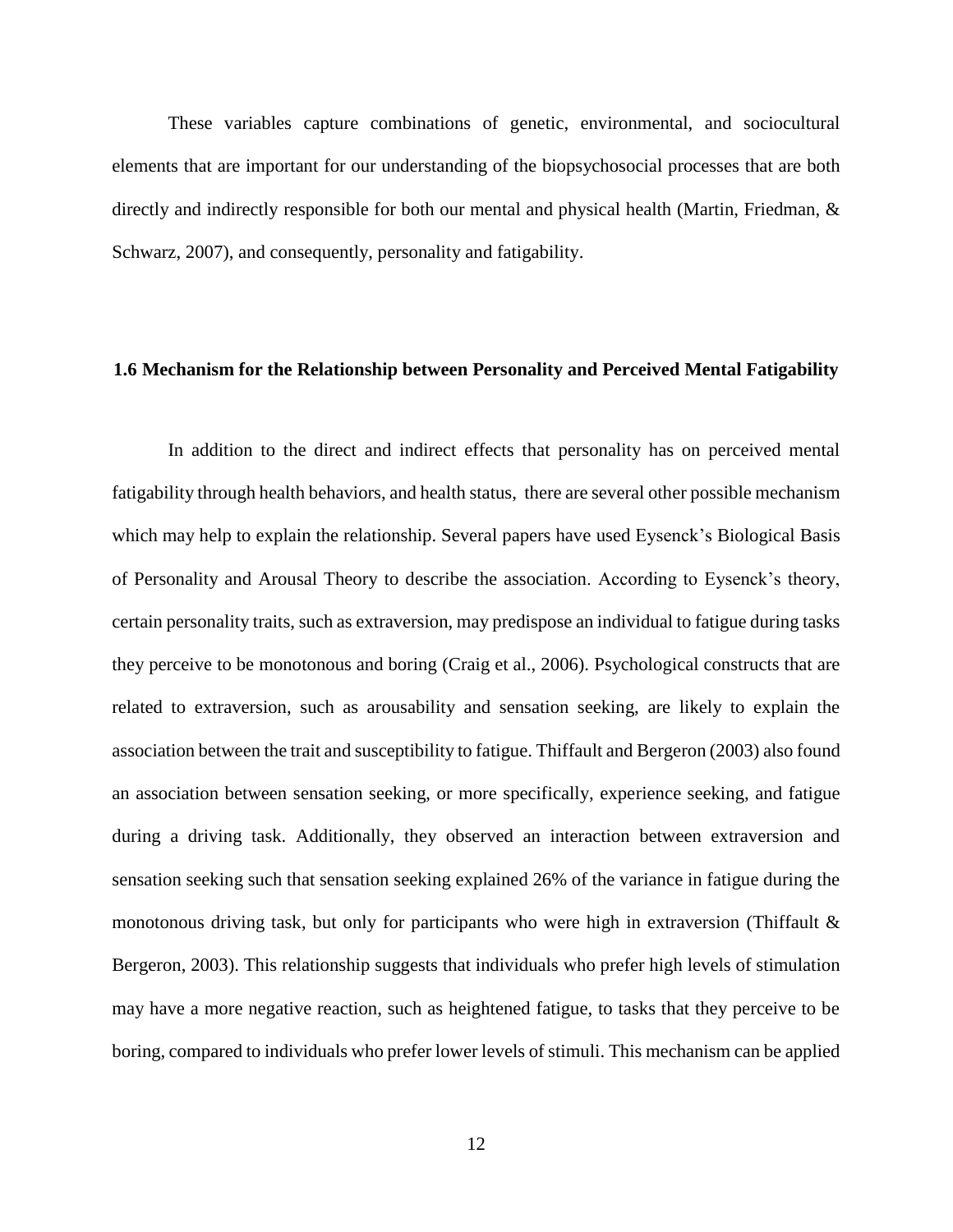These variables capture combinations of genetic, environmental, and sociocultural elements that are important for our understanding of the biopsychosocial processes that are both directly and indirectly responsible for both our mental and physical health (Martin, Friedman, & Schwarz, 2007), and consequently, personality and fatigability.

### 1.6 Mechanism for the Relationship between Personality and Perceived Mental Fatigability

In addition to the direct and indirect effects that personality has on perceived mental fatigability through health behaviors, and health status, there are several other possible mechanism which may help to explain the relationship. Several papers have used Eysenck's Biological Basis of Personality and Arousal Theory to describe the association. According to Eysenck's theory, certain personality traits, such as extraversion, may predispose an individual to fatigue during tasks they perceive to be monotonous and boring (Craig et al., 2006). Psychological constructs that are related to extraversion, such as arousability and sensation seeking, are likely to explain the association between the trait and susceptibility to fatigue. Thiffault and Bergeron (2003) also found an association between sensation seeking, or more specifically, experience seeking, and fatigue during a driving task. Additionally, they observed an interaction between extraversion and sensation seeking such that sensation seeking explained 26% of the variance in fatigue during the monotonous driving task, but only for participants who were high in extraversion (Thiffault & Bergeron, 2003). This relationship suggests that individuals who prefer high levels of stimulation may have a more negative reaction, such as heightened fatigue, to tasks that they perceive to be boring, compared to individuals who prefer lower levels of stimuli. This mechanism can be applied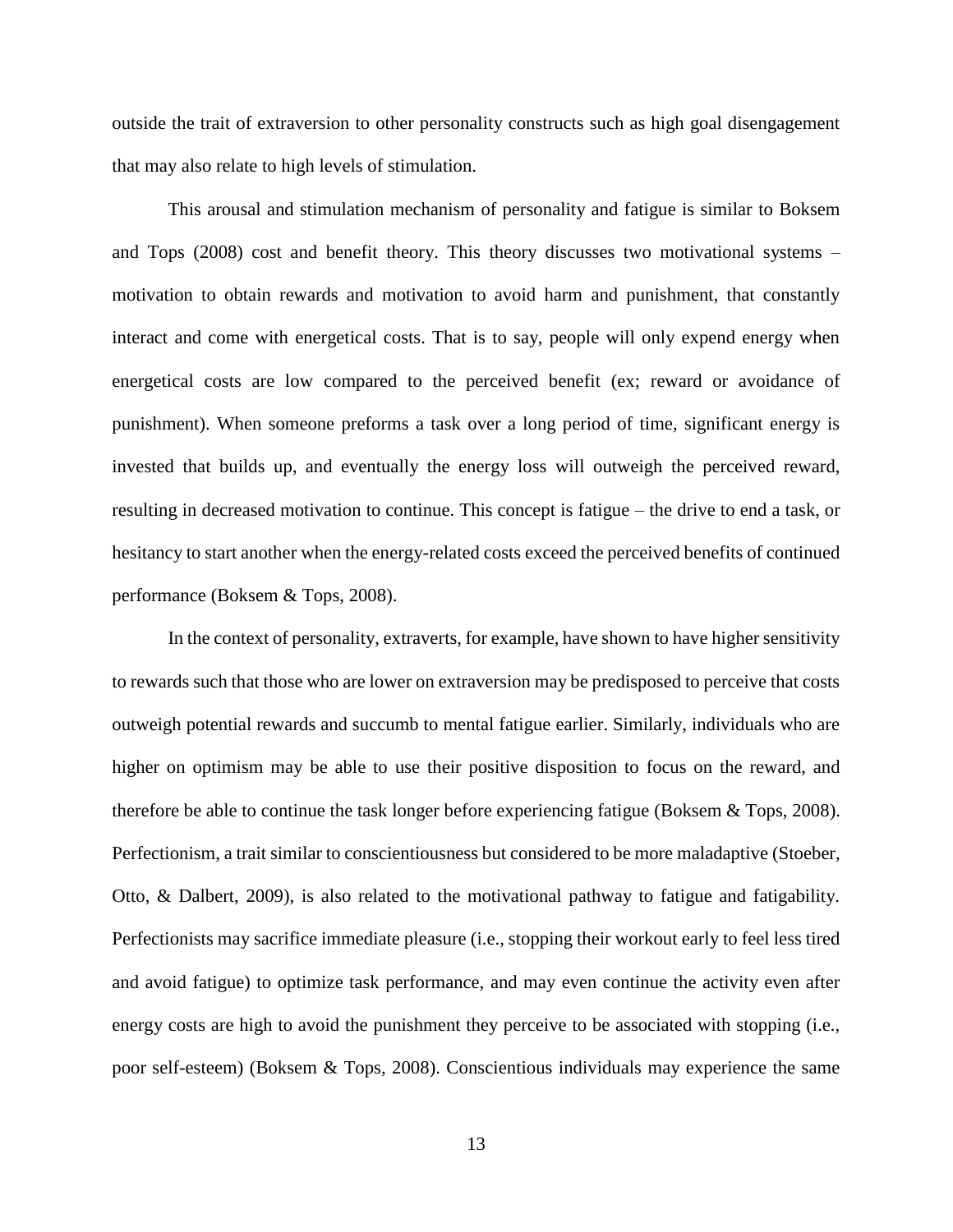outside the trait of extraversion to other personality constructs such as high goal disengagement that may also relate to high levels of stimulation.

This arousal and stimulation mechanism of personality and fatigue is similar to Boksem and Tops (2008) cost and benefit theory. This theory discusses two motivational systems – motivation to obtain rewards and motivation to avoid harm and punishment, that constantly interact and come with energetical costs. That is to say, people will only expend energy when energetical costs are low compared to the perceived benefit (ex; reward or avoidance of punishment). When someone preforms a task over a long period of time, significant energy is invested that builds up, and eventually the energy loss will outweigh the perceived reward, resulting in decreased motivation to continue. This concept is fatigue – the drive to end a task, or hesitancy to start another when the energy-related costs exceed the perceived benefits of continued performance (Boksem & Tops, 2008).

In the context of personality, extraverts, for example, have shown to have higher sensitivity to rewards such that those who are lower on extraversion may be predisposed to perceive that costs outweigh potential rewards and succumb to mental fatigue earlier. Similarly, individuals who are higher on optimism may be able to use their positive disposition to focus on the reward, and therefore be able to continue the task longer before experiencing fatigue (Boksem & Tops, 2008). Perfectionism, a trait similar to conscientiousness but considered to be more maladaptive (Stoeber, Otto, & Dalbert, 2009), is also related to the motivational pathway to fatigue and fatigability. Perfectionists may sacrifice immediate pleasure (i.e., stopping their workout early to feel less tired and avoid fatigue) to optimize task performance, and may even continue the activity even after energy costs are high to avoid the punishment they perceive to be associated with stopping (i.e., poor self-esteem) (Boksem & Tops, 2008). Conscientious individuals may experience the same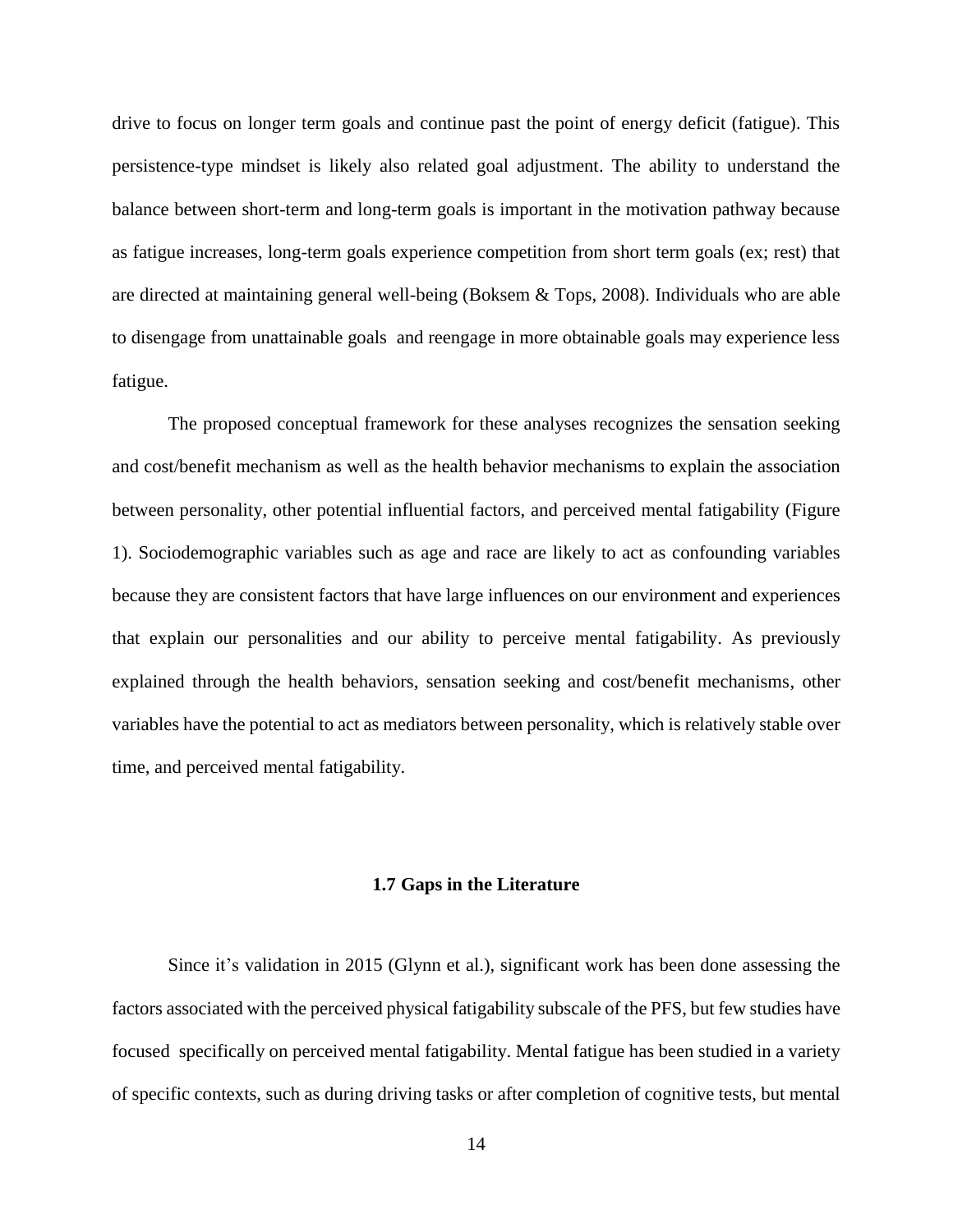drive to focus on longer term goals and continue past the point of energy deficit (fatigue). This persistence-type mindset is likely also related goal adjustment. The ability to understand the balance between short-term and long-term goals is important in the motivation pathway because as fatigue increases, long-term goals experience competition from short term goals (ex; rest) that are directed at maintaining general well-being (Boksem & Tops, 2008). Individuals who are able to disengage from unattainable goals and reengage in more obtainable goals may experience less fatigue.

The proposed conceptual framework for these analyses recognizes the sensation seeking and cost/benefit mechanism as well as the health behavior mechanisms to explain the association between personality, other potential influential factors, and perceived mental fatigability (Figure 1). Sociodemographic variables such as age and race are likely to act as confounding variables because they are consistent factors that have large influences on our environment and experiences that explain our personalities and our ability to perceive mental fatigability. As previously explained through the health behaviors, sensation seeking and cost/benefit mechanisms, other variables have the potential to act as mediators between personality, which is relatively stable over time, and perceived mental fatigability.

### 1.7 Gaps in the Literature

Since it's validation in 2015 (Glynn et al.), significant work has been done assessing the factors associated with the perceived physical fatigability subscale of the PFS, but few studies have focused specifically on perceived mental fatigability. Mental fatigue has been studied in a variety of specific contexts, such as during driving tasks or after completion of cognitive tests, but mental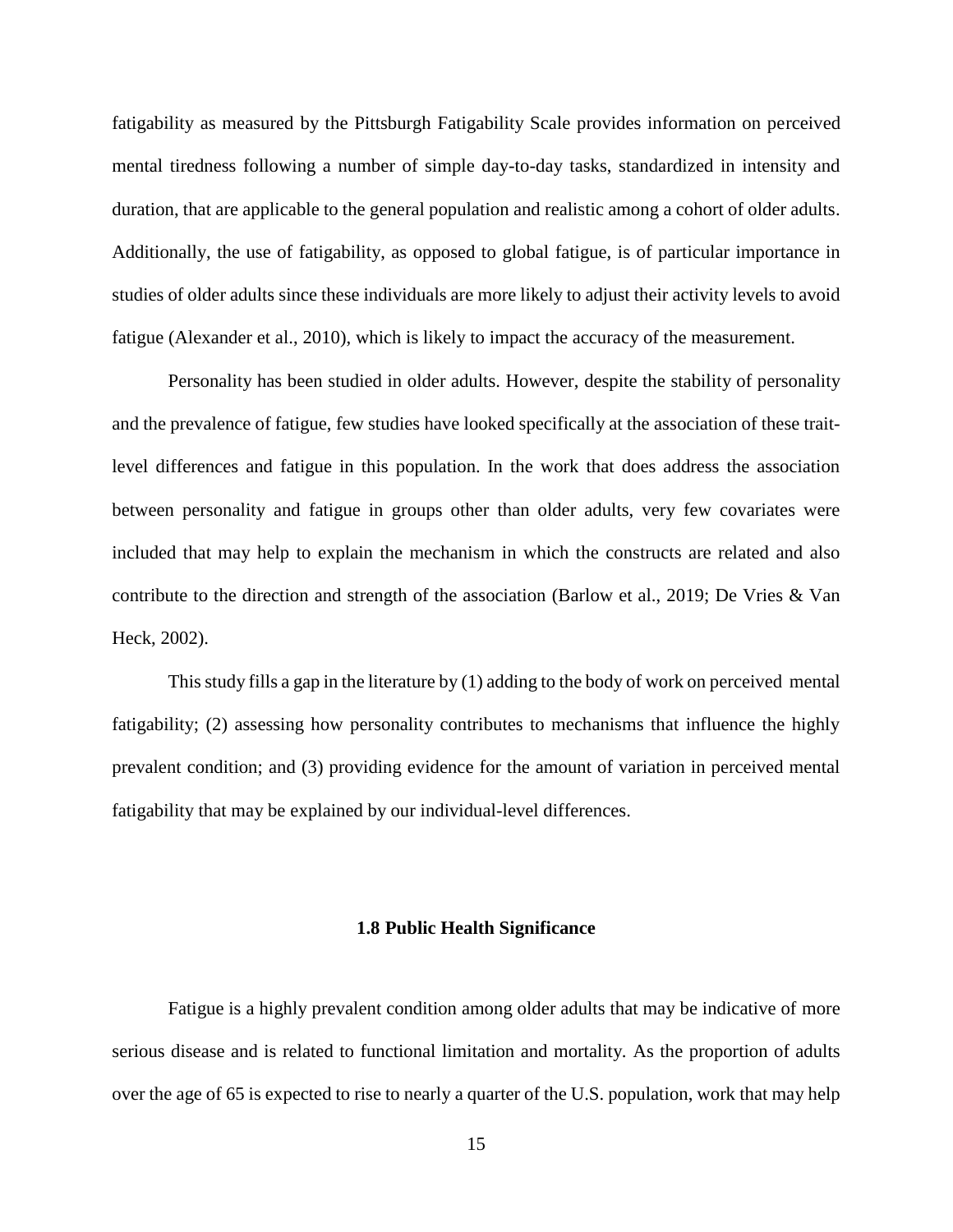fatigability as measured by the Pittsburgh Fatigability Scale provides information on perceived mental tiredness following a number of simple day-to-day tasks, standardized in intensity and duration, that are applicable to the general population and realistic among a cohort of older adults. Additionally, the use of fatigability, as opposed to global fatigue, is of particular importance in studies of older adults since these individuals are more likely to adjust their activity levels to avoid fatigue (Alexander et al., 2010), which is likely to impact the accuracy of the measurement.

Personality has been studied in older adults. However, despite the stability of personality and the prevalence of fatigue, few studies have looked specifically at the association of these trait-level differences and fatigue in this population. In the work that does address the association between personality and fatigue in groups other than older adults, very few covariates were included that may help to explain the mechanism in which the constructs are related and also contribute to the direction and strength of the association (Barlow et al., 2019; De Vries & Van Heck, 2002).

This study fills a gap in the literature by (1) adding to the body of work on perceived mental fatigability; (2) assessing how personality contributes to mechanisms that influence the highly prevalent condition; and (3) providing evidence for the amount of variation in perceived mental fatigability that may be explained by our individual-level differences.

### 1.8 Public Health Significance

Fatigue is a highly prevalent condition among older adults that may be indicative of more serious disease and is related to functional limitation and mortality. As the proportion of adults over the age of 65 is expected to rise to nearly a quarter of the U.S. population, work that may help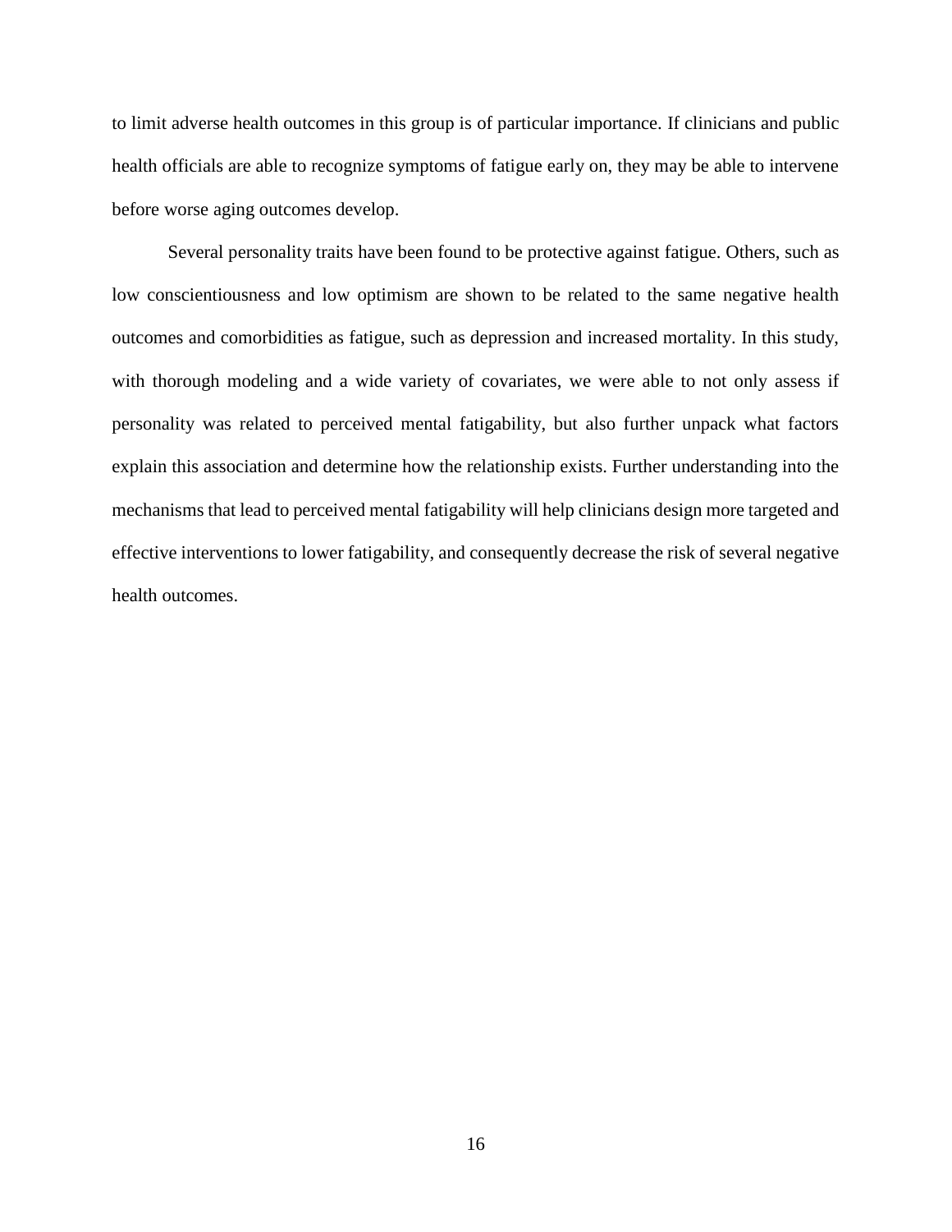to limit adverse health outcomes in this group is of particular importance. If clinicians and public health officials are able to recognize symptoms of fatigue early on, they may be able to intervene before worse aging outcomes develop.

Several personality traits have been found to be protective against fatigue. Others, such as low conscientiousness and low optimism are shown to be related to the same negative health outcomes and comorbidities as fatigue, such as depression and increased mortality. In this study, with thorough modeling and a wide variety of covariates, we were able to not only assess if personality was related to perceived mental fatigability, but also further unpack what factors explain this association and determine how the relationship exists. Further understanding into the mechanisms that lead to perceived mental fatigability will help clinicians design more targeted and effective interventions to lower fatigability, and consequently decrease the risk of several negative health outcomes.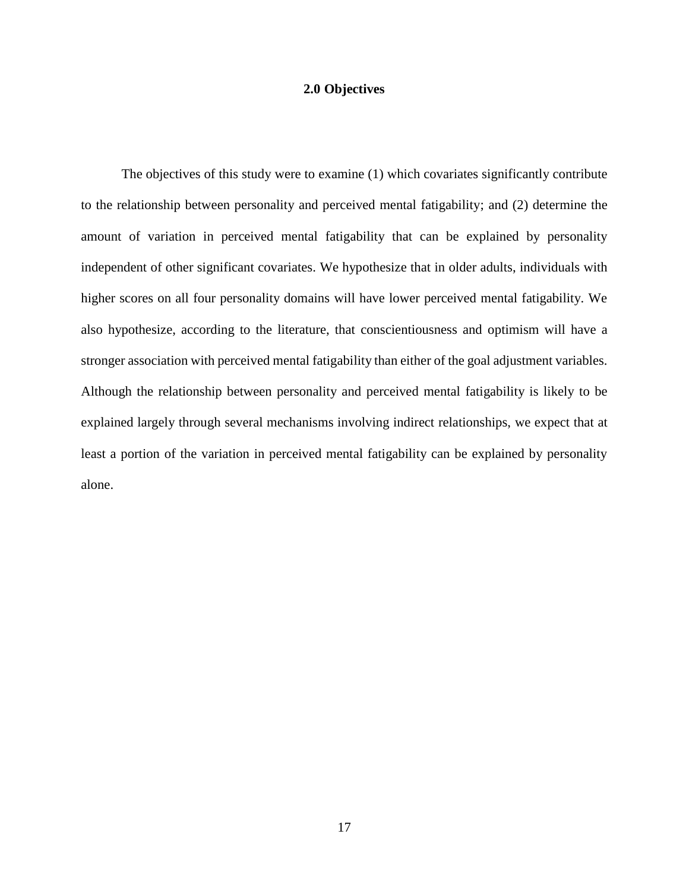## 2.0 Objectives

The objectives of this study were to examine (1) which covariates significantly contribute to the relationship between personality and perceived mental fatigability; and (2) determine the amount of variation in perceived mental fatigability that can be explained by personality independent of other significant covariates. We hypothesize that in older adults, individuals with higher scores on all four personality domains will have lower perceived mental fatigability. We also hypothesize, according to the literature, that conscientiousness and optimism will have a stronger association with perceived mental fatigability than either of the goal adjustment variables. Although the relationship between personality and perceived mental fatigability is likely to be explained largely through several mechanisms involving indirect relationships, we expect that at least a portion of the variation in perceived mental fatigability can be explained by personality alone.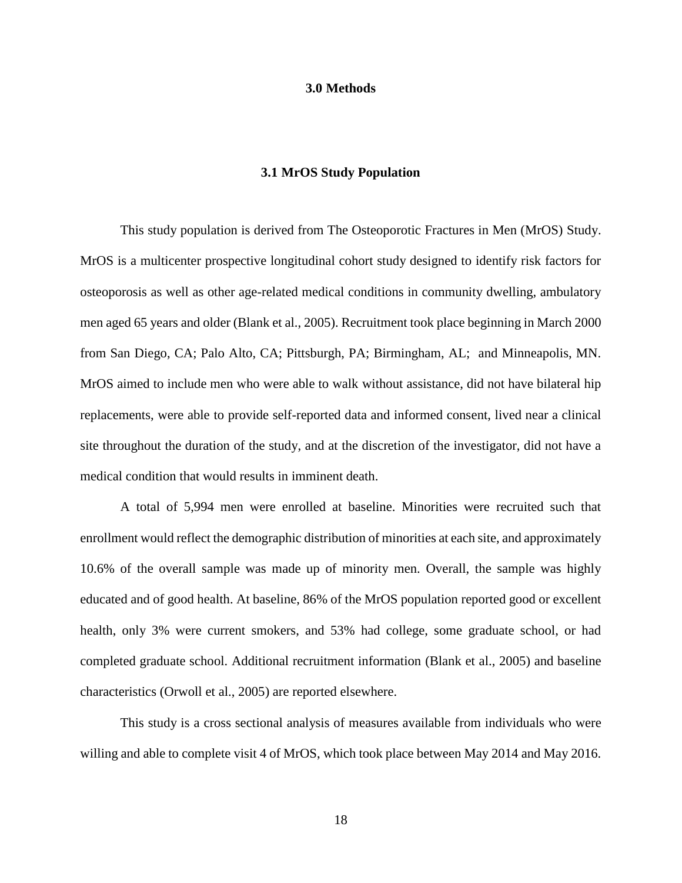# 3.0 Methods

## 3.1 MrOS Study Population

This study population is derived from The Osteoporotic Fractures in Men (MrOS) Study. MrOS is a multicenter prospective longitudinal cohort study designed to identify risk factors for osteoporosis as well as other age-related medical conditions in community dwelling, ambulatory men aged 65 years and older (Blank et al., 2005). Recruitment took place beginning in March 2000 from San Diego, CA; Palo Alto, CA; Pittsburgh, PA; Birmingham, AL; and Minneapolis, MN. MrOS aimed to include men who were able to walk without assistance, did not have bilateral hip replacements, were able to provide self-reported data and informed consent, lived near a clinical site throughout the duration of the study, and at the discretion of the investigator, did not have a medical condition that would results in imminent death.

A total of 5,994 men were enrolled at baseline. Minorities were recruited such that enrollment would reflect the demographic distribution of minorities at each site, and approximately 10.6% of the overall sample was made up of minority men. Overall, the sample was highly educated and of good health. At baseline, 86% of the MrOS population reported good or excellent health, only 3% were current smokers, and 53% had college, some graduate school, or had completed graduate school. Additional recruitment information (Blank et al., 2005) and baseline characteristics (Orwoll et al., 2005) are reported elsewhere.

This study is a cross sectional analysis of measures available from individuals who were willing and able to complete visit 4 of MrOS, which took place between May 2014 and May 2016.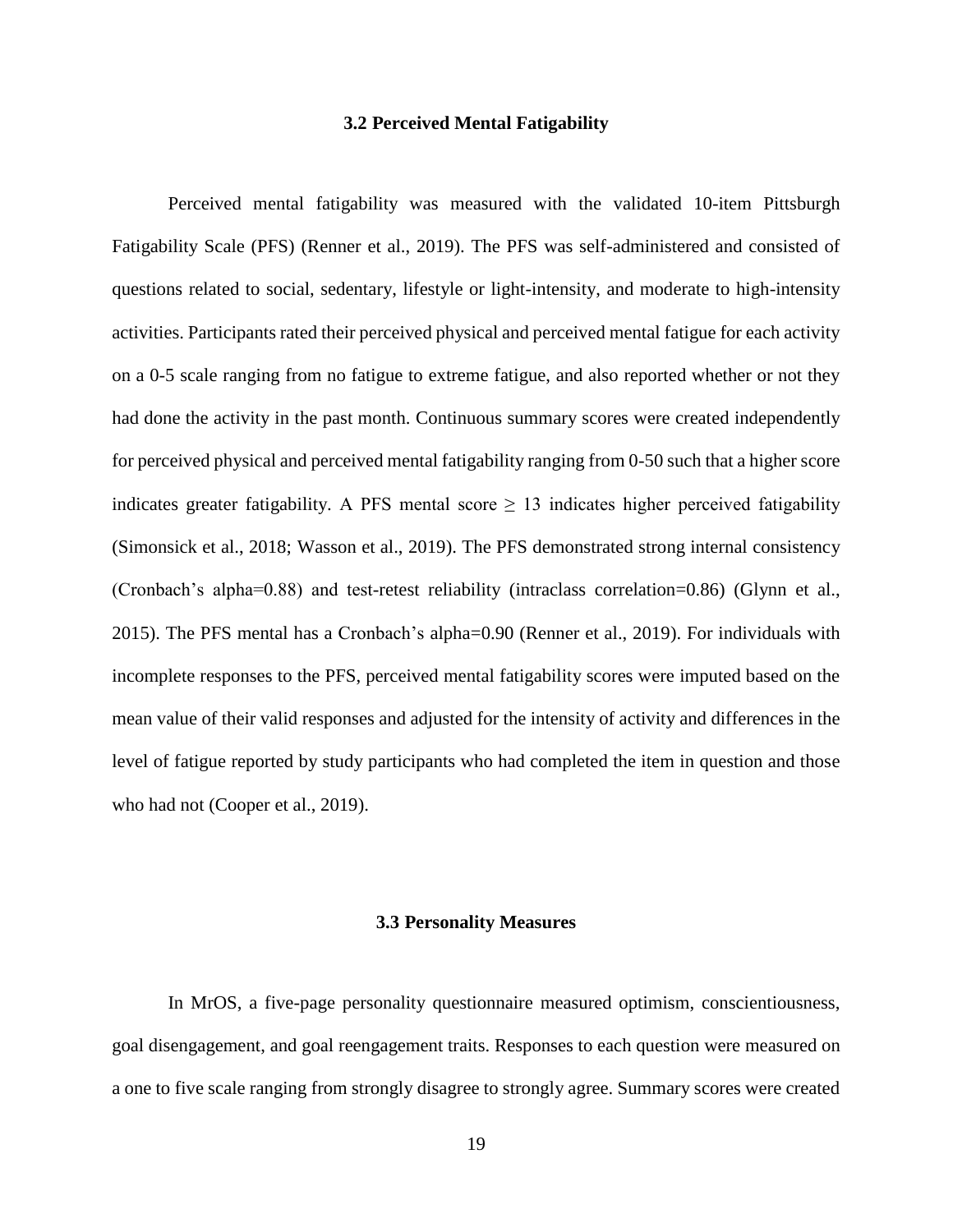### 3.2 Perceived Mental Fatigability

Perceived mental fatigability was measured with the validated 10-item Pittsburgh Fatigability Scale (PFS) (Renner et al., 2019). The PFS was self-administered and consisted of questions related to social, sedentary, lifestyle or light-intensity, and moderate to high-intensity activities. Participants rated their perceived physical and perceived mental fatigue for each activity on a 0-5 scale ranging from no fatigue to extreme fatigue, and also reported whether or not they had done the activity in the past month. Continuous summary scores were created independently for perceived physical and perceived mental fatigability ranging from 0-50 such that a higher score indicates greater fatigability. A PFS mental score $\geq 13$ indicates higher perceived fatigability (Simonsick et al., 2018; Wasson et al., 2019). The PFS demonstrated strong internal consistency (Cronbach's alpha=0.88) and test-retest reliability (intraclass correlation=0.86) (Glynn et al., 2015). The PFS mental has a Cronbach's alpha=0.90 (Renner et al., 2019). For individuals with incomplete responses to the PFS, perceived mental fatigability scores were imputed based on the mean value of their valid responses and adjusted for the intensity of activity and differences in the level of fatigue reported by study participants who had completed the item in question and those who had not (Cooper et al., 2019).

### 3.3 Personality Measures

In MrOS, a five-page personality questionnaire measured optimism, conscientiousness, goal disengagement, and goal reengagement traits. Responses to each question were measured on a one to five scale ranging from strongly disagree to strongly agree. Summary scores were created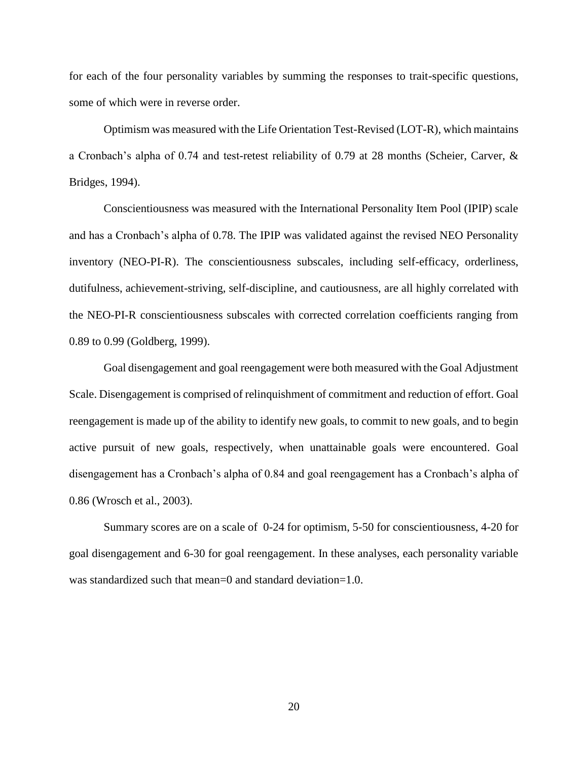for each of the four personality variables by summing the responses to trait-specific questions, some of which were in reverse order.

Optimism was measured with the Life Orientation Test-Revised (LOT-R), which maintains a Cronbach's alpha of 0.74 and test-retest reliability of 0.79 at 28 months (Scheier, Carver, & Bridges, 1994).

Conscientiousness was measured with the International Personality Item Pool (IPIP) scale and has a Cronbach's alpha of 0.78. The IPIP was validated against the revised NEO Personality inventory (NEO-PI-R). The conscientiousness subscales, including self-efficacy, orderliness, dutifulness, achievement-striving, self-discipline, and cautiousness, are all highly correlated with the NEO-PI-R conscientiousness subscales with corrected correlation coefficients ranging from 0.89 to 0.99 (Goldberg, 1999).

Goal disengagement and goal reengagement were both measured with the Goal Adjustment Scale. Disengagement is comprised of relinquishment of commitment and reduction of effort. Goal reengagement is made up of the ability to identify new goals, to commit to new goals, and to begin active pursuit of new goals, respectively, when unattainable goals were encountered. Goal disengagement has a Cronbach's alpha of 0.84 and goal reengagement has a Cronbach's alpha of 0.86 (Wrosch et al., 2003).

Summary scores are on a scale of 0-24 for optimism, 5-50 for conscientiousness, 4-20 for goal disengagement and 6-30 for goal reengagement. In these analyses, each personality variable was standardized such that mean=0 and standard deviation=1.0.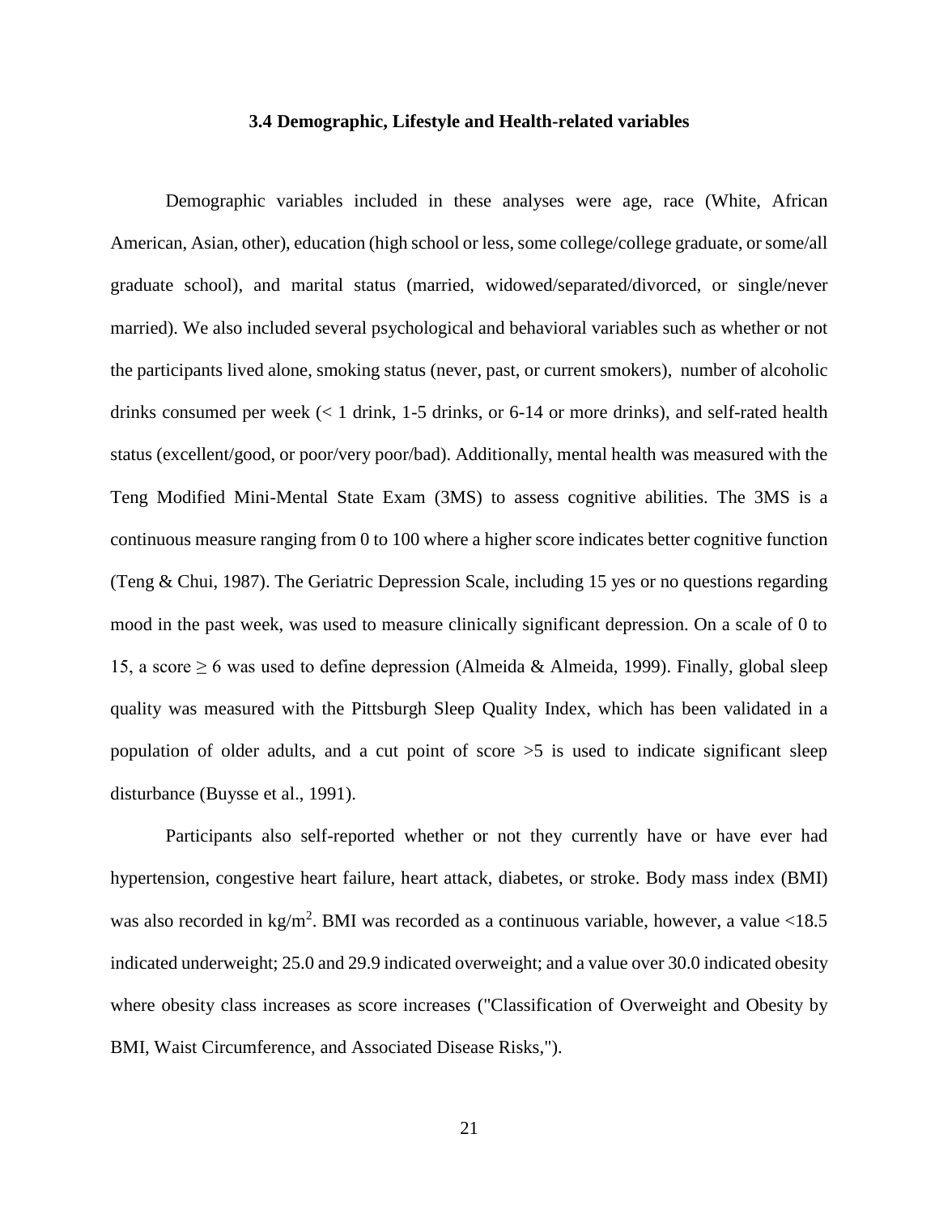### 3.4 Demographic, Lifestyle and Health-related variables

Demographic variables included in these analyses were age, race (White, African American, Asian, other), education (high school or less, some college/college graduate, or some/all graduate school), and marital status (married, widowed/separated/divorced, or single/never married). We also included several psychological and behavioral variables such as whether or not the participants lived alone, smoking status (never, past, or current smokers), number of alcoholic drinks consumed per week (< 1 drink, 1-5 drinks, or 6-14 or more drinks), and self-rated health status (excellent/good, or poor/very poor/bad). Additionally, mental health was measured with the Teng Modified Mini-Mental State Exam (3MS) to assess cognitive abilities. The 3MS is a continuous measure ranging from 0 to 100 where a higher score indicates better cognitive function (Teng & Chui, 1987). The Geriatric Depression Scale, including 15 yes or no questions regarding mood in the past week, was used to measure clinically significant depression. On a scale of 0 to 15, a score ≥ 6 was used to define depression (Almeida & Almeida, 1999). Finally, global sleep quality was measured with the Pittsburgh Sleep Quality Index, which has been validated in a population of older adults, and a cut point of score >5 is used to indicate significant sleep disturbance (Buysse et al., 1991).

Participants also self-reported whether or not they currently have or have ever had hypertension, congestive heart failure, heart attack, diabetes, or stroke. Body mass index (BMI) was also recorded in $kg/m^2$. BMI was recorded as a continuous variable, however, a value <18.5 indicated underweight; 25.0 and 29.9 indicated overweight; and a value over 30.0 indicated obesity where obesity class increases as score increases ("Classification of Overweight and Obesity by BMI, Waist Circumference, and Associated Disease Risks,").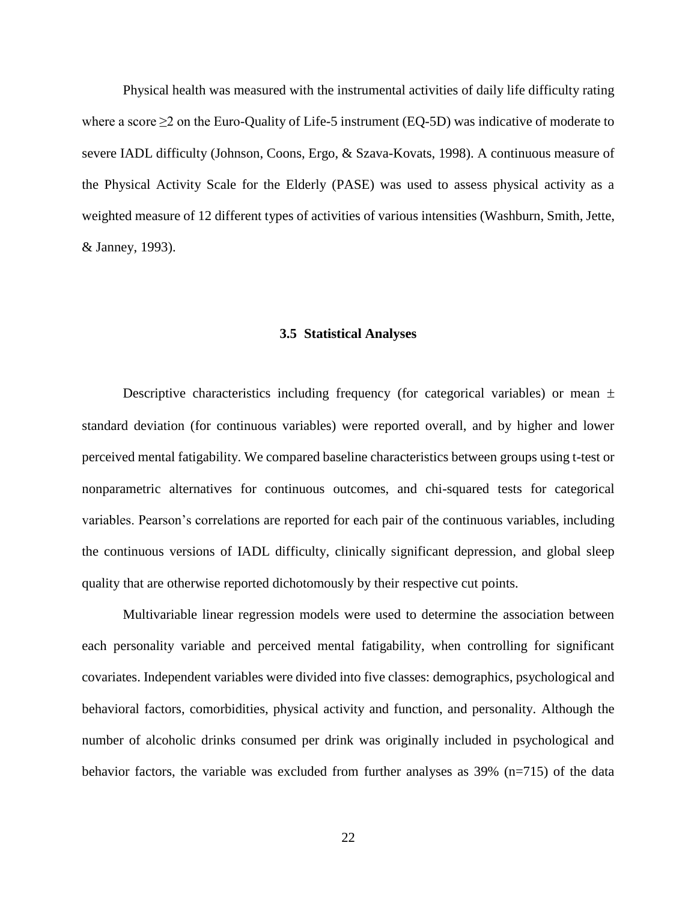Physical health was measured with the instrumental activities of daily life difficulty rating where a score $\geq$2 on the Euro-Quality of Life-5 instrument (EQ-5D) was indicative of moderate to severe IADL difficulty (Johnson, Coons, Ergo, & Szava-Kovats, 1998). A continuous measure of the Physical Activity Scale for the Elderly (PASE) was used to assess physical activity as a weighted measure of 12 different types of activities of various intensities (Washburn, Smith, Jette, & Janney, 1993).

### 3.5 Statistical Analyses

Descriptive characteristics including frequency (for categorical variables) or mean $\pm$ standard deviation (for continuous variables) were reported overall, and by higher and lower perceived mental fatigability. We compared baseline characteristics between groups using t-test or nonparametric alternatives for continuous outcomes, and chi-squared tests for categorical variables. Pearson's correlations are reported for each pair of the continuous variables, including the continuous versions of IADL difficulty, clinically significant depression, and global sleep quality that are otherwise reported dichotomously by their respective cut points.

Multivariable linear regression models were used to determine the association between each personality variable and perceived mental fatigability, when controlling for significant covariates. Independent variables were divided into five classes: demographics, psychological and behavioral factors, comorbidities, physical activity and function, and personality. Although the number of alcoholic drinks consumed per drink was originally included in psychological and behavior factors, the variable was excluded from further analyses as 39% (n=715) of the data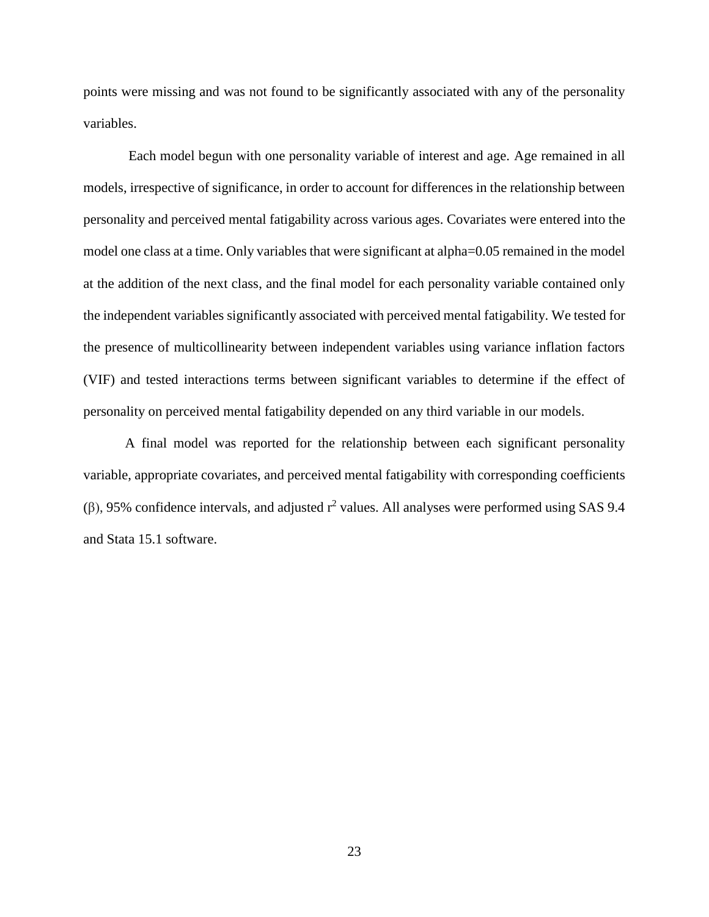points were missing and was not found to be significantly associated with any of the personality variables.

Each model begun with one personality variable of interest and age. Age remained in all models, irrespective of significance, in order to account for differences in the relationship between personality and perceived mental fatigability across various ages. Covariates were entered into the model one class at a time. Only variables that were significant at alpha=0.05 remained in the model at the addition of the next class, and the final model for each personality variable contained only the independent variables significantly associated with perceived mental fatigability. We tested for the presence of multicollinearity between independent variables using variance inflation factors (VIF) and tested interactions terms between significant variables to determine if the effect of personality on perceived mental fatigability depended on any third variable in our models.

A final model was reported for the relationship between each significant personality variable, appropriate covariates, and perceived mental fatigability with corresponding coefficients ($\beta$), 95% confidence intervals, and adjusted $r^2$ values. All analyses were performed using SAS 9.4 and Stata 15.1 software.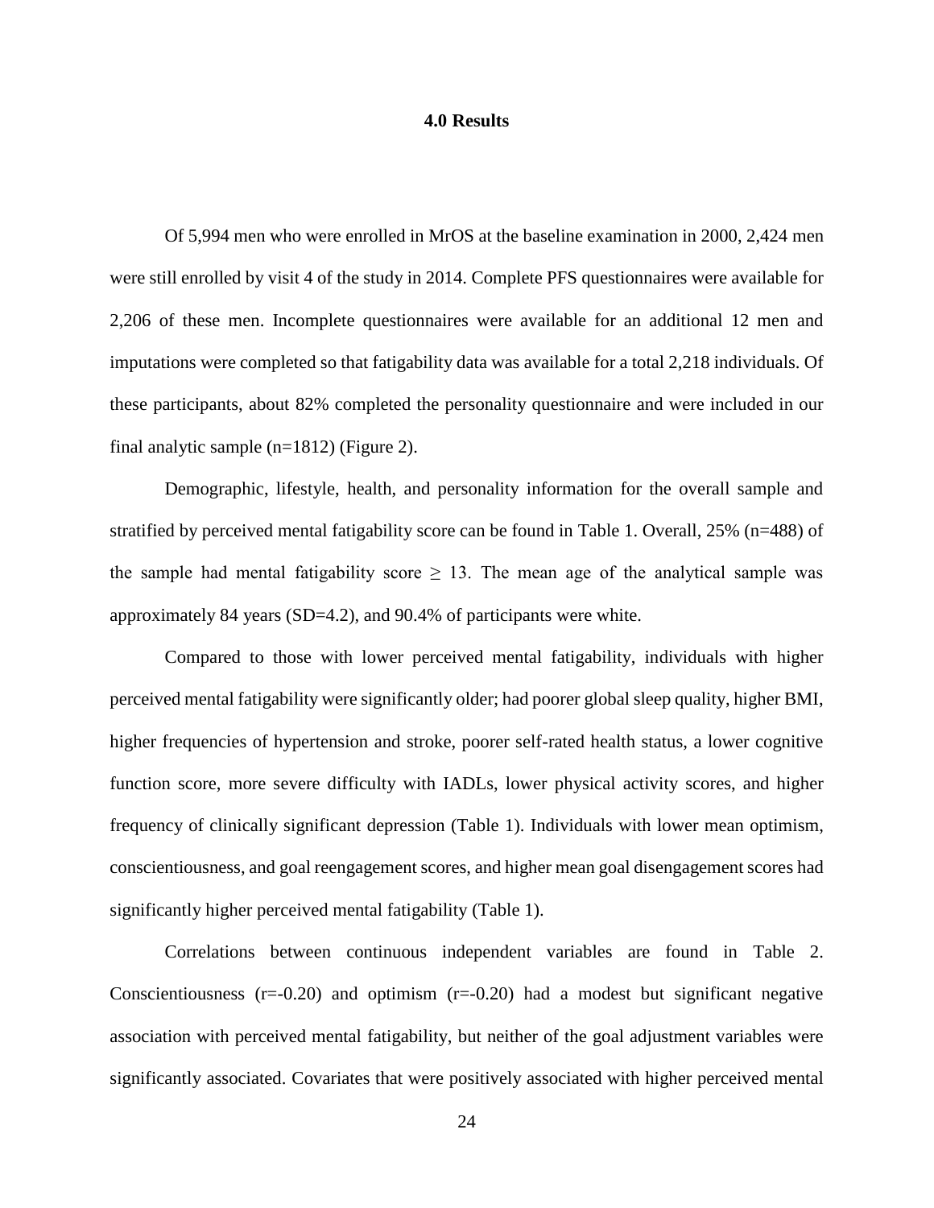# 4.0 Results

Of 5,994 men who were enrolled in MrOS at the baseline examination in 2000, 2,424 men were still enrolled by visit 4 of the study in 2014. Complete PFS questionnaires were available for 2,206 of these men. Incomplete questionnaires were available for an additional 12 men and imputations were completed so that fatigability data was available for a total 2,218 individuals. Of these participants, about 82% completed the personality questionnaire and were included in our final analytic sample (n=1812) (Figure 2).

Demographic, lifestyle, health, and personality information for the overall sample and stratified by perceived mental fatigability score can be found in Table 1. Overall, 25% (n=488) of the sample had mental fatigability score $\geq$ 13. The mean age of the analytical sample was approximately 84 years (SD=4.2), and 90.4% of participants were white.

Compared to those with lower perceived mental fatigability, individuals with higher perceived mental fatigability were significantly older; had poorer global sleep quality, higher BMI, higher frequencies of hypertension and stroke, poorer self-rated health status, a lower cognitive function score, more severe difficulty with IADLs, lower physical activity scores, and higher frequency of clinically significant depression (Table 1). Individuals with lower mean optimism, conscientiousness, and goal reengagement scores, and higher mean goal disengagement scores had significantly higher perceived mental fatigability (Table 1).

Correlations between continuous independent variables are found in Table 2. Conscientiousness (r=-0.20) and optimism (r=-0.20) had a modest but significant negative association with perceived mental fatigability, but neither of the goal adjustment variables were significantly associated. Covariates that were positively associated with higher perceived mental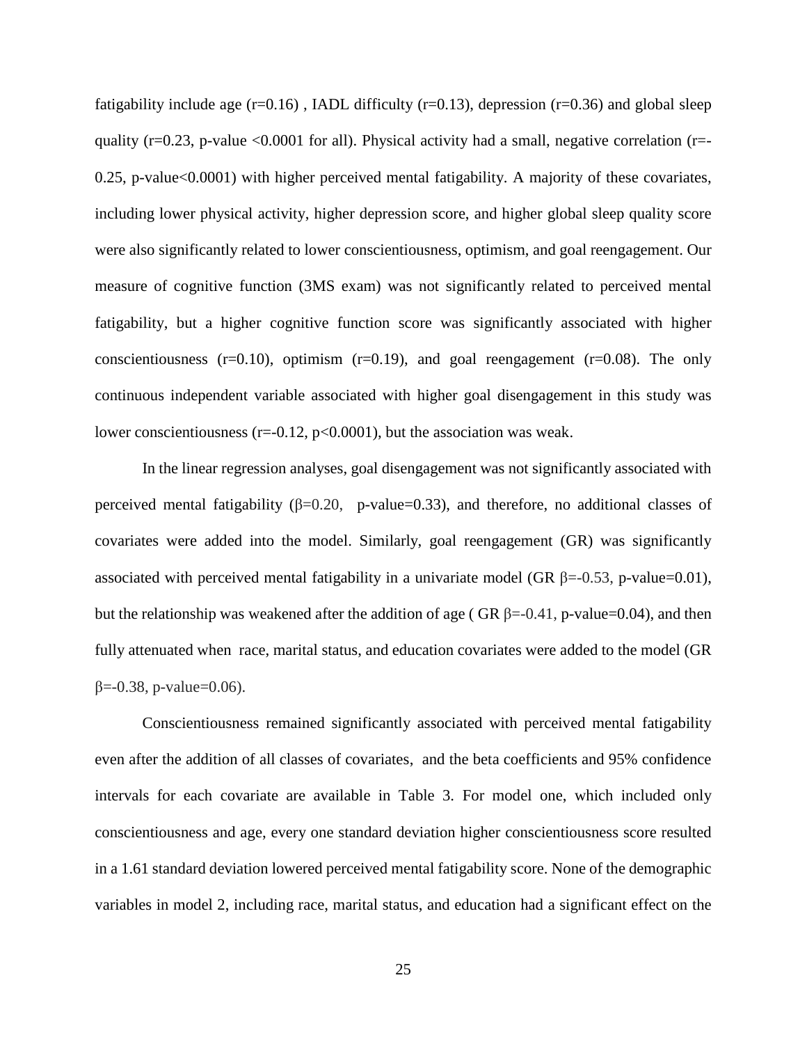fatigability include age ($r=0.16$) , IADL difficulty ($r=0.13$), depression ($r=0.36$) and global sleep quality ($r=0.23$, p-value $<0.0001$ for all). Physical activity had a small, negative correlation ($r=-0.25$, p-value$<0.0001$) with higher perceived mental fatigability. A majority of these covariates, including lower physical activity, higher depression score, and higher global sleep quality score were also significantly related to lower conscientiousness, optimism, and goal reengagement. Our measure of cognitive function (3MS exam) was not significantly related to perceived mental fatigability, but a higher cognitive function score was significantly associated with higher conscientiousness ($r=0.10$), optimism ($r=0.19$), and goal reengagement ($r=0.08$). The only continuous independent variable associated with higher goal disengagement in this study was lower conscientiousness ($r=-0.12$, $p<0.0001$), but the association was weak.

In the linear regression analyses, goal disengagement was not significantly associated with perceived mental fatigability ($\beta=0.20$, p-value=0.33), and therefore, no additional classes of covariates were added into the model. Similarly, goal reengagement (GR) was significantly associated with perceived mental fatigability in a univariate model (GR $\beta=-0.53$, p-value=0.01), but the relationship was weakened after the addition of age ( GR $\beta=-0.41$, p-value=0.04), and then fully attenuated when race, marital status, and education covariates were added to the model (GR $\beta=-0.38$, p-value=0.06).

Conscientiousness remained significantly associated with perceived mental fatigability even after the addition of all classes of covariates, and the beta coefficients and 95% confidence intervals for each covariate are available in Table 3. For model one, which included only conscientiousness and age, every one standard deviation higher conscientiousness score resulted in a 1.61 standard deviation lowered perceived mental fatigability score. None of the demographic variables in model 2, including race, marital status, and education had a significant effect on the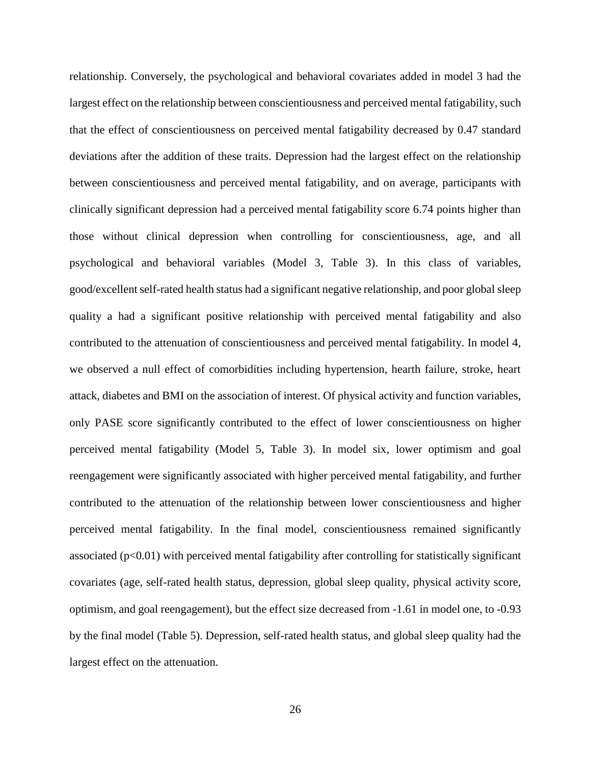relationship. Conversely, the psychological and behavioral covariates added in model 3 had the largest effect on the relationship between conscientiousness and perceived mental fatigability, such that the effect of conscientiousness on perceived mental fatigability decreased by 0.47 standard deviations after the addition of these traits. Depression had the largest effect on the relationship between conscientiousness and perceived mental fatigability, and on average, participants with clinically significant depression had a perceived mental fatigability score 6.74 points higher than those without clinical depression when controlling for conscientiousness, age, and all psychological and behavioral variables (Model 3, Table 3). In this class of variables, good/excellent self-rated health status had a significant negative relationship, and poor global sleep quality a had a significant positive relationship with perceived mental fatigability and also contributed to the attenuation of conscientiousness and perceived mental fatigability. In model 4, we observed a null effect of comorbidities including hypertension, hearth failure, stroke, heart attack, diabetes and BMI on the association of interest. Of physical activity and function variables, only PASE score significantly contributed to the effect of lower conscientiousness on higher perceived mental fatigability (Model 5, Table 3). In model six, lower optimism and goal reengagement were significantly associated with higher perceived mental fatigability, and further contributed to the attenuation of the relationship between lower conscientiousness and higher perceived mental fatigability. In the final model, conscientiousness remained significantly associated ($p<0.01$) with perceived mental fatigability after controlling for statistically significant covariates (age, self-rated health status, depression, global sleep quality, physical activity score, optimism, and goal reengagement), but the effect size decreased from -1.61 in model one, to -0.93 by the final model (Table 5). Depression, self-rated health status, and global sleep quality had the largest effect on the attenuation.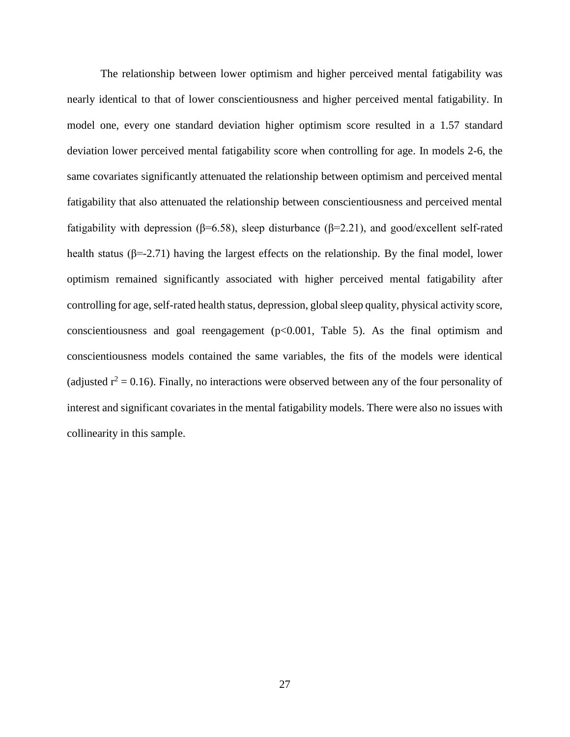The relationship between lower optimism and higher perceived mental fatigability was nearly identical to that of lower conscientiousness and higher perceived mental fatigability. In model one, every one standard deviation higher optimism score resulted in a 1.57 standard deviation lower perceived mental fatigability score when controlling for age. In models 2-6, the same covariates significantly attenuated the relationship between optimism and perceived mental fatigability that also attenuated the relationship between conscientiousness and perceived mental fatigability with depression ($\beta$=6.58), sleep disturbance ($\beta$=2.21), and good/excellent self-rated health status ($\beta$=-2.71) having the largest effects on the relationship. By the final model, lower optimism remained significantly associated with higher perceived mental fatigability after controlling for age, self-rated health status, depression, global sleep quality, physical activity score, conscientiousness and goal reengagement ($p<0.001$, Table 5). As the final optimism and conscientiousness models contained the same variables, the fits of the models were identical (adjusted $r^2 = 0.16$). Finally, no interactions were observed between any of the four personality of interest and significant covariates in the mental fatigability models. There were also no issues with collinearity in this sample.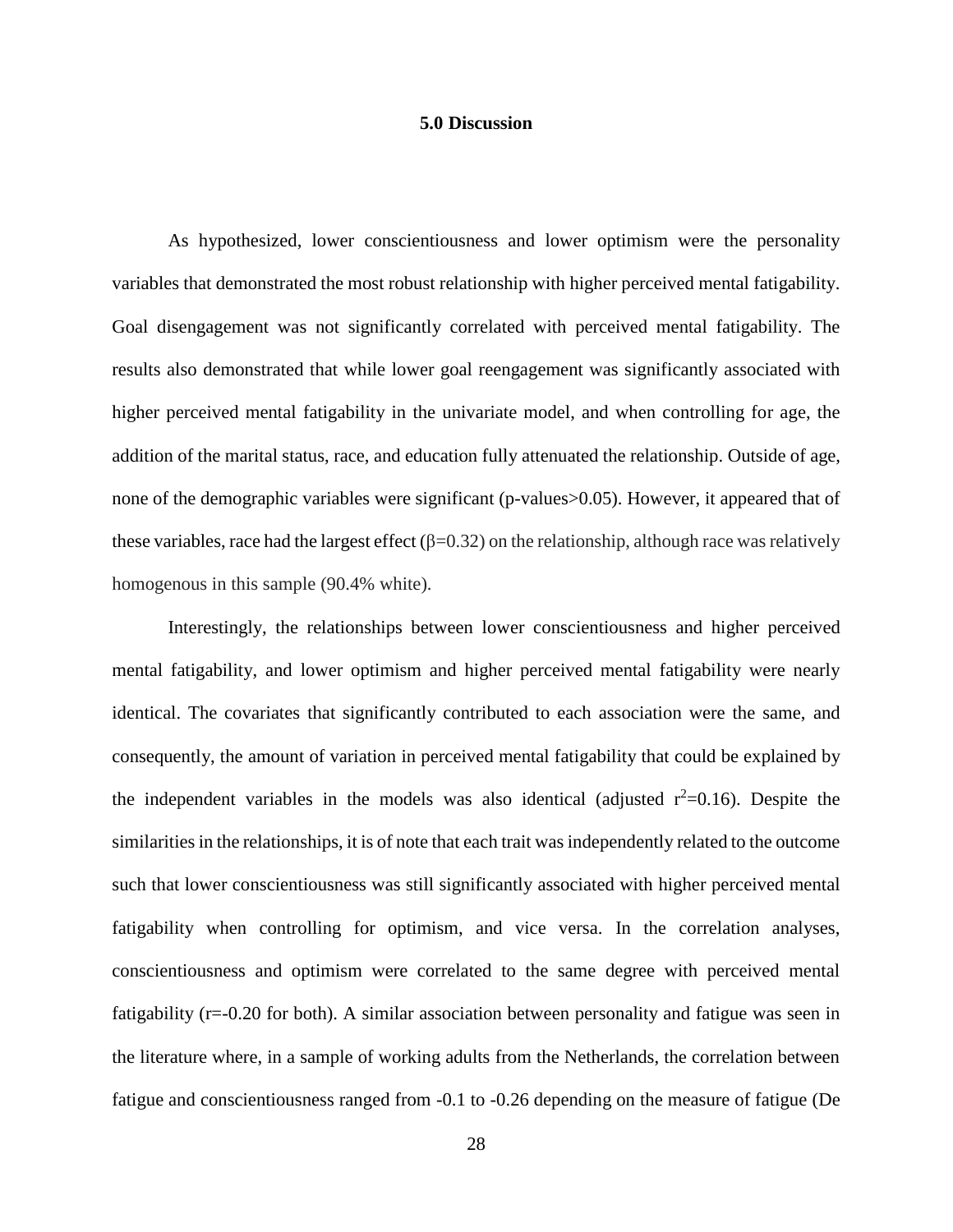## 5.0 Discussion

As hypothesized, lower conscientiousness and lower optimism were the personality variables that demonstrated the most robust relationship with higher perceived mental fatigability. Goal disengagement was not significantly correlated with perceived mental fatigability. The results also demonstrated that while lower goal reengagement was significantly associated with higher perceived mental fatigability in the univariate model, and when controlling for age, the addition of the marital status, race, and education fully attenuated the relationship. Outside of age, none of the demographic variables were significant (p-values>0.05). However, it appeared that of these variables, race had the largest effect ($\beta$=0.32) on the relationship, although race was relatively homogenous in this sample (90.4% white).

Interestingly, the relationships between lower conscientiousness and higher perceived mental fatigability, and lower optimism and higher perceived mental fatigability were nearly identical. The covariates that significantly contributed to each association were the same, and consequently, the amount of variation in perceived mental fatigability that could be explained by the independent variables in the models was also identical (adjusted $r^2$=0.16). Despite the similarities in the relationships, it is of note that each trait was independently related to the outcome such that lower conscientiousness was still significantly associated with higher perceived mental fatigability when controlling for optimism, and vice versa. In the correlation analyses, conscientiousness and optimism were correlated to the same degree with perceived mental fatigability (r=-0.20 for both). A similar association between personality and fatigue was seen in the literature where, in a sample of working adults from the Netherlands, the correlation between fatigue and conscientiousness ranged from -0.1 to -0.26 depending on the measure of fatigue (De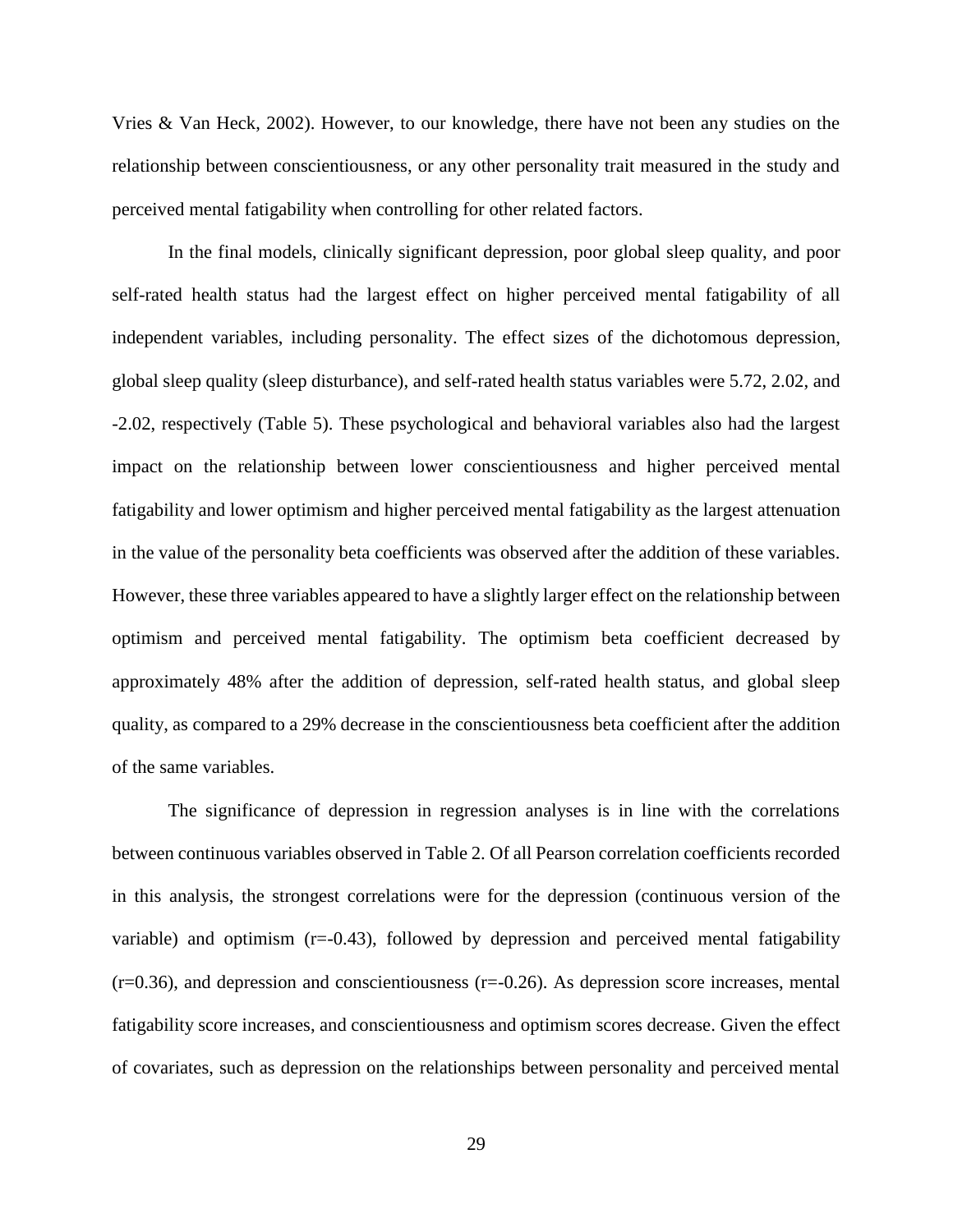Vries & Van Heck, 2002). However, to our knowledge, there have not been any studies on the relationship between conscientiousness, or any other personality trait measured in the study and perceived mental fatigability when controlling for other related factors.

In the final models, clinically significant depression, poor global sleep quality, and poor self-rated health status had the largest effect on higher perceived mental fatigability of all independent variables, including personality. The effect sizes of the dichotomous depression, global sleep quality (sleep disturbance), and self-rated health status variables were 5.72, 2.02, and -2.02, respectively (Table 5). These psychological and behavioral variables also had the largest impact on the relationship between lower conscientiousness and higher perceived mental fatigability and lower optimism and higher perceived mental fatigability as the largest attenuation in the value of the personality beta coefficients was observed after the addition of these variables. However, these three variables appeared to have a slightly larger effect on the relationship between optimism and perceived mental fatigability. The optimism beta coefficient decreased by approximately 48% after the addition of depression, self-rated health status, and global sleep quality, as compared to a 29% decrease in the conscientiousness beta coefficient after the addition of the same variables.

The significance of depression in regression analyses is in line with the correlations between continuous variables observed in Table 2. Of all Pearson correlation coefficients recorded in this analysis, the strongest correlations were for the depression (continuous version of the variable) and optimism ($r=-0.43$), followed by depression and perceived mental fatigability ($r=0.36$), and depression and conscientiousness ($r=-0.26$). As depression score increases, mental fatigability score increases, and conscientiousness and optimism scores decrease. Given the effect of covariates, such as depression on the relationships between personality and perceived mental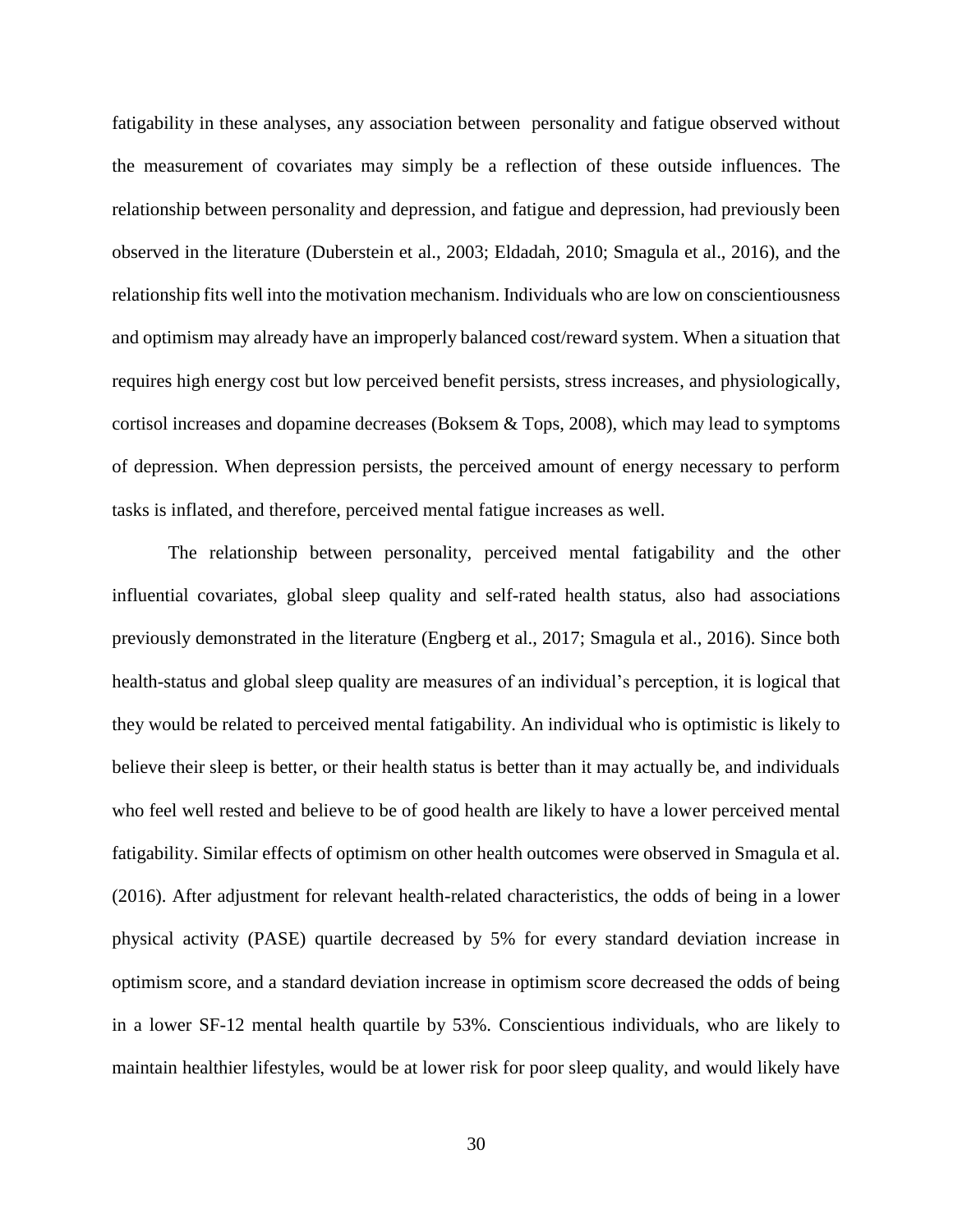fatigability in these analyses, any association between personality and fatigue observed without the measurement of covariates may simply be a reflection of these outside influences. The relationship between personality and depression, and fatigue and depression, had previously been observed in the literature (Duberstein et al., 2003; Eldadah, 2010; Smagula et al., 2016), and the relationship fits well into the motivation mechanism. Individuals who are low on conscientiousness and optimism may already have an improperly balanced cost/reward system. When a situation that requires high energy cost but low perceived benefit persists, stress increases, and physiologically, cortisol increases and dopamine decreases (Boksem & Tops, 2008), which may lead to symptoms of depression. When depression persists, the perceived amount of energy necessary to perform tasks is inflated, and therefore, perceived mental fatigue increases as well.

The relationship between personality, perceived mental fatigability and the other influential covariates, global sleep quality and self-rated health status, also had associations previously demonstrated in the literature (Engberg et al., 2017; Smagula et al., 2016). Since both health-status and global sleep quality are measures of an individual's perception, it is logical that they would be related to perceived mental fatigability. An individual who is optimistic is likely to believe their sleep is better, or their health status is better than it may actually be, and individuals who feel well rested and believe to be of good health are likely to have a lower perceived mental fatigability. Similar effects of optimism on other health outcomes were observed in Smagula et al. (2016). After adjustment for relevant health-related characteristics, the odds of being in a lower physical activity (PASE) quartile decreased by 5% for every standard deviation increase in optimism score, and a standard deviation increase in optimism score decreased the odds of being in a lower SF-12 mental health quartile by 53%. Conscientious individuals, who are likely to maintain healthier lifestyles, would be at lower risk for poor sleep quality, and would likely have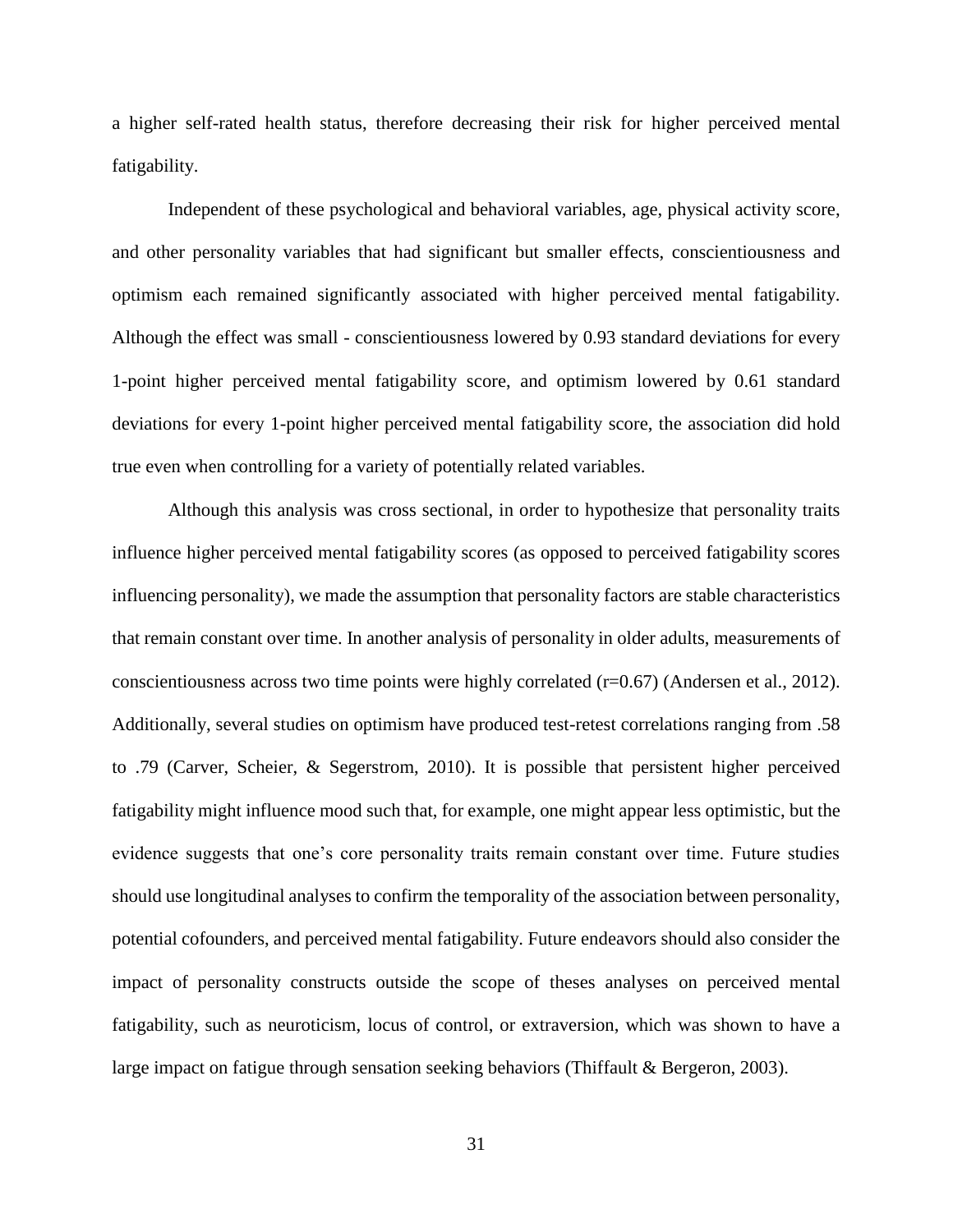a higher self-rated health status, therefore decreasing their risk for higher perceived mental fatigability.

Independent of these psychological and behavioral variables, age, physical activity score, and other personality variables that had significant but smaller effects, conscientiousness and optimism each remained significantly associated with higher perceived mental fatigability. Although the effect was small - conscientiousness lowered by 0.93 standard deviations for every 1-point higher perceived mental fatigability score, and optimism lowered by 0.61 standard deviations for every 1-point higher perceived mental fatigability score, the association did hold true even when controlling for a variety of potentially related variables.

Although this analysis was cross sectional, in order to hypothesize that personality traits influence higher perceived mental fatigability scores (as opposed to perceived fatigability scores influencing personality), we made the assumption that personality factors are stable characteristics that remain constant over time. In another analysis of personality in older adults, measurements of conscientiousness across two time points were highly correlated (r=0.67) (Andersen et al., 2012). Additionally, several studies on optimism have produced test-retest correlations ranging from .58 to .79 (Carver, Scheier, & Segerstrom, 2010). It is possible that persistent higher perceived fatigability might influence mood such that, for example, one might appear less optimistic, but the evidence suggests that one's core personality traits remain constant over time. Future studies should use longitudinal analyses to confirm the temporality of the association between personality, potential cofounders, and perceived mental fatigability. Future endeavors should also consider the impact of personality constructs outside the scope of theses analyses on perceived mental fatigability, such as neuroticism, locus of control, or extraversion, which was shown to have a large impact on fatigue through sensation seeking behaviors (Thiffault & Bergeron, 2003).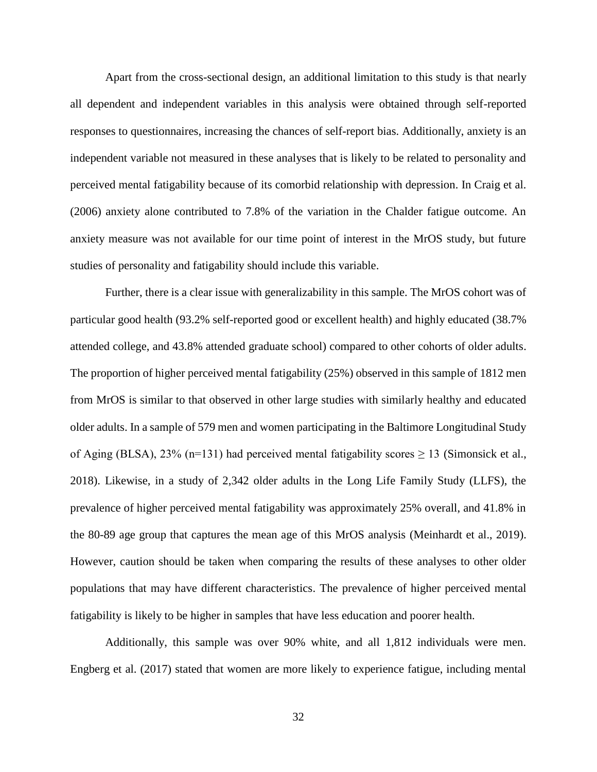Apart from the cross-sectional design, an additional limitation to this study is that nearly all dependent and independent variables in this analysis were obtained through self-reported responses to questionnaires, increasing the chances of self-report bias. Additionally, anxiety is an independent variable not measured in these analyses that is likely to be related to personality and perceived mental fatigability because of its comorbid relationship with depression. In Craig et al. (2006) anxiety alone contributed to 7.8% of the variation in the Chalder fatigue outcome. An anxiety measure was not available for our time point of interest in the MrOS study, but future studies of personality and fatigability should include this variable.

Further, there is a clear issue with generalizability in this sample. The MrOS cohort was of particular good health (93.2% self-reported good or excellent health) and highly educated (38.7% attended college, and 43.8% attended graduate school) compared to other cohorts of older adults. The proportion of higher perceived mental fatigability (25%) observed in this sample of 1812 men from MrOS is similar to that observed in other large studies with similarly healthy and educated older adults. In a sample of 579 men and women participating in the Baltimore Longitudinal Study of Aging (BLSA), 23% (n=131) had perceived mental fatigability scores $\geq 13$ (Simonsick et al., 2018). Likewise, in a study of 2,342 older adults in the Long Life Family Study (LLFS), the prevalence of higher perceived mental fatigability was approximately 25% overall, and 41.8% in the 80-89 age group that captures the mean age of this MrOS analysis (Meinhardt et al., 2019). However, caution should be taken when comparing the results of these analyses to other older populations that may have different characteristics. The prevalence of higher perceived mental fatigability is likely to be higher in samples that have less education and poorer health.

Additionally, this sample was over 90% white, and all 1,812 individuals were men. Engberg et al. (2017) stated that women are more likely to experience fatigue, including mental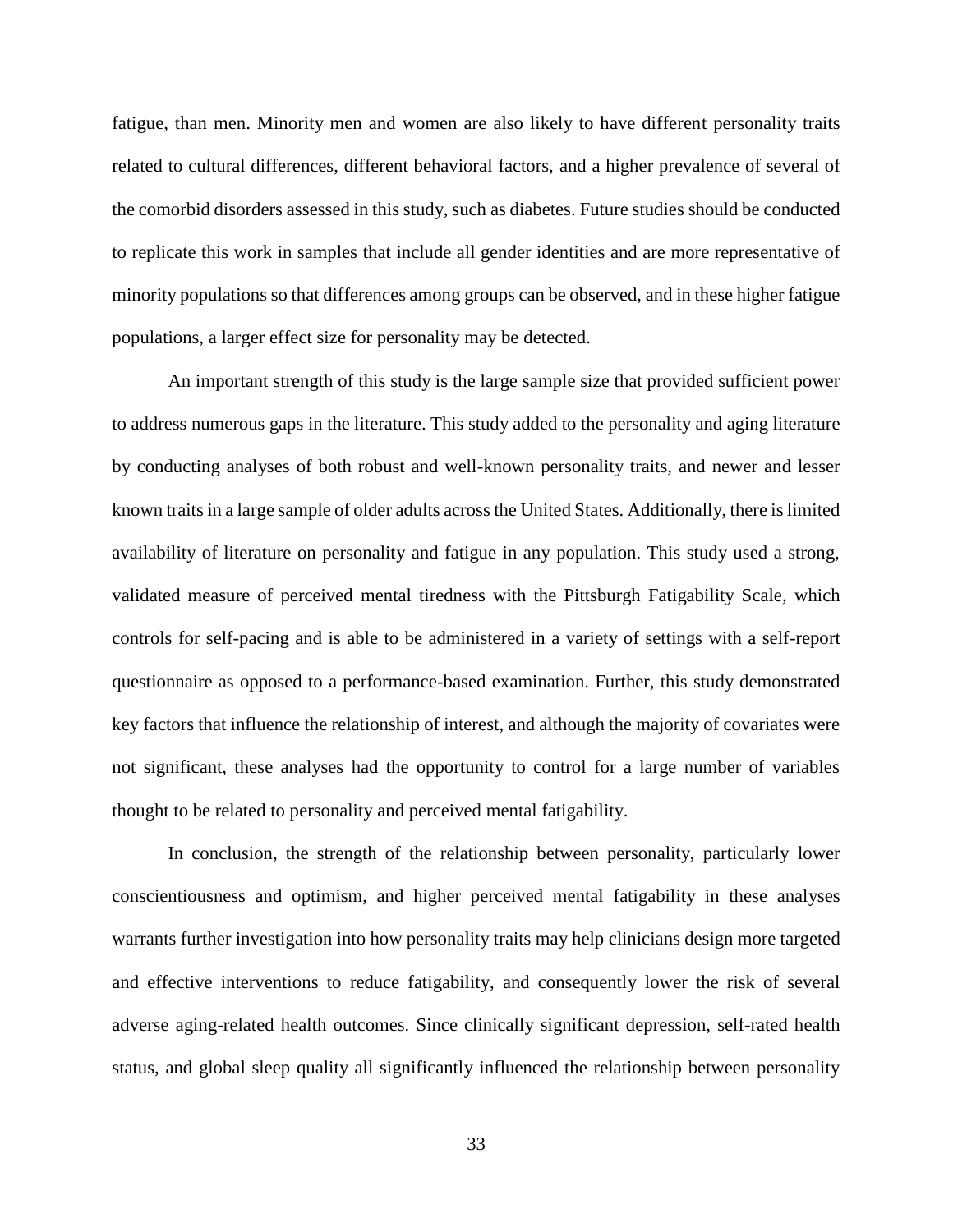fatigue, than men. Minority men and women are also likely to have different personality traits related to cultural differences, different behavioral factors, and a higher prevalence of several of the comorbid disorders assessed in this study, such as diabetes. Future studies should be conducted to replicate this work in samples that include all gender identities and are more representative of minority populations so that differences among groups can be observed, and in these higher fatigue populations, a larger effect size for personality may be detected.

An important strength of this study is the large sample size that provided sufficient power to address numerous gaps in the literature. This study added to the personality and aging literature by conducting analyses of both robust and well-known personality traits, and newer and lesser known traits in a large sample of older adults across the United States. Additionally, there is limited availability of literature on personality and fatigue in any population. This study used a strong, validated measure of perceived mental tiredness with the Pittsburgh Fatigability Scale, which controls for self-pacing and is able to be administered in a variety of settings with a self-report questionnaire as opposed to a performance-based examination. Further, this study demonstrated key factors that influence the relationship of interest, and although the majority of covariates were not significant, these analyses had the opportunity to control for a large number of variables thought to be related to personality and perceived mental fatigability.

In conclusion, the strength of the relationship between personality, particularly lower conscientiousness and optimism, and higher perceived mental fatigability in these analyses warrants further investigation into how personality traits may help clinicians design more targeted and effective interventions to reduce fatigability, and consequently lower the risk of several adverse aging-related health outcomes. Since clinically significant depression, self-rated health status, and global sleep quality all significantly influenced the relationship between personality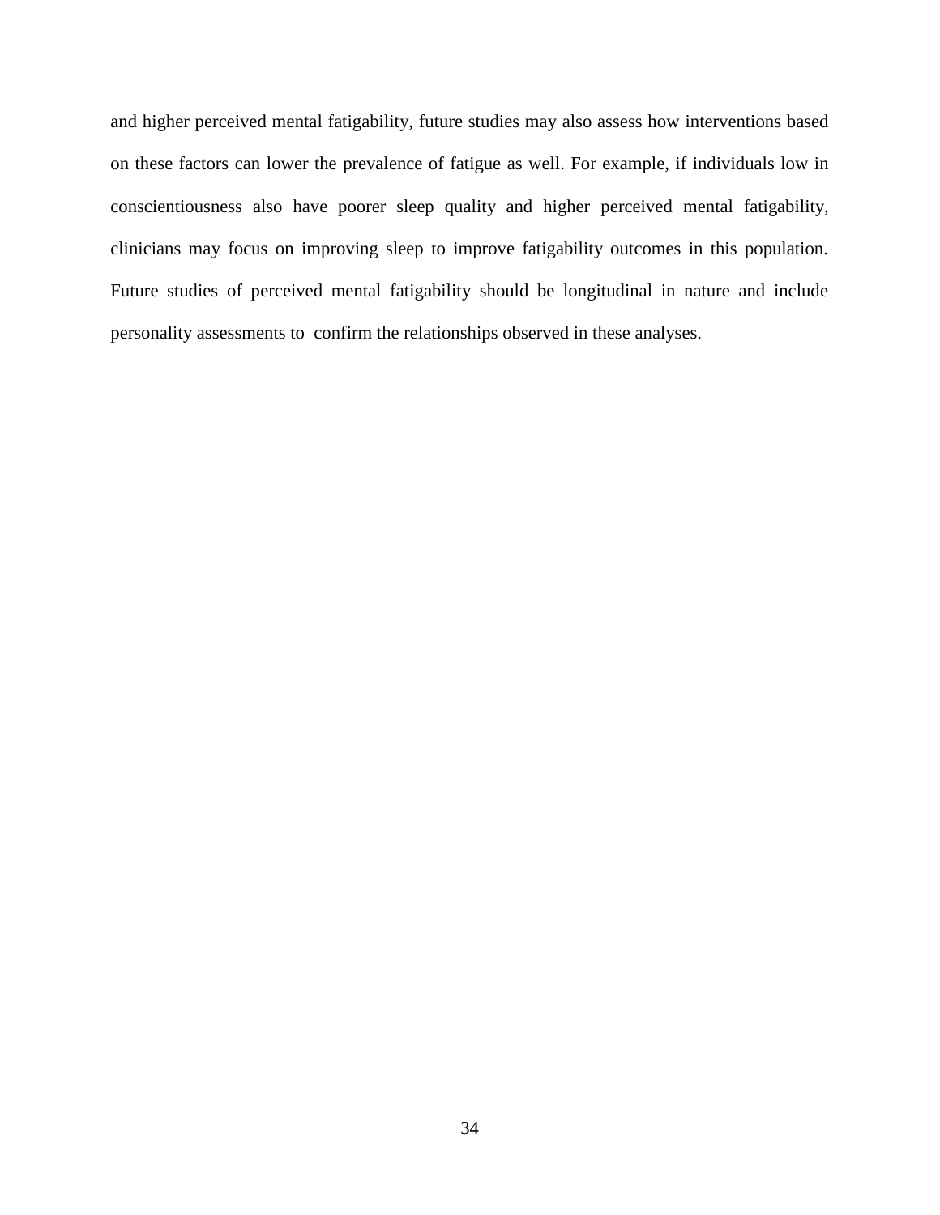and higher perceived mental fatigability, future studies may also assess how interventions based on these factors can lower the prevalence of fatigue as well. For example, if individuals low in conscientiousness also have poorer sleep quality and higher perceived mental fatigability, clinicians may focus on improving sleep to improve fatigability outcomes in this population. Future studies of perceived mental fatigability should be longitudinal in nature and include personality assessments to confirm the relationships observed in these analyses.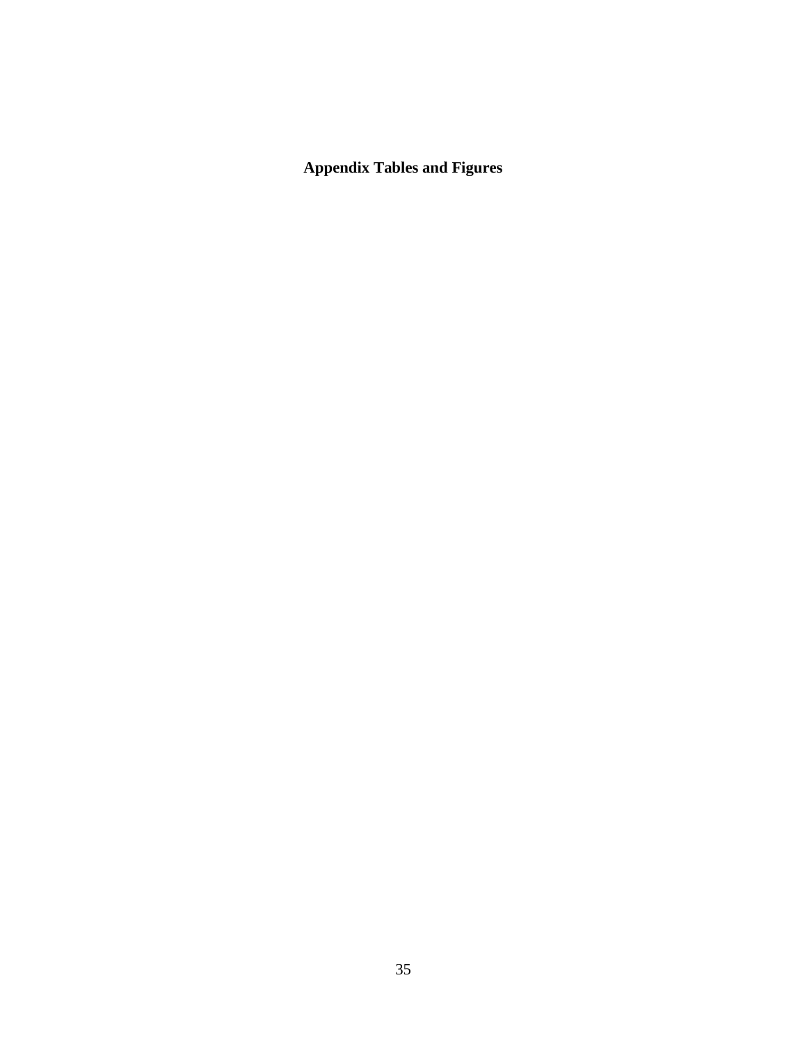# Appendix Tables and Figures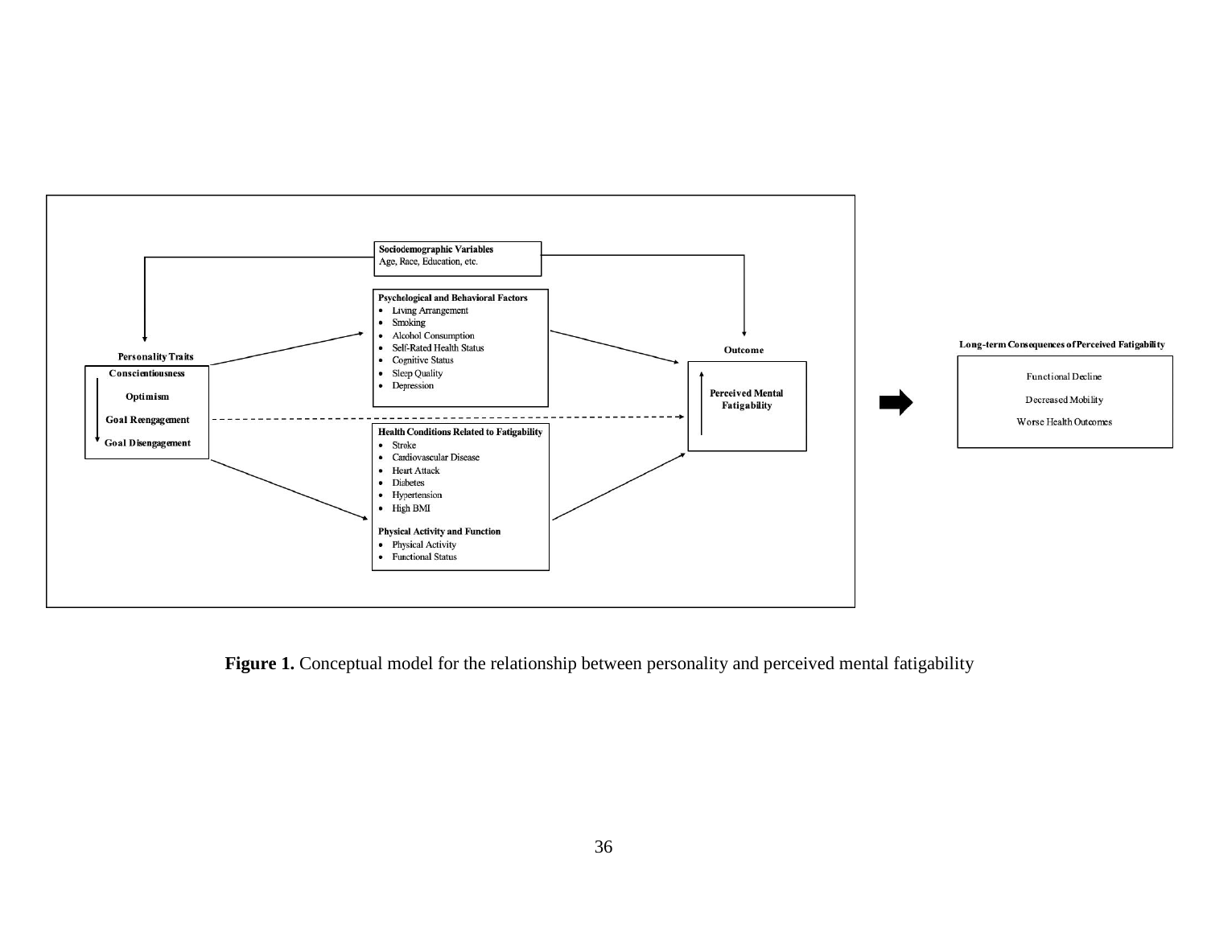**Sociodemographic Variables**
Age, Race, Education, etc.

**Personality Traits**

- **Conscientiousness**
- **Optimism**
- **Goal Reengagement**
- **Goal Disengagement**

**Psychological and Behavioral Factors**

- Living Arrangement
- Smoking
- Alcohol Consumption
- Self-Rated Health Status
- Cognitive Status
- Sleep Quality
- Depression

**Health Conditions Related to Fatigability**

- Stroke
- Cardiovascular Disease
- Heart Attack
- Diabetes
- Hypertension
- High BMI

**Physical Activity and Function**

- Physical Activity
- Functional Status

**Outcome**

**Perceived Mental Fatigability**

**Long-term Consequences of Perceived Fatigability**

Functional Decline

Decreased Mobility

Worse Health Outcomes

**Figure 1.** Conceptual model for the relationship between personality and perceived mental fatigability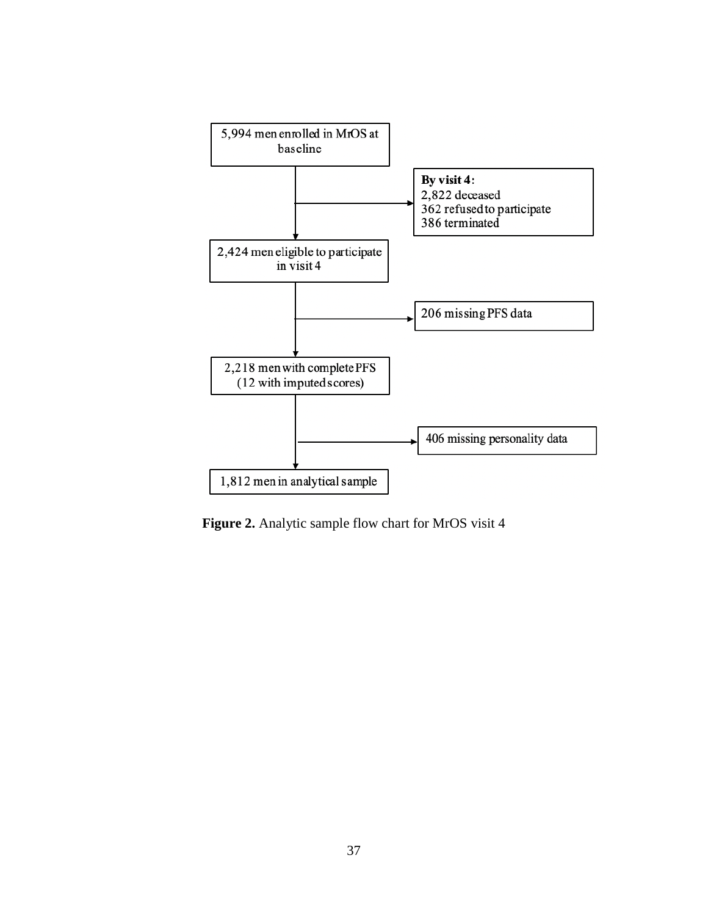5,994 men enrolled in MrOS at baseline

By visit 4:
2,822 deceased
362 refused to participate
386 terminated

2,424 men eligible to participate in visit 4

206 missing PFS data

2,218 men with complete PFS (12 with imputed scores)

406 missing personality data

1,812 men in analytical sample

**Figure 2.** Analytic sample flow chart for MrOS visit 4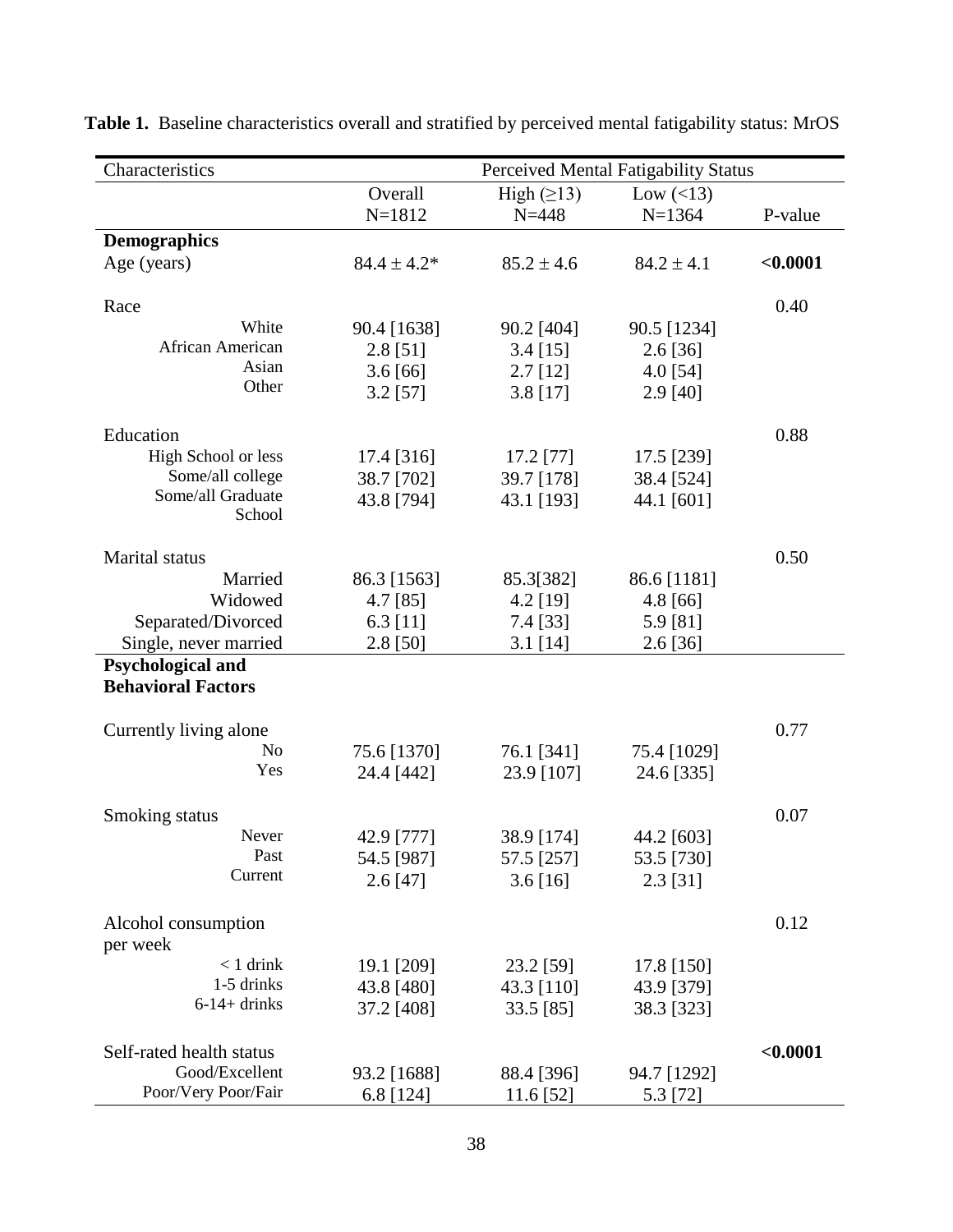**Table 1.** Baseline characteristics overall and stratified by perceived mental fatigability status: MrOS

| Characteristics | Perceived Mental Fatigability Status | | | |
|---|---|---|---|---|
| | Overall N=1812 | High (≥13) N=448 | Low (<13) N=1364 | P-value |
| **Demographics** | | | | |
| Age (years) | 84.4 ± 4.2* | 85.2 ± 4.6 | 84.2 ± 4.1 | **<0.0001** |
| Race | | | | 0.40 |
| White | 90.4 [1638] | 90.2 [404] | 90.5 [1234] | |
| African American | 2.8 [51] | 3.4 [15] | 2.6 [36] | |
| Asian | 3.6 [66] | 2.7 [12] | 4.0 [54] | |
| Other | 3.2 [57] | 3.8 [17] | 2.9 [40] | |
| Education | | | | 0.88 |
| High School or less | 17.4 [316] | 17.2 [77] | 17.5 [239] | |
| Some/all college | 38.7 [702] | 39.7 [178] | 38.4 [524] | |
| Some/all Graduate School | 43.8 [794] | 43.1 [193] | 44.1 [601] | |
| Marital status | | | | 0.50 |
| Married | 86.3 [1563] | 85.3[382] | 86.6 [1181] | |
| Widowed | 4.7 [85] | 4.2 [19] | 4.8 [66] | |
| Separated/Divorced | 6.3 [11] | 7.4 [33] | 5.9 [81] | |
| Single, never married | 2.8 [50] | 3.1 [14] | 2.6 [36] | |
| **Psychological and Behavioral Factors** | | | | |
| Currently living alone | | | | 0.77 |
| No | 75.6 [1370] | 76.1 [341] | 75.4 [1029] | |
| Yes | 24.4 [442] | 23.9 [107] | 24.6 [335] | |
| Smoking status | | | | 0.07 |
| Never | 42.9 [777] | 38.9 [174] | 44.2 [603] | |
| Past | 54.5 [987] | 57.5 [257] | 53.5 [730] | |
| Current | 2.6 [47] | 3.6 [16] | 2.3 [31] | |
| Alcohol consumption per week | | | | 0.12 |
| < 1 drink | 19.1 [209] | 23.2 [59] | 17.8 [150] | |
| 1-5 drinks | 43.8 [480] | 43.3 [110] | 43.9 [379] | |
| 6-14+ drinks | 37.2 [408] | 33.5 [85] | 38.3 [323] | |
| Self-rated health status | | | | **<0.0001** |
| Good/Excellent | 93.2 [1688] | 88.4 [396] | 94.7 [1292] | |
| Poor/Very Poor/Fair | 6.8 [124] | 11.6 [52] | 5.3 [72] | |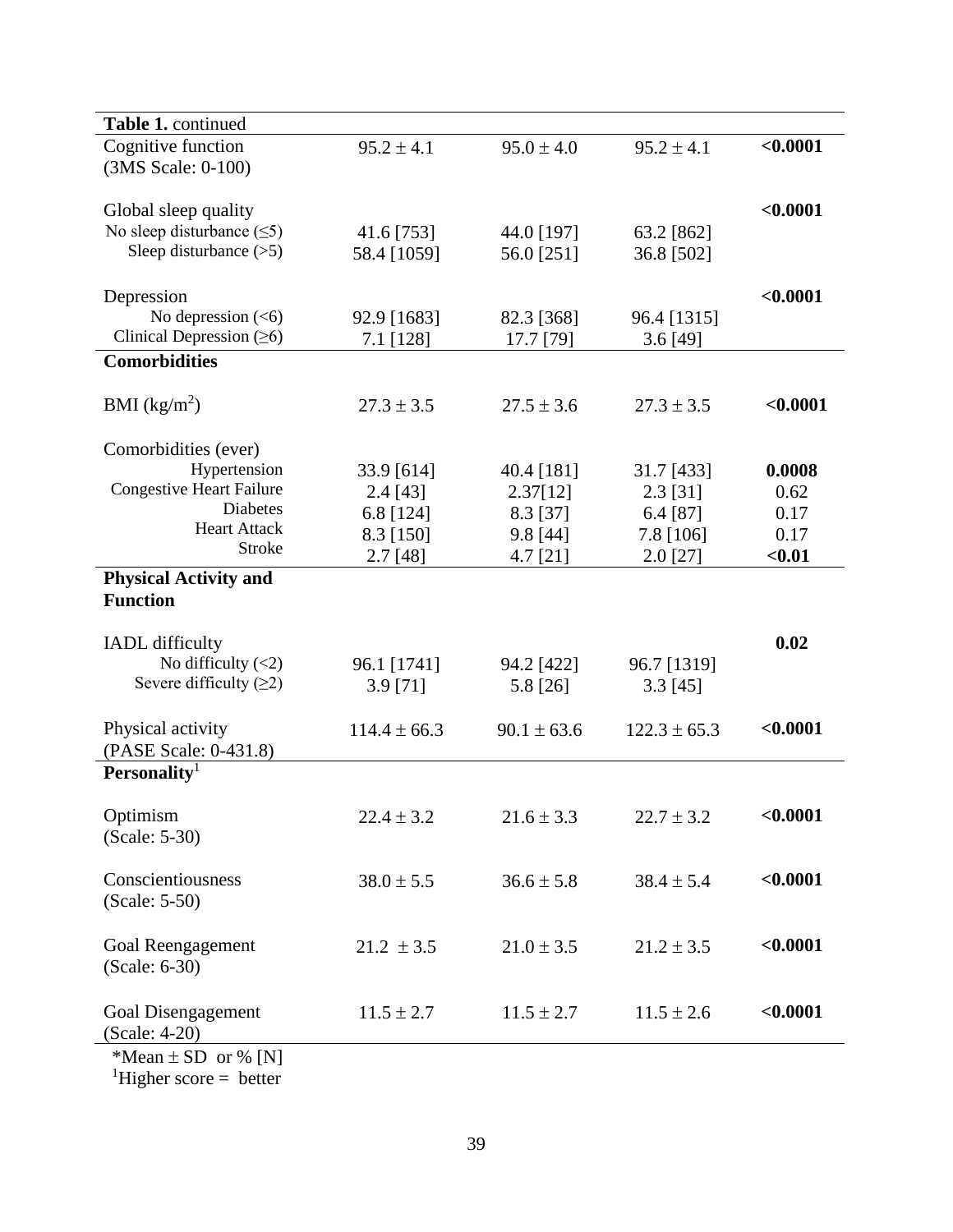| **Table 1.** continued | | | | |
|---|---|---|---|---|
| Cognitive function (3MS Scale: 0-100) | 95.2 ± 4.1 | 95.0 ± 4.0 | 95.2 ± 4.1 | **<0.0001** |
| Global sleep quality | | | | **<0.0001** |
| No sleep disturbance (≤5) | 41.6 [753] | 44.0 [197] | 63.2 [862] | |
| Sleep disturbance (>5) | 58.4 [1059] | 56.0 [251] | 36.8 [502] | |
| Depression | | | | **<0.0001** |
| No depression (<6) | 92.9 [1683] | 82.3 [368] | 96.4 [1315] | |
| Clinical Depression (≥6) | 7.1 [128] | 17.7 [79] | 3.6 [49] | |
| **Comorbidities** | | | | |
| BMI ($kg/m^2$) | 27.3 ± 3.5 | 27.5 ± 3.6 | 27.3 ± 3.5 | **<0.0001** |
| Comorbidities (ever) | | | | |
| Hypertension | 33.9 [614] | 40.4 [181] | 31.7 [433] | **0.0008** |
| Congestive Heart Failure | 2.4 [43] | 2.37[12] | 2.3 [31] | 0.62 |
| Diabetes | 6.8 [124] | 8.3 [37] | 6.4 [87] | 0.17 |
| Heart Attack | 8.3 [150] | 9.8 [44] | 7.8 [106] | 0.17 |
| Stroke | 2.7 [48] | 4.7 [21] | 2.0 [27] | **<0.01** |
| **Physical Activity and Function** | | | | |
| IADL difficulty | | | | **0.02** |
| No difficulty (<2) | 96.1 [1741] | 94.2 [422] | 96.7 [1319] | |
| Severe difficulty (≥2) | 3.9 [71] | 5.8 [26] | 3.3 [45] | |
| Physical activity (PASE Scale: 0-431.8) | 114.4 ± 66.3 | 90.1 ± 63.6 | 122.3 ± 65.3 | **<0.0001** |
| **Personality**[1] | | | | |
| Optimism (Scale: 5-30) | 22.4 ± 3.2 | 21.6 ± 3.3 | 22.7 ± 3.2 | **<0.0001** |
| Conscientiousness (Scale: 5-50) | 38.0 ± 5.5 | 36.6 ± 5.8 | 38.4 ± 5.4 | **<0.0001** |
| Goal Reengagement (Scale: 6-30) | 21.2 ± 3.5 | 21.0 ± 3.5 | 21.2 ± 3.5 | **<0.0001** |
| Goal Disengagement (Scale: 4-20) | 11.5 ± 2.7 | 11.5 ± 2.7 | 11.5 ± 2.6 | **<0.0001** |

*Mean ± SD or % [N]
[1]Higher score = better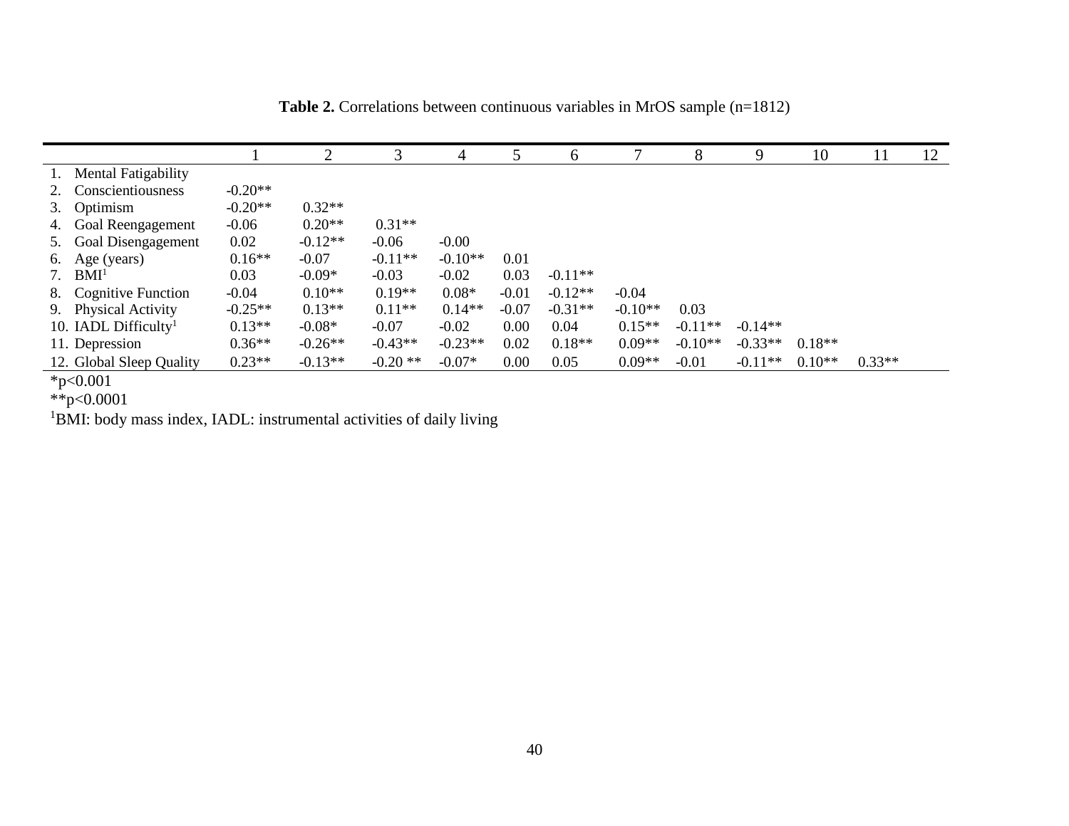**Table 2.** Correlations between continuous variables in MrOS sample (n=1812)

| | 1 | 2 | 3 | 4 | 5 | 6 | 7 | 8 | 9 | 10 | 11 | 12 |
|---|---|---|---|---|---|---|---|---|---|---|---|---|
| 1. Mental Fatigability | | | | | | | | | | | | |
| 2. Conscientiousness | -0.20** | | | | | | | | | | | |
| 3. Optimism | -0.20** | 0.32** | | | | | | | | | | |
| 4. Goal Reengagement | -0.06 | 0.20** | 0.31** | | | | | | | | | |
| 5. Goal Disengagement | 0.02 | -0.12** | -0.06 | -0.00 | | | | | | | | |
| 6. Age (years) | 0.16** | -0.07 | -0.11** | -0.10** | 0.01 | | | | | | | |
| 7. BMI[1] | 0.03 | -0.09* | -0.03 | -0.02 | 0.03 | -0.11** | | | | | | |
| 8. Cognitive Function | -0.04 | 0.10** | 0.19** | 0.08* | -0.01 | -0.12** | -0.04 | | | | | |
| 9. Physical Activity | -0.25** | 0.13** | 0.11** | 0.14** | -0.07 | -0.31** | -0.10** | 0.03 | | | | |
| 10. IADL Difficulty[1] | 0.13** | -0.08* | -0.07 | -0.02 | 0.00 | 0.04 | 0.15** | -0.11** | -0.14** | | | |
| 11. Depression | 0.36** | -0.26** | -0.43** | -0.23** | 0.02 | 0.18** | 0.09** | -0.10** | -0.33** | 0.18** | | |
| 12. Global Sleep Quality | 0.23** | -0.13** | -0.20 ** | -0.07* | 0.00 | 0.05 | 0.09** | -0.01 | -0.11** | 0.10** | 0.33** | |

*p<0.001

**p<0.0001

[1]BMI: body mass index, IADL: instrumental activities of daily living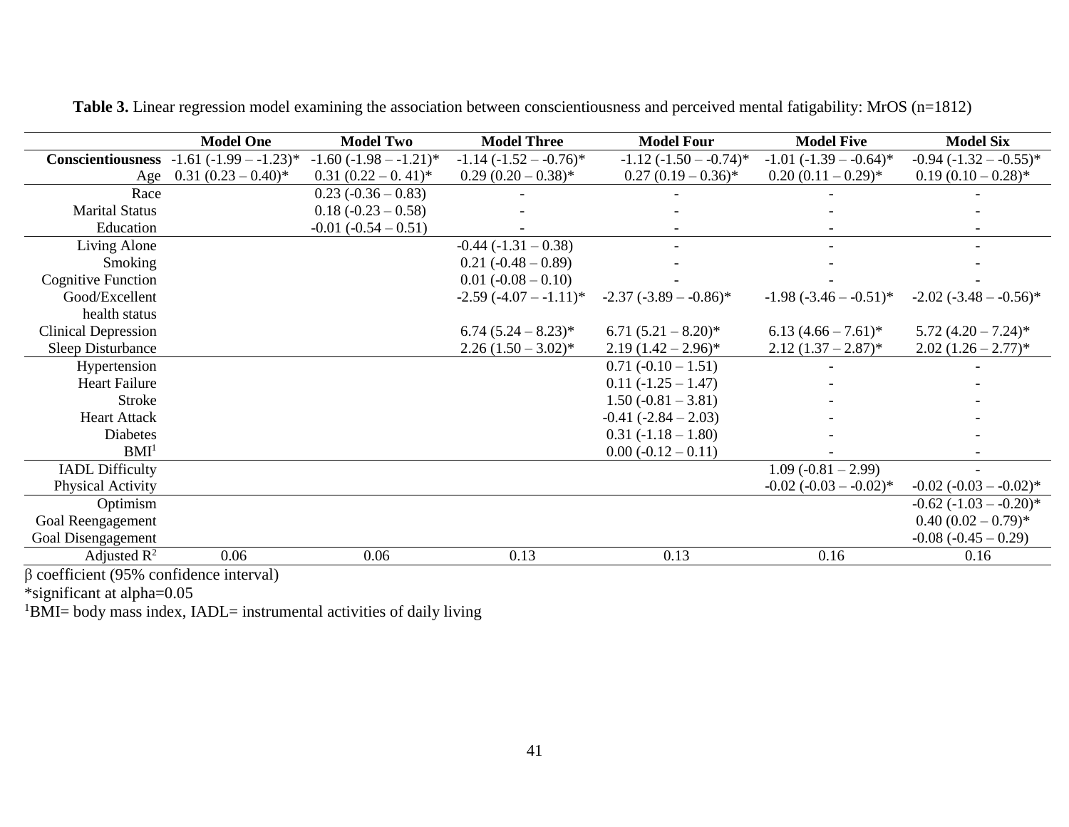**Table 3.** Linear regression model examining the association between conscientiousness and perceived mental fatigability: MrOS (n=1812)

| | Model One | Model Two | Model Three | Model Four | Model Five | Model Six |
|---|---|---|---|---|---|---|
| **Conscientiousness** | -1.61 (-1.99 – -1.23)* | -1.60 (-1.98 – -1.21)* | -1.14 (-1.52 – -0.76)* | -1.12 (-1.50 – -0.74)* | -1.01 (-1.39 – -0.64)* | -0.94 (-1.32 – -0.55)* |
| Age | 0.31 (0.23 – 0.40)* | 0.31 (0.22 – 0. 41)* | 0.29 (0.20 – 0.38)* | 0.27 (0.19 – 0.36)* | 0.20 (0.11 – 0.29)* | 0.19 (0.10 – 0.28)* |
| Race | | 0.23 (-0.36 – 0.83) | - | - | - | - |
| Marital Status | | 0.18 (-0.23 – 0.58) | - | - | - | - |
| Education | | -0.01 (-0.54 – 0.51) | - | - | - | - |
| Living Alone | | | -0.44 (-1.31 – 0.38) | - | - | - |
| Smoking | | | 0.21 (-0.48 – 0.89) | - | - | - |
| Cognitive Function | | | 0.01 (-0.08 – 0.10) | - | - | - |
| Good/Excellent health status | | | -2.59 (-4.07 – -1.11)* | -2.37 (-3.89 – -0.86)* | -1.98 (-3.46 – -0.51)* | -2.02 (-3.48 – -0.56)* |
| Clinical Depression | | | 6.74 (5.24 – 8.23)* | 6.71 (5.21 – 8.20)* | 6.13 (4.66 – 7.61)* | 5.72 (4.20 – 7.24)* |
| Sleep Disturbance | | | 2.26 (1.50 – 3.02)* | 2.19 (1.42 – 2.96)* | 2.12 (1.37 – 2.87)* | 2.02 (1.26 – 2.77)* |
| Hypertension | | | | 0.71 (-0.10 – 1.51) | - | - |
| Heart Failure | | | | 0.11 (-1.25 – 1.47) | - | - |
| Stroke | | | | 1.50 (-0.81 – 3.81) | - | - |
| Heart Attack | | | | -0.41 (-2.84 – 2.03) | - | - |
| Diabetes | | | | 0.31 (-1.18 – 1.80) | - | - |
| BMI[1] | | | | 0.00 (-0.12 – 0.11) | - | - |
| IADL Difficulty | | | | | 1.09 (-0.81 – 2.99) | - |
| Physical Activity | | | | | -0.02 (-0.03 – -0.02)* | -0.02 (-0.03 – -0.02)* |
| Optimism | | | | | | -0.62 (-1.03 – -0.20)* |
| Goal Reengagement | | | | | | 0.40 (0.02 – 0.79)* |
| Goal Disengagement | | | | | | -0.08 (-0.45 – 0.29) |
| Adjusted $R^2$ | 0.06 | 0.06 | 0.13 | 0.13 | 0.16 | 0.16 |

β coefficient (95% confidence interval)

*significant at alpha=0.05

[1]BMI= body mass index, IADL= instrumental activities of daily living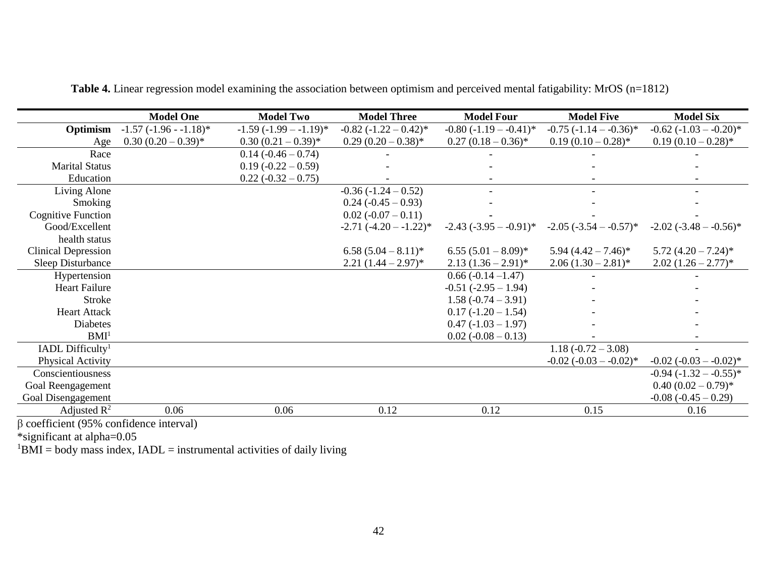**Table 4.** Linear regression model examining the association between optimism and perceived mental fatigability: MrOS (n=1812)

| | Model One | Model Two | Model Three | Model Four | Model Five | Model Six |
|---|---|---|---|---|---|---|
| **Optimism** | -1.57 (-1.96 - -1.18)* | -1.59 (-1.99 – -1.19)* | -0.82 (-1.22 – 0.42)* | -0.80 (-1.19 – -0.41)* | -0.75 (-1.14 – -0.36)* | -0.62 (-1.03 – -0.20)* |
| Age | 0.30 (0.20 – 0.39)* | 0.30 (0.21 – 0.39)* | 0.29 (0.20 – 0.38)* | 0.27 (0.18 – 0.36)* | 0.19 (0.10 – 0.28)* | 0.19 (0.10 – 0.28)* |
| Race | | 0.14 (-0.46 – 0.74) | - | - | - | - |
| Marital Status | | 0.19 (-0.22 – 0.59) | - | - | - | - |
| Education | | 0.22 (-0.32 – 0.75) | - | - | - | - |
| Living Alone | | | -0.36 (-1.24 – 0.52) | - | - | - |
| Smoking | | | 0.24 (-0.45 – 0.93) | - | - | - |
| Cognitive Function | | | 0.02 (-0.07 – 0.11) | - | - | - |
| Good/Excellent health status | | | -2.71 (-4.20 – -1.22)* | -2.43 (-3.95 – -0.91)* | -2.05 (-3.54 – -0.57)* | -2.02 (-3.48 – -0.56)* |
| Clinical Depression | | | 6.58 (5.04 – 8.11)* | 6.55 (5.01 – 8.09)* | 5.94 (4.42 – 7.46)* | 5.72 (4.20 – 7.24)* |
| Sleep Disturbance | | | 2.21 (1.44 – 2.97)* | 2.13 (1.36 – 2.91)* | 2.06 (1.30 – 2.81)* | 2.02 (1.26 – 2.77)* |
| Hypertension | | | | 0.66 (-0.14 –1.47) | - | - |
| Heart Failure | | | | -0.51 (-2.95 – 1.94) | - | - |
| Stroke | | | | 1.58 (-0.74 – 3.91) | - | - |
| Heart Attack | | | | 0.17 (-1.20 – 1.54) | - | - |
| Diabetes | | | | 0.47 (-1.03 – 1.97) | - | - |
| BMI[1] | | | | 0.02 (-0.08 – 0.13) | - | - |
| IADL Difficulty[1] | | | | | 1.18 (-0.72 – 3.08) | - |
| Physical Activity | | | | | -0.02 (-0.03 – -0.02)* | -0.02 (-0.03 – -0.02)* |
| Conscientiousness | | | | | | -0.94 (-1.32 – -0.55)* |
| Goal Reengagement | | | | | | 0.40 (0.02 – 0.79)* |
| Goal Disengagement | | | | | | -0.08 (-0.45 – 0.29) |
| Adjusted $R^2$ | 0.06 | 0.06 | 0.12 | 0.12 | 0.15 | 0.16 |

β coefficient (95% confidence interval)
*significant at alpha=0.05
[1]BMI = body mass index, IADL = instrumental activities of daily living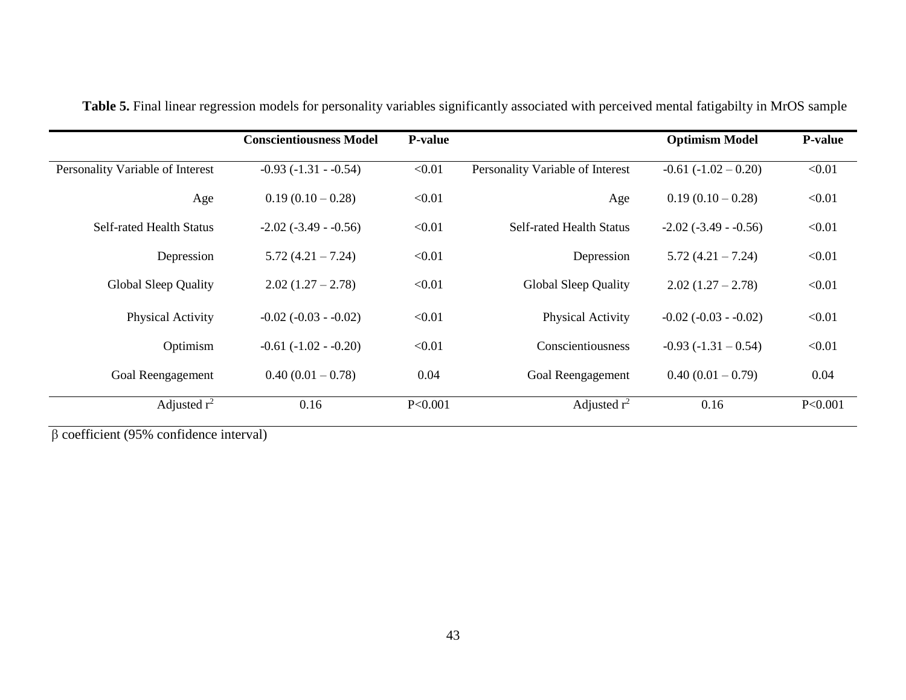**Table 5.** Final linear regression models for personality variables significantly associated with perceived mental fatigabilty in MrOS sample

| | Conscientiousness Model | P-value | | Optimism Model | P-value |
|---|---|---|---|---|---|
| Personality Variable of Interest | -0.93 (-1.31 - -0.54) | <0.01 | Personality Variable of Interest | -0.61 (-1.02 – 0.20) | <0.01 |
| Age | 0.19 (0.10 – 0.28) | <0.01 | Age | 0.19 (0.10 – 0.28) | <0.01 |
| Self-rated Health Status | -2.02 (-3.49 - -0.56) | <0.01 | Self-rated Health Status | -2.02 (-3.49 - -0.56) | <0.01 |
| Depression | 5.72 (4.21 – 7.24) | <0.01 | Depression | 5.72 (4.21 – 7.24) | <0.01 |
| Global Sleep Quality | 2.02 (1.27 – 2.78) | <0.01 | Global Sleep Quality | 2.02 (1.27 – 2.78) | <0.01 |
| Physical Activity | -0.02 (-0.03 - -0.02) | <0.01 | Physical Activity | -0.02 (-0.03 - -0.02) | <0.01 |
| Optimism | -0.61 (-1.02 - -0.20) | <0.01 | Conscientiousness | -0.93 (-1.31 – 0.54) | <0.01 |
| Goal Reengagement | 0.40 (0.01 – 0.78) | 0.04 | Goal Reengagement | 0.40 (0.01 – 0.79) | 0.04 |
| Adjusted $r^2$ | 0.16 | P<0.001 | Adjusted $r^2$ | 0.16 | P<0.001 |

β coefficient (95% confidence interval)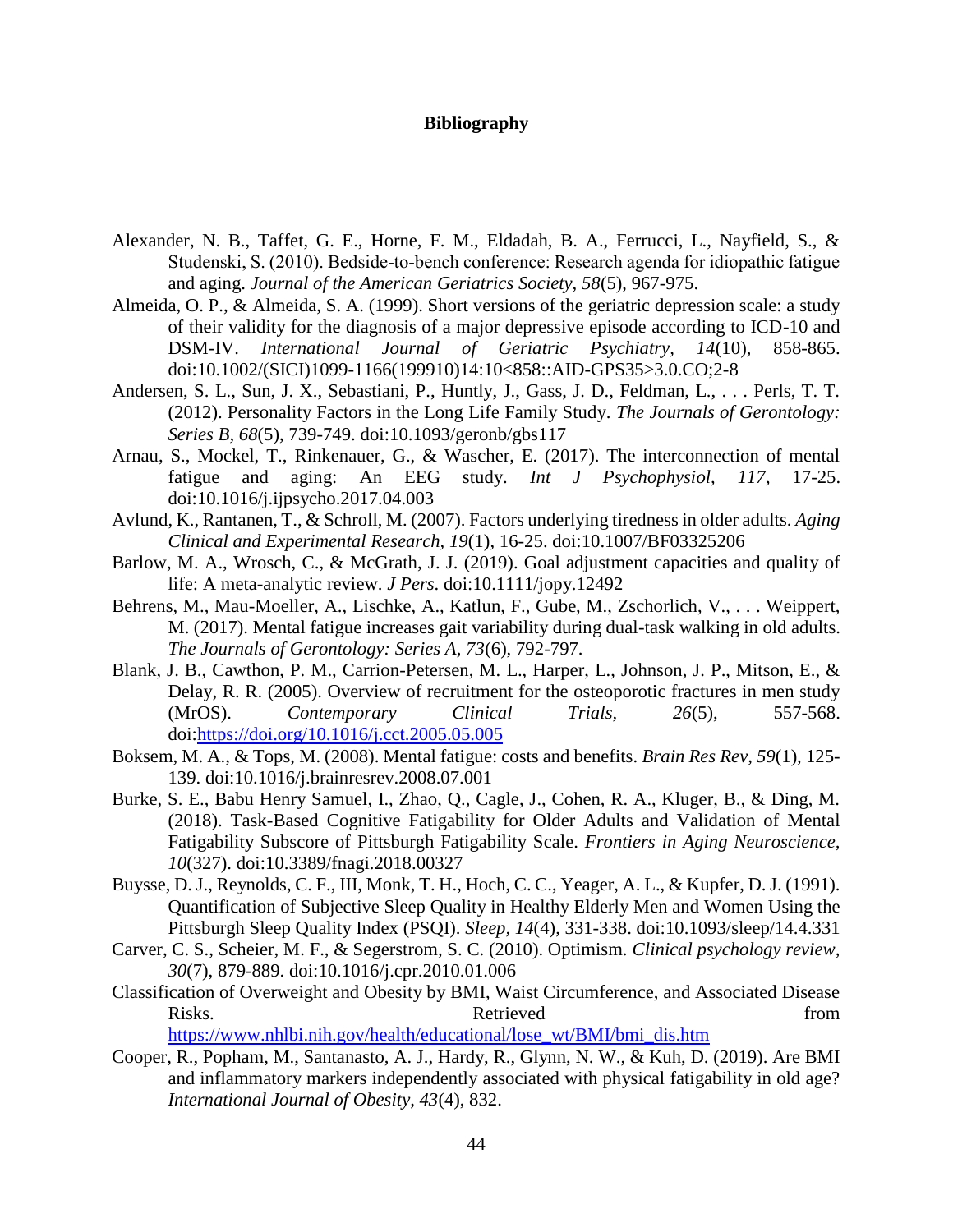# Bibliography

Alexander, N. B., Taffet, G. E., Horne, F. M., Eldadah, B. A., Ferrucci, L., Nayfield, S., & Studenski, S. (2010). Bedside-to-bench conference: Research agenda for idiopathic fatigue and aging. *Journal of the American Geriatrics Society, 58*(5), 967-975.

Almeida, O. P., & Almeida, S. A. (1999). Short versions of the geriatric depression scale: a study of their validity for the diagnosis of a major depressive episode according to ICD-10 and DSM-IV. *International Journal of Geriatric Psychiatry, 14*(10), 858-865. doi:10.1002/(SICI)1099-1166(199910)14:10<858::AID-GPS35>3.0.CO;2-8

Andersen, S. L., Sun, J. X., Sebastiani, P., Huntly, J., Gass, J. D., Feldman, L., . . . Perls, T. T. (2012). Personality Factors in the Long Life Family Study. *The Journals of Gerontology: Series B, 68*(5), 739-749. doi:10.1093/geronb/gbs117

Arnau, S., Mockel, T., Rinkenauer, G., & Wascher, E. (2017). The interconnection of mental fatigue and aging: An EEG study. *Int J Psychophysiol, 117*, 17-25. doi:10.1016/j.ijpsycho.2017.04.003

Avlund, K., Rantanen, T., & Schroll, M. (2007). Factors underlying tiredness in older adults. *Aging Clinical and Experimental Research, 19*(1), 16-25. doi:10.1007/BF03325206

Barlow, M. A., Wrosch, C., & McGrath, J. J. (2019). Goal adjustment capacities and quality of life: A meta-analytic review. *J Pers*. doi:10.1111/jopy.12492

Behrens, M., Mau-Moeller, A., Lischke, A., Katlun, F., Gube, M., Zschorlich, V., . . . Weippert, M. (2017). Mental fatigue increases gait variability during dual-task walking in old adults. *The Journals of Gerontology: Series A, 73*(6), 792-797.

Blank, J. B., Cawthon, P. M., Carrion-Petersen, M. L., Harper, L., Johnson, J. P., Mitson, E., & Delay, R. R. (2005). Overview of recruitment for the osteoporotic fractures in men study (MrOS). *Contemporary Clinical Trials, 26*(5), 557-568. doi:https://doi.org/10.1016/j.cct.2005.05.005

Boksem, M. A., & Tops, M. (2008). Mental fatigue: costs and benefits. *Brain Res Rev, 59*(1), 125-139. doi:10.1016/j.brainresrev.2008.07.001

Burke, S. E., Babu Henry Samuel, I., Zhao, Q., Cagle, J., Cohen, R. A., Kluger, B., & Ding, M. (2018). Task-Based Cognitive Fatigability for Older Adults and Validation of Mental Fatigability Subscore of Pittsburgh Fatigability Scale. *Frontiers in Aging Neuroscience, 10*(327). doi:10.3389/fnagi.2018.00327

Buysse, D. J., Reynolds, C. F., III, Monk, T. H., Hoch, C. C., Yeager, A. L., & Kupfer, D. J. (1991). Quantification of Subjective Sleep Quality in Healthy Elderly Men and Women Using the Pittsburgh Sleep Quality Index (PSQI). *Sleep, 14*(4), 331-338. doi:10.1093/sleep/14.4.331

Carver, C. S., Scheier, M. F., & Segerstrom, S. C. (2010). Optimism. *Clinical psychology review, 30*(7), 879-889. doi:10.1016/j.cpr.2010.01.006

Classification of Overweight and Obesity by BMI, Waist Circumference, and Associated Disease Risks. Retrieved from https://www.nhlbi.nih.gov/health/educational/lose_wt/BMI/bmi_dis.htm

Cooper, R., Popham, M., Santanasto, A. J., Hardy, R., Glynn, N. W., & Kuh, D. (2019). Are BMI and inflammatory markers independently associated with physical fatigability in old age? *International Journal of Obesity, 43*(4), 832.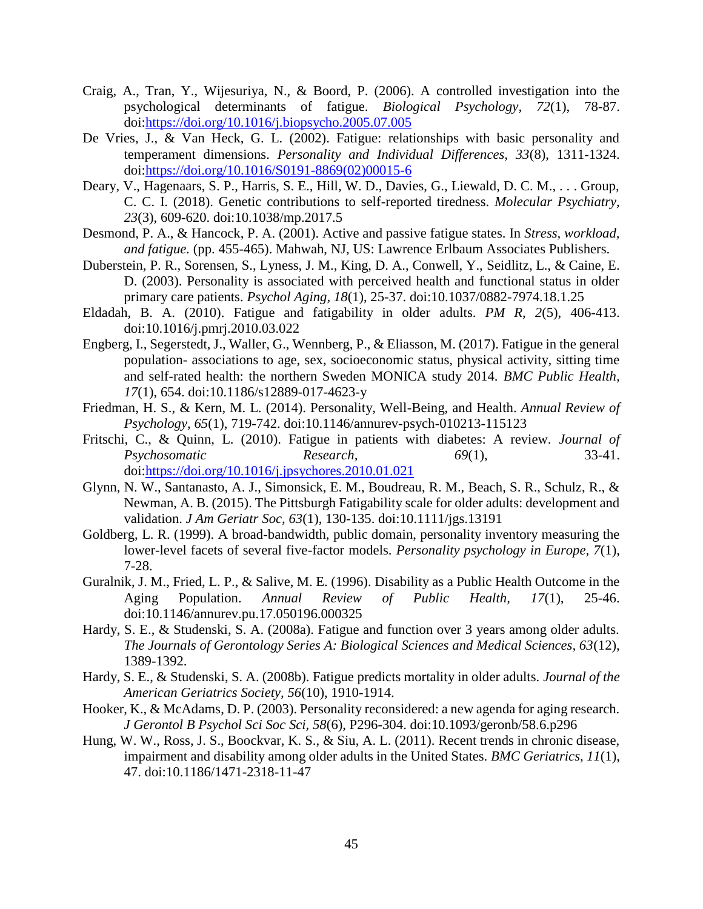Craig, A., Tran, Y., Wijesuriya, N., & Boord, P. (2006). A controlled investigation into the psychological determinants of fatigue. *Biological Psychology, 72*(1), 78-87. doi:https://doi.org/10.1016/j.biopsycho.2005.07.005

De Vries, J., & Van Heck, G. L. (2002). Fatigue: relationships with basic personality and temperament dimensions. *Personality and Individual Differences, 33*(8), 1311-1324. doi:https://doi.org/10.1016/S0191-8869(02)00015-6

Deary, V., Hagenaars, S. P., Harris, S. E., Hill, W. D., Davies, G., Liewald, D. C. M., . . . Group, C. C. I. (2018). Genetic contributions to self-reported tiredness. *Molecular Psychiatry, 23*(3), 609-620. doi:10.1038/mp.2017.5

Desmond, P. A., & Hancock, P. A. (2001). Active and passive fatigue states. In *Stress, workload, and fatigue.* (pp. 455-465). Mahwah, NJ, US: Lawrence Erlbaum Associates Publishers.

Duberstein, P. R., Sorensen, S., Lyness, J. M., King, D. A., Conwell, Y., Seidlitz, L., & Caine, E. D. (2003). Personality is associated with perceived health and functional status in older primary care patients. *Psychol Aging, 18*(1), 25-37. doi:10.1037/0882-7974.18.1.25

Eldadah, B. A. (2010). Fatigue and fatigability in older adults. *PM R, 2*(5), 406-413. doi:10.1016/j.pmrj.2010.03.022

Engberg, I., Segerstedt, J., Waller, G., Wennberg, P., & Eliasson, M. (2017). Fatigue in the general population- associations to age, sex, socioeconomic status, physical activity, sitting time and self-rated health: the northern Sweden MONICA study 2014. *BMC Public Health, 17*(1), 654. doi:10.1186/s12889-017-4623-y

Friedman, H. S., & Kern, M. L. (2014). Personality, Well-Being, and Health. *Annual Review of Psychology, 65*(1), 719-742. doi:10.1146/annurev-psych-010213-115123

Fritschi, C., & Quinn, L. (2010). Fatigue in patients with diabetes: A review. *Journal of Psychosomatic Research, 69*(1), 33-41. doi:https://doi.org/10.1016/j.jpsychores.2010.01.021

Glynn, N. W., Santanasto, A. J., Simonsick, E. M., Boudreau, R. M., Beach, S. R., Schulz, R., & Newman, A. B. (2015). The Pittsburgh Fatigability scale for older adults: development and validation. *J Am Geriatr Soc, 63*(1), 130-135. doi:10.1111/jgs.13191

Goldberg, L. R. (1999). A broad-bandwidth, public domain, personality inventory measuring the lower-level facets of several five-factor models. *Personality psychology in Europe, 7*(1), 7-28.

Guralnik, J. M., Fried, L. P., & Salive, M. E. (1996). Disability as a Public Health Outcome in the Aging Population. *Annual Review of Public Health, 17*(1), 25-46. doi:10.1146/annurev.pu.17.050196.000325

Hardy, S. E., & Studenski, S. A. (2008a). Fatigue and function over 3 years among older adults. *The Journals of Gerontology Series A: Biological Sciences and Medical Sciences, 63*(12), 1389-1392.

Hardy, S. E., & Studenski, S. A. (2008b). Fatigue predicts mortality in older adults. *Journal of the American Geriatrics Society, 56*(10), 1910-1914.

Hooker, K., & McAdams, D. P. (2003). Personality reconsidered: a new agenda for aging research. *J Gerontol B Psychol Sci Soc Sci, 58*(6), P296-304. doi:10.1093/geronb/58.6.p296

Hung, W. W., Ross, J. S., Boockvar, K. S., & Siu, A. L. (2011). Recent trends in chronic disease, impairment and disability among older adults in the United States. *BMC Geriatrics, 11*(1), 47. doi:10.1186/1471-2318-11-47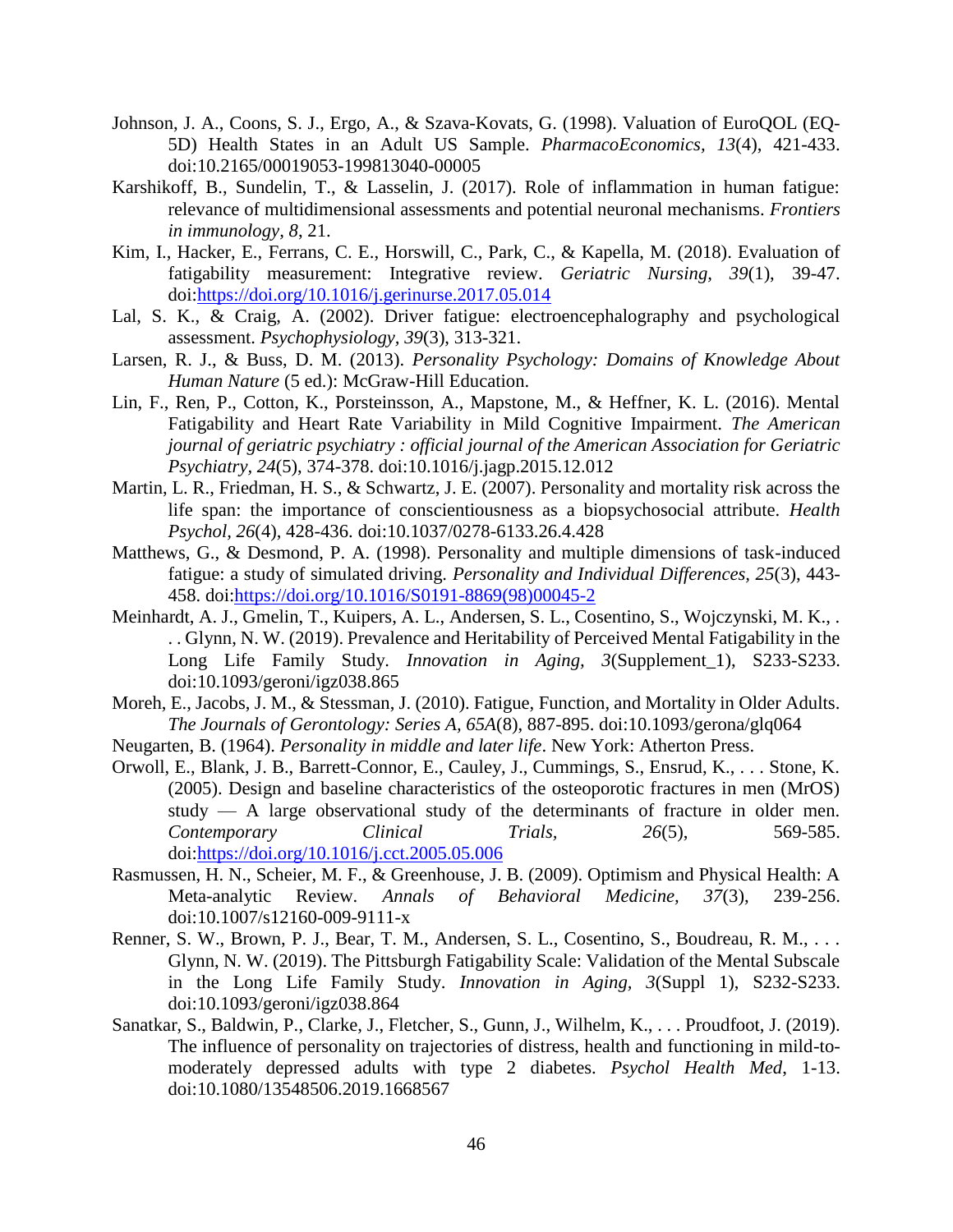Johnson, J. A., Coons, S. J., Ergo, A., & Szava-Kovats, G. (1998). Valuation of EuroQOL (EQ-5D) Health States in an Adult US Sample. *PharmacoEconomics, 13*(4), 421-433. doi:10.2165/00019053-199813040-00005

Karshikoff, B., Sundelin, T., & Lasselin, J. (2017). Role of inflammation in human fatigue: relevance of multidimensional assessments and potential neuronal mechanisms. *Frontiers in immunology, 8*, 21.

Kim, I., Hacker, E., Ferrans, C. E., Horswill, C., Park, C., & Kapella, M. (2018). Evaluation of fatigability measurement: Integrative review. *Geriatric Nursing, 39*(1), 39-47. doi:https://doi.org/10.1016/j.gerinurse.2017.05.014

Lal, S. K., & Craig, A. (2002). Driver fatigue: electroencephalography and psychological assessment. *Psychophysiology, 39*(3), 313-321.

Larsen, R. J., & Buss, D. M. (2013). *Personality Psychology: Domains of Knowledge About Human Nature* (5 ed.): McGraw-Hill Education.

Lin, F., Ren, P., Cotton, K., Porsteinsson, A., Mapstone, M., & Heffner, K. L. (2016). Mental Fatigability and Heart Rate Variability in Mild Cognitive Impairment. *The American journal of geriatric psychiatry : official journal of the American Association for Geriatric Psychiatry, 24*(5), 374-378. doi:10.1016/j.jagp.2015.12.012

Martin, L. R., Friedman, H. S., & Schwartz, J. E. (2007). Personality and mortality risk across the life span: the importance of conscientiousness as a biopsychosocial attribute. *Health Psychol, 26*(4), 428-436. doi:10.1037/0278-6133.26.4.428

Matthews, G., & Desmond, P. A. (1998). Personality and multiple dimensions of task-induced fatigue: a study of simulated driving. *Personality and Individual Differences, 25*(3), 443-458. doi:https://doi.org/10.1016/S0191-8869(98)00045-2

Meinhardt, A. J., Gmelin, T., Kuipers, A. L., Andersen, S. L., Cosentino, S., Wojczynski, M. K., . . . Glynn, N. W. (2019). Prevalence and Heritability of Perceived Mental Fatigability in the Long Life Family Study. *Innovation in Aging, 3*(Supplement_1), S233-S233. doi:10.1093/geroni/igz038.865

Moreh, E., Jacobs, J. M., & Stessman, J. (2010). Fatigue, Function, and Mortality in Older Adults. *The Journals of Gerontology: Series A, 65A*(8), 887-895. doi:10.1093/gerona/glq064

Neugarten, B. (1964). *Personality in middle and later life*. New York: Atherton Press.

Orwoll, E., Blank, J. B., Barrett-Connor, E., Cauley, J., Cummings, S., Ensrud, K., . . . Stone, K. (2005). Design and baseline characteristics of the osteoporotic fractures in men (MrOS) study — A large observational study of the determinants of fracture in older men. *Contemporary Clinical Trials, 26*(5), 569-585. doi:https://doi.org/10.1016/j.cct.2005.05.006

Rasmussen, H. N., Scheier, M. F., & Greenhouse, J. B. (2009). Optimism and Physical Health: A Meta-analytic Review. *Annals of Behavioral Medicine, 37*(3), 239-256. doi:10.1007/s12160-009-9111-x

Renner, S. W., Brown, P. J., Bear, T. M., Andersen, S. L., Cosentino, S., Boudreau, R. M., . . . Glynn, N. W. (2019). The Pittsburgh Fatigability Scale: Validation of the Mental Subscale in the Long Life Family Study. *Innovation in Aging, 3*(Suppl 1), S232-S233. doi:10.1093/geroni/igz038.864

Sanatkar, S., Baldwin, P., Clarke, J., Fletcher, S., Gunn, J., Wilhelm, K., . . . Proudfoot, J. (2019). The influence of personality on trajectories of distress, health and functioning in mild-to-moderately depressed adults with type 2 diabetes. *Psychol Health Med*, 1-13. doi:10.1080/13548506.2019.1668567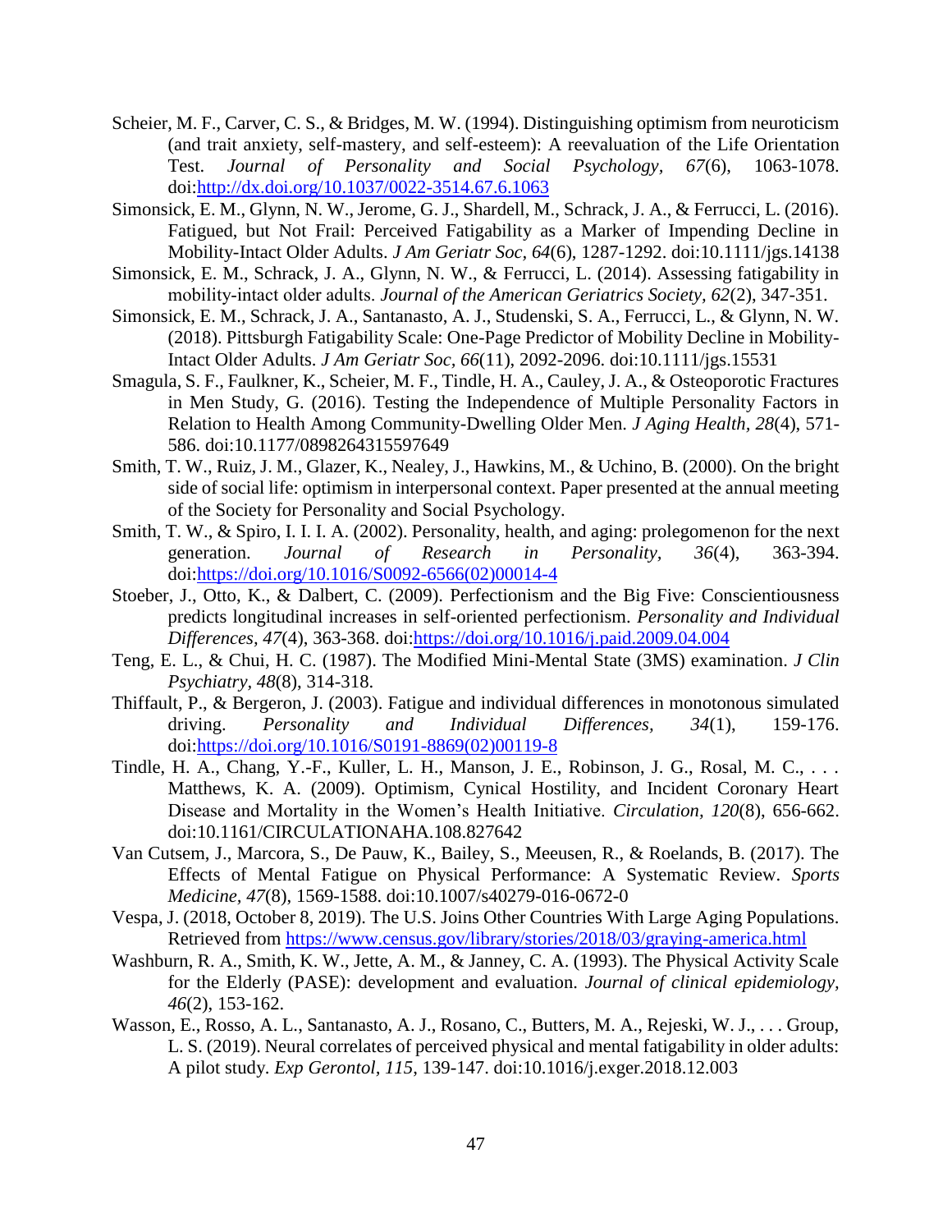Scheier, M. F., Carver, C. S., & Bridges, M. W. (1994). Distinguishing optimism from neuroticism (and trait anxiety, self-mastery, and self-esteem): A reevaluation of the Life Orientation Test. *Journal of Personality and Social Psychology, 67*(6), 1063-1078. doi:http://dx.doi.org/10.1037/0022-3514.67.6.1063

Simonsick, E. M., Glynn, N. W., Jerome, G. J., Shardell, M., Schrack, J. A., & Ferrucci, L. (2016). Fatigued, but Not Frail: Perceived Fatigability as a Marker of Impending Decline in Mobility-Intact Older Adults. *J Am Geriatr Soc, 64*(6), 1287-1292. doi:10.1111/jgs.14138

Simonsick, E. M., Schrack, J. A., Glynn, N. W., & Ferrucci, L. (2014). Assessing fatigability in mobility-intact older adults. *Journal of the American Geriatrics Society, 62*(2), 347-351.

Simonsick, E. M., Schrack, J. A., Santanasto, A. J., Studenski, S. A., Ferrucci, L., & Glynn, N. W. (2018). Pittsburgh Fatigability Scale: One-Page Predictor of Mobility Decline in Mobility-Intact Older Adults. *J Am Geriatr Soc, 66*(11), 2092-2096. doi:10.1111/jgs.15531

Smagula, S. F., Faulkner, K., Scheier, M. F., Tindle, H. A., Cauley, J. A., & Osteoporotic Fractures in Men Study, G. (2016). Testing the Independence of Multiple Personality Factors in Relation to Health Among Community-Dwelling Older Men. *J Aging Health, 28*(4), 571-586. doi:10.1177/0898264315597649

Smith, T. W., Ruiz, J. M., Glazer, K., Nealey, J., Hawkins, M., & Uchino, B. (2000). On the bright side of social life: optimism in interpersonal context. Paper presented at the annual meeting of the Society for Personality and Social Psychology.

Smith, T. W., & Spiro, I. I. I. A. (2002). Personality, health, and aging: prolegomenon for the next generation. *Journal of Research in Personality, 36*(4), 363-394. doi:https://doi.org/10.1016/S0092-6566(02)00014-4

Stoeber, J., Otto, K., & Dalbert, C. (2009). Perfectionism and the Big Five: Conscientiousness predicts longitudinal increases in self-oriented perfectionism. *Personality and Individual Differences, 47*(4), 363-368. doi:https://doi.org/10.1016/j.paid.2009.04.004

Teng, E. L., & Chui, H. C. (1987). The Modified Mini-Mental State (3MS) examination. *J Clin Psychiatry, 48*(8), 314-318.

Thiffault, P., & Bergeron, J. (2003). Fatigue and individual differences in monotonous simulated driving. *Personality and Individual Differences, 34*(1), 159-176. doi:https://doi.org/10.1016/S0191-8869(02)00119-8

Tindle, H. A., Chang, Y.-F., Kuller, L. H., Manson, J. E., Robinson, J. G., Rosal, M. C., . . . Matthews, K. A. (2009). Optimism, Cynical Hostility, and Incident Coronary Heart Disease and Mortality in the Women's Health Initiative. *Circulation, 120*(8), 656-662. doi:10.1161/CIRCULATIONAHA.108.827642

Van Cutsem, J., Marcora, S., De Pauw, K., Bailey, S., Meeusen, R., & Roelands, B. (2017). The Effects of Mental Fatigue on Physical Performance: A Systematic Review. *Sports Medicine, 47*(8), 1569-1588. doi:10.1007/s40279-016-0672-0

Vespa, J. (2018, October 8, 2019). The U.S. Joins Other Countries With Large Aging Populations. Retrieved from https://www.census.gov/library/stories/2018/03/graying-america.html

Washburn, R. A., Smith, K. W., Jette, A. M., & Janney, C. A. (1993). The Physical Activity Scale for the Elderly (PASE): development and evaluation. *Journal of clinical epidemiology, 46*(2), 153-162.

Wasson, E., Rosso, A. L., Santanasto, A. J., Rosano, C., Butters, M. A., Rejeski, W. J., . . . Group, L. S. (2019). Neural correlates of perceived physical and mental fatigability in older adults: A pilot study. *Exp Gerontol, 115*, 139-147. doi:10.1016/j.exger.2018.12.003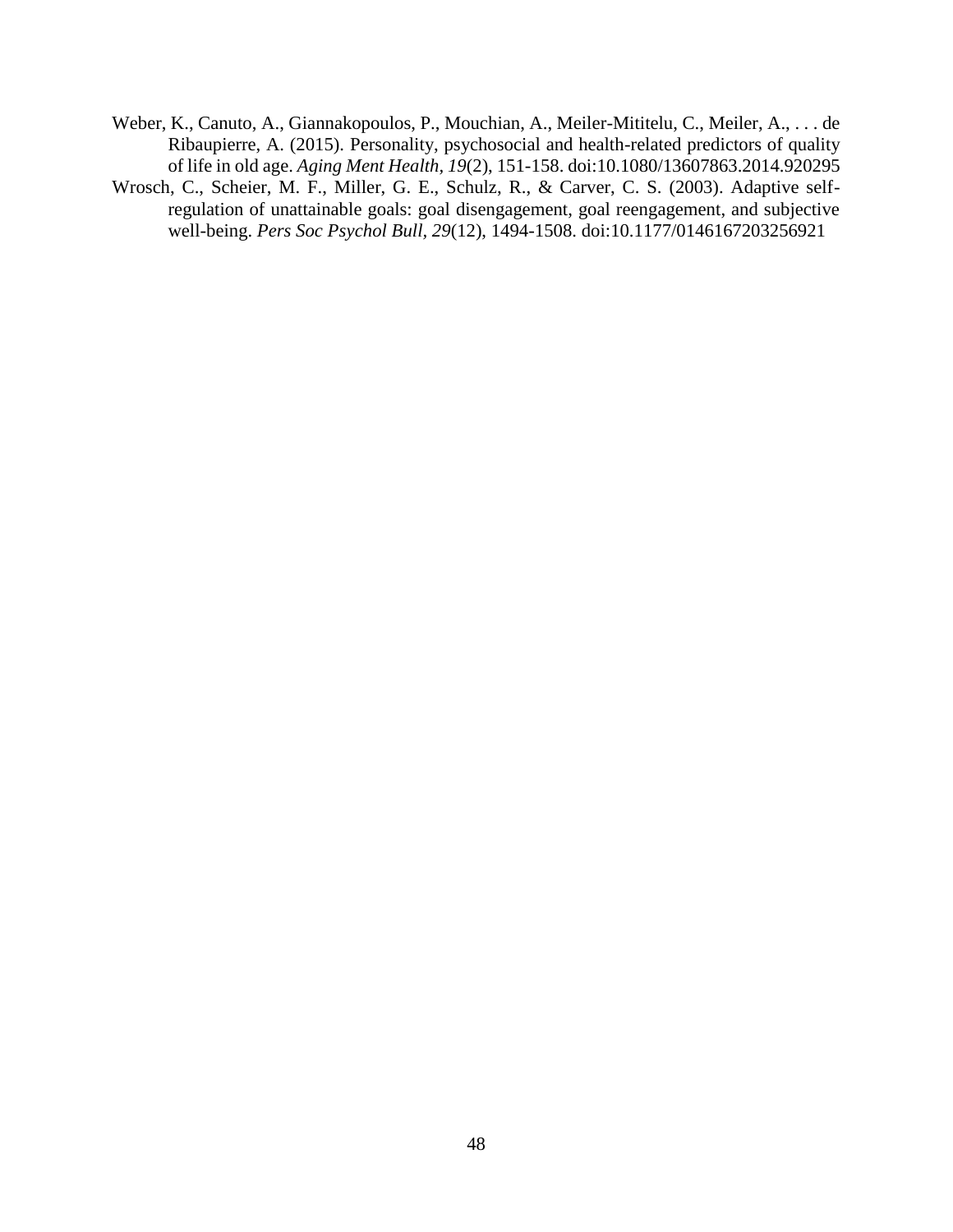Weber, K., Canuto, A., Giannakopoulos, P., Mouchian, A., Meiler-Mititelu, C., Meiler, A., . . . de Ribaupierre, A. (2015). Personality, psychosocial and health-related predictors of quality of life in old age. *Aging Ment Health*, *19*(2), 151-158. doi:10.1080/13607863.2014.920295

Wrosch, C., Scheier, M. F., Miller, G. E., Schulz, R., & Carver, C. S. (2003). Adaptive self-regulation of unattainable goals: goal disengagement, goal reengagement, and subjective well-being. *Pers Soc Psychol Bull*, *29*(12), 1494-1508. doi:10.1177/0146167203256921